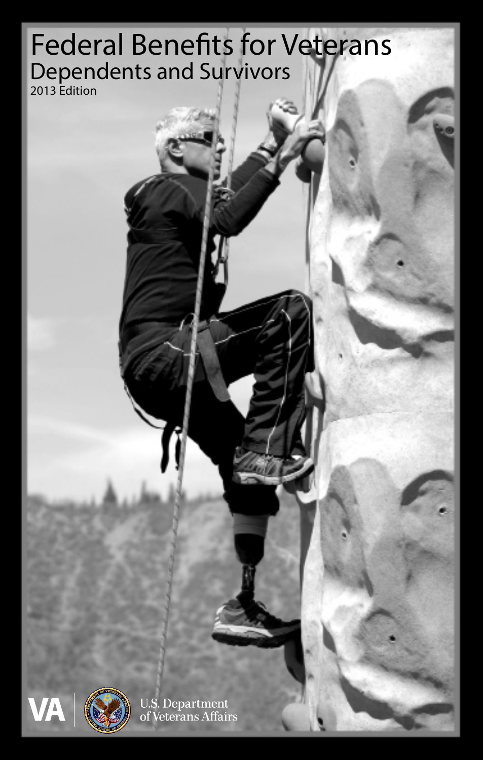# Federal Benefits for Veterans

## Dependents and Survivors

2013 Edition

VA | U.S. Department of Veterans Affairs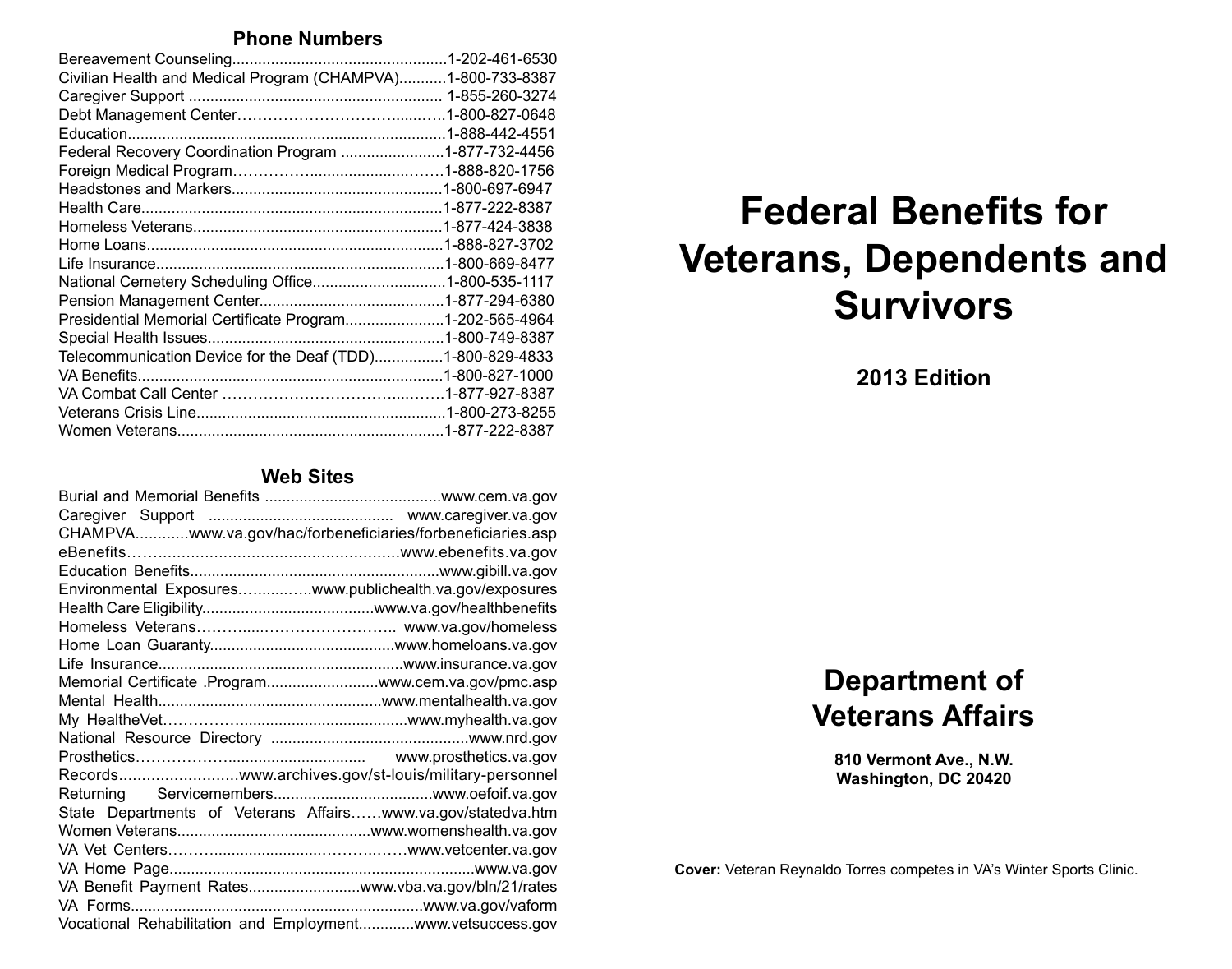## Phone Numbers

| | |
|---|---|
| Bereavement Counseling | 1-202-461-6530 |
| Civilian Health and Medical Program (CHAMPVA) | 1-800-733-8387 |
| Caregiver Support | 1-855-260-3274 |
| Debt Management Center | 1-800-827-0648 |
| Education | 1-888-442-4551 |
| Federal Recovery Coordination Program | 1-877-732-4456 |
| Foreign Medical Program | 1-888-820-1756 |
| Headstones and Markers | 1-800-697-6947 |
| Health Care | 1-877-222-8387 |
| Homeless Veterans | 1-877-424-3838 |
| Home Loans | 1-888-827-3702 |
| Life Insurance | 1-800-669-8477 |
| National Cemetery Scheduling Office | 1-800-535-1117 |
| Pension Management Center | 1-877-294-6380 |
| Presidential Memorial Certificate Program | 1-202-565-4964 |
| Special Health Issues | 1-800-749-8387 |
| Telecommunication Device for the Deaf (TDD) | 1-800-829-4833 |
| VA Benefits | 1-800-827-1000 |
| VA Combat Call Center | 1-877-927-8387 |
| Veterans Crisis Line | 1-800-273-8255 |
| Women Veterans | 1-877-222-8387 |

## Web Sites

| | |
|---|---|
| Burial and Memorial Benefits | www.cem.va.gov |
| Caregiver Support | www.caregiver.va.gov |
| CHAMPVA | www.va.gov/hac/forbeneficiaries/forbeneficiaries.asp |
| eBenefits | www.ebenefits.va.gov |
| Education Benefits | www.gibill.va.gov |
| Environmental Exposures | www.publichealth.va.gov/exposures |
| Health Care Eligibility | www.va.gov/healthbenefits |
| Homeless Veterans | www.va.gov/homeless |
| Home Loan Guaranty | www.homeloans.va.gov |
| Life Insurance | www.insurance.va.gov |
| Memorial Certificate .Program | www.cem.va.gov/pmc.asp |
| Mental Health | www.mentalhealth.va.gov |
| My HealtheVet | www.myhealth.va.gov |
| National Resource Directory | www.nrd.gov |
| Prosthetics | www.prosthetics.va.gov |
| Records | www.archives.gov/st-louis/military-personnel |
| Returning Servicemembers | www.oefoif.va.gov |
| State Departments of Veterans Affairs | www.va.gov/statedva.htm |
| Women Veterans | www.womenshealth.va.gov |
| VA Vet Centers | www.vetcenter.va.gov |
| VA Home Page | www.va.gov |
| VA Benefit Payment Rates | www.vba.va.gov/bln/21/rates |
| VA Forms | www.va.gov/vaform |
| Vocational Rehabilitation and Employment | www.vetsuccess.gov |

# Federal Benefits for Veterans, Dependents and Survivors

**2013 Edition**

## Department of Veterans Affairs

**810 Vermont Ave., N.W.**
**Washington, DC 20420**

**Cover:** Veteran Reynaldo Torres competes in VA's Winter Sports Clinic.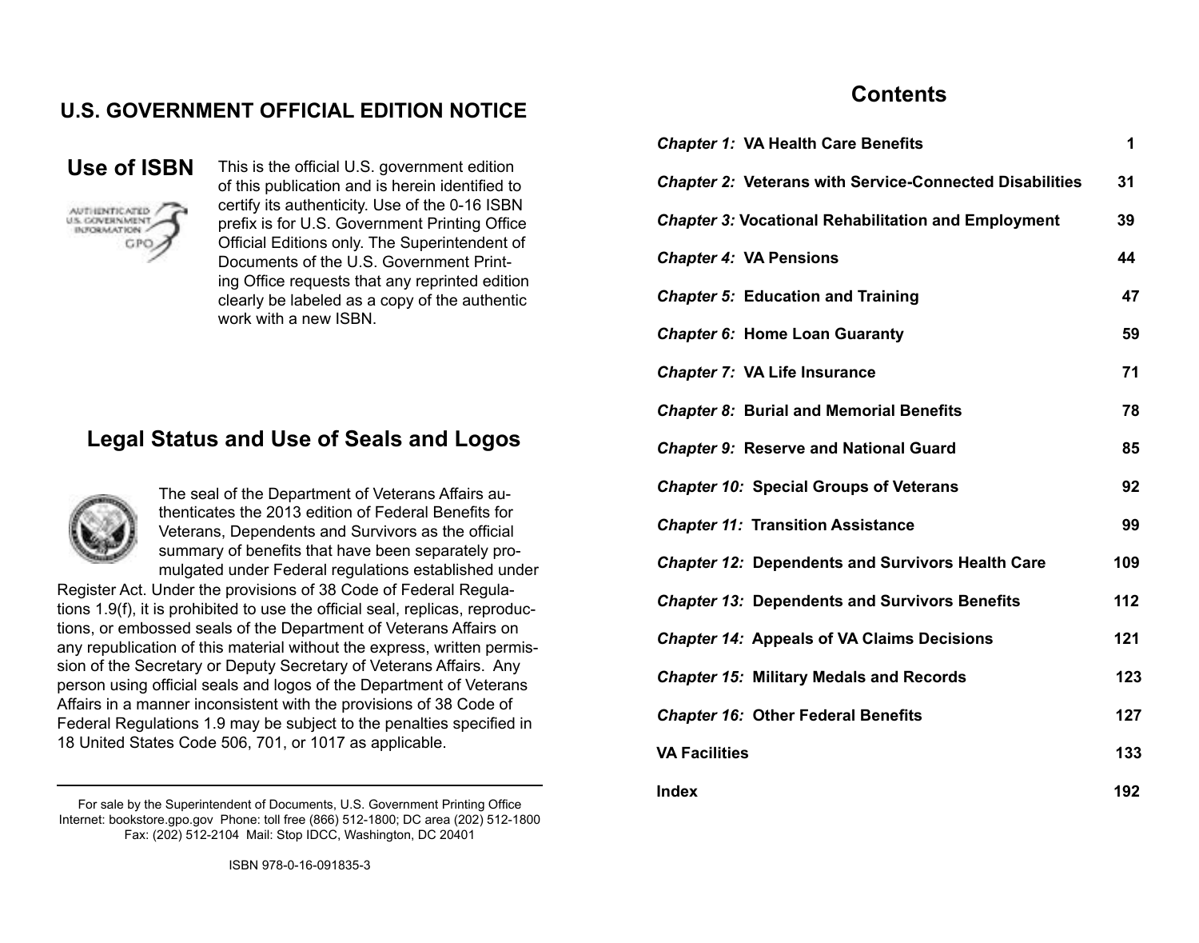## U.S. GOVERNMENT OFFICIAL EDITION NOTICE

### Use of ISBN

This is the official U.S. government edition of this publication and is herein identified to certify its authenticity. Use of the 0-16 ISBN prefix is for U.S. Government Printing Office Official Editions only. The Superintendent of Documents of the U.S. Government Printing Office requests that any reprinted edition clearly be labeled as a copy of the authentic work with a new ISBN.

## Legal Status and Use of Seals and Logos

The seal of the Department of Veterans Affairs authenticates the 2013 edition of Federal Benefits for Veterans, Dependents and Survivors as the official summary of benefits that have been separately promulgated under Federal regulations established under Register Act. Under the provisions of 38 Code of Federal Regulations 1.9(f), it is prohibited to use the official seal, replicas, reproductions, or embossed seals of the Department of Veterans Affairs on any republication of this material without the express, written permission of the Secretary or Deputy Secretary of Veterans Affairs. Any person using official seals and logos of the Department of Veterans Affairs in a manner inconsistent with the provisions of 38 Code of Federal Regulations 1.9 may be subject to the penalties specified in 18 United States Code 506, 701, or 1017 as applicable.

---

For sale by the Superintendent of Documents, U.S. Government Printing Office
Internet: bookstore.gpo.gov Phone: toll free (866) 512-1800; DC area (202) 512-1800
Fax: (202) 512-2104 Mail: Stop IDCC, Washington, DC 20401

ISBN 978-0-16-091835-3

# Contents

| | |
|---|---|
| ***Chapter 1:*** **VA Health Care Benefits** | **1** |
| ***Chapter 2:*** **Veterans with Service-Connected Disabilities** | **31** |
| ***Chapter 3:*** **Vocational Rehabilitation and Employment** | **39** |
| ***Chapter 4:*** **VA Pensions** | **44** |
| ***Chapter 5:*** **Education and Training** | **47** |
| ***Chapter 6:*** **Home Loan Guaranty** | **59** |
| ***Chapter 7:*** **VA Life Insurance** | **71** |
| ***Chapter 8:*** **Burial and Memorial Benefits** | **78** |
| ***Chapter 9:*** **Reserve and National Guard** | **85** |
| ***Chapter 10:*** **Special Groups of Veterans** | **92** |
| ***Chapter 11:*** **Transition Assistance** | **99** |
| ***Chapter 12:*** **Dependents and Survivors Health Care** | **109** |
| ***Chapter 13:*** **Dependents and Survivors Benefits** | **112** |
| ***Chapter 14:*** **Appeals of VA Claims Decisions** | **121** |
| ***Chapter 15:*** **Military Medals and Records** | **123** |
| ***Chapter 16:*** **Other Federal Benefits** | **127** |
| **VA Facilities** | **133** |
| **Index** | **192** |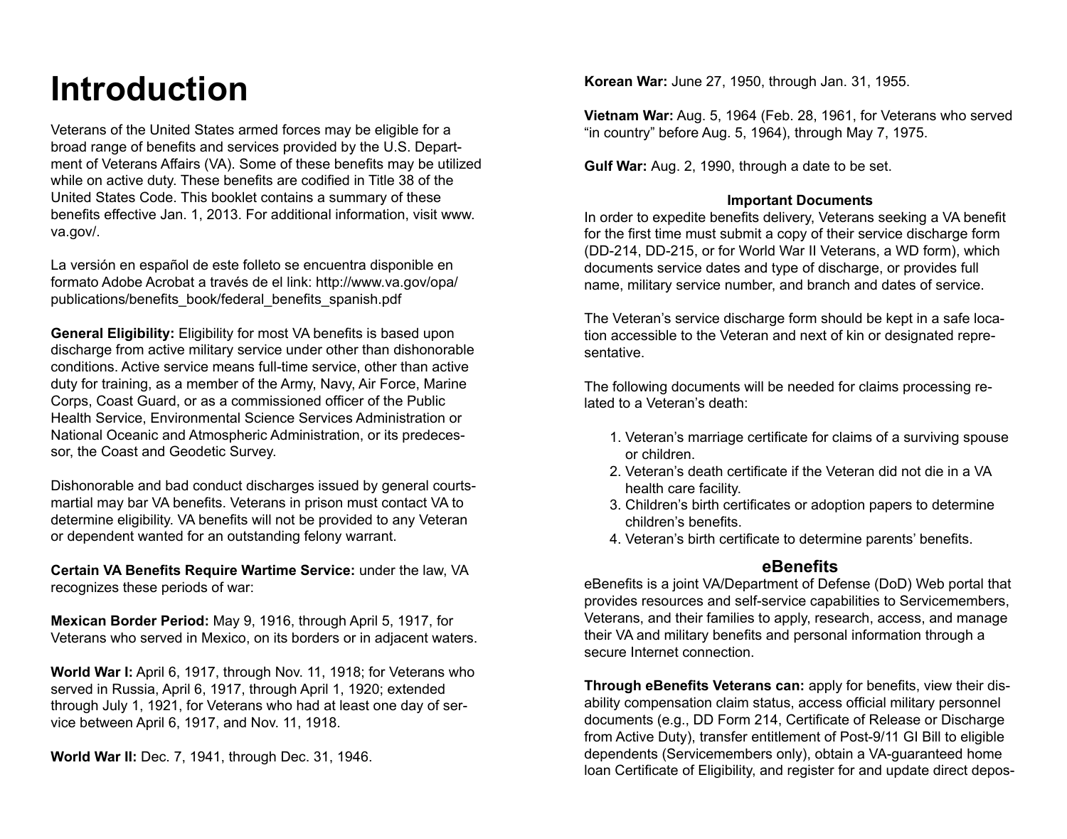# Introduction

Veterans of the United States armed forces may be eligible for a broad range of benefits and services provided by the U.S. Department of Veterans Affairs (VA). Some of these benefits may be utilized while on active duty. These benefits are codified in Title 38 of the United States Code. This booklet contains a summary of these benefits effective Jan. 1, 2013. For additional information, visit www.va.gov/.

La versión en español de este folleto se encuentra disponible en formato Adobe Acrobat a través de el link: http://www.va.gov/opa/publications/benefits_book/federal_benefits_spanish.pdf

**General Eligibility:** Eligibility for most VA benefits is based upon discharge from active military service under other than dishonorable conditions. Active service means full-time service, other than active duty for training, as a member of the Army, Navy, Air Force, Marine Corps, Coast Guard, or as a commissioned officer of the Public Health Service, Environmental Science Services Administration or National Oceanic and Atmospheric Administration, or its predecessor, the Coast and Geodetic Survey.

Dishonorable and bad conduct discharges issued by general courts-martial may bar VA benefits. Veterans in prison must contact VA to determine eligibility. VA benefits will not be provided to any Veteran or dependent wanted for an outstanding felony warrant.

**Certain VA Benefits Require Wartime Service:** under the law, VA recognizes these periods of war:

**Mexican Border Period:** May 9, 1916, through April 5, 1917, for Veterans who served in Mexico, on its borders or in adjacent waters.

**World War I:** April 6, 1917, through Nov. 11, 1918; for Veterans who served in Russia, April 6, 1917, through April 1, 1920; extended through July 1, 1921, for Veterans who had at least one day of service between April 6, 1917, and Nov. 11, 1918.

**World War II:** Dec. 7, 1941, through Dec. 31, 1946.

**Korean War:** June 27, 1950, through Jan. 31, 1955.

**Vietnam War:** Aug. 5, 1964 (Feb. 28, 1961, for Veterans who served "in country" before Aug. 5, 1964), through May 7, 1975.

**Gulf War:** Aug. 2, 1990, through a date to be set.

### Important Documents

In order to expedite benefits delivery, Veterans seeking a VA benefit for the first time must submit a copy of their service discharge form (DD-214, DD-215, or for World War II Veterans, a WD form), which documents service dates and type of discharge, or provides full name, military service number, and branch and dates of service.

The Veteran's service discharge form should be kept in a safe location accessible to the Veteran and next of kin or designated representative.

The following documents will be needed for claims processing related to a Veteran's death:

1. Veteran's marriage certificate for claims of a surviving spouse or children.
2. Veteran's death certificate if the Veteran did not die in a VA health care facility.
3. Children's birth certificates or adoption papers to determine children's benefits.
4. Veteran's birth certificate to determine parents' benefits.

## eBenefits

eBenefits is a joint VA/Department of Defense (DoD) Web portal that provides resources and self-service capabilities to Servicemembers, Veterans, and their families to apply, research, access, and manage their VA and military benefits and personal information through a secure Internet connection.

**Through eBenefits Veterans can:** apply for benefits, view their disability compensation claim status, access official military personnel documents (e.g., DD Form 214, Certificate of Release or Discharge from Active Duty), transfer entitlement of Post-9/11 GI Bill to eligible dependents (Servicemembers only), obtain a VA-guaranteed home loan Certificate of Eligibility, and register for and update direct depos-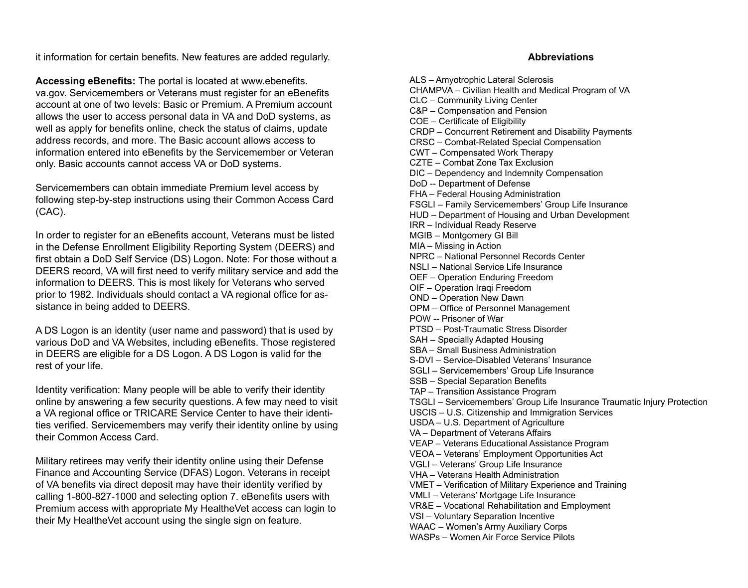it information for certain benefits. New features are added regularly.

**Accessing eBenefits:** The portal is located at www.ebenefits.va.gov. Servicemembers or Veterans must register for an eBenefits account at one of two levels: Basic or Premium. A Premium account allows the user to access personal data in VA and DoD systems, as well as apply for benefits online, check the status of claims, update address records, and more. The Basic account allows access to information entered into eBenefits by the Servicemember or Veteran only. Basic accounts cannot access VA or DoD systems.

Servicemembers can obtain immediate Premium level access by following step-by-step instructions using their Common Access Card (CAC).

In order to register for an eBenefits account, Veterans must be listed in the Defense Enrollment Eligibility Reporting System (DEERS) and first obtain a DoD Self Service (DS) Logon. Note: For those without a DEERS record, VA will first need to verify military service and add the information to DEERS. This is most likely for Veterans who served prior to 1982. Individuals should contact a VA regional office for assistance in being added to DEERS.

A DS Logon is an identity (user name and password) that is used by various DoD and VA Websites, including eBenefits. Those registered in DEERS are eligible for a DS Logon. A DS Logon is valid for the rest of your life.

Identity verification: Many people will be able to verify their identity online by answering a few security questions. A few may need to visit a VA regional office or TRICARE Service Center to have their identities verified. Servicemembers may verify their identity online by using their Common Access Card.

Military retirees may verify their identity online using their Defense Finance and Accounting Service (DFAS) Logon. Veterans in receipt of VA benefits via direct deposit may have their identity verified by calling 1-800-827-1000 and selecting option 7. eBenefits users with Premium access with appropriate My HealtheVet access can login to their My HealtheVet account using the single sign on feature.

## Abbreviations

ALS – Amyotrophic Lateral Sclerosis
CHAMPVA – Civilian Health and Medical Program of VA
CLC – Community Living Center
C&P – Compensation and Pension
COE – Certificate of Eligibility
CRDP – Concurrent Retirement and Disability Payments
CRSC – Combat-Related Special Compensation
CWT – Compensated Work Therapy
CZTE – Combat Zone Tax Exclusion
DIC – Dependency and Indemnity Compensation
DoD -- Department of Defense
FHA – Federal Housing Administration
FSGLI – Family Servicemembers' Group Life Insurance
HUD – Department of Housing and Urban Development
IRR – Individual Ready Reserve
MGIB – Montgomery GI Bill
MIA – Missing in Action
NPRC – National Personnel Records Center
NSLI – National Service Life Insurance
OEF – Operation Enduring Freedom
OIF – Operation Iraqi Freedom
OND – Operation New Dawn
OPM – Office of Personnel Management
POW -- Prisoner of War
PTSD – Post-Traumatic Stress Disorder
SAH – Specially Adapted Housing
SBA – Small Business Administration
S-DVI – Service-Disabled Veterans' Insurance
SGLI – Servicemembers' Group Life Insurance
SSB – Special Separation Benefits
TAP – Transition Assistance Program
TSGLI – Servicemembers' Group Life Insurance Traumatic Injury Protection
USCIS – U.S. Citizenship and Immigration Services
USDA – U.S. Department of Agriculture
VA – Department of Veterans Affairs
VEAP – Veterans Educational Assistance Program
VEOA – Veterans' Employment Opportunities Act
VGLI – Veterans' Group Life Insurance
VHA – Veterans Health Administration
VMET – Verification of Military Experience and Training
VMLI – Veterans' Mortgage Life Insurance
VR&E – Vocational Rehabilitation and Employment
VSI – Voluntary Separation Incentive
WAAC – Women's Army Auxiliary Corps
WASPs – Women Air Force Service Pilots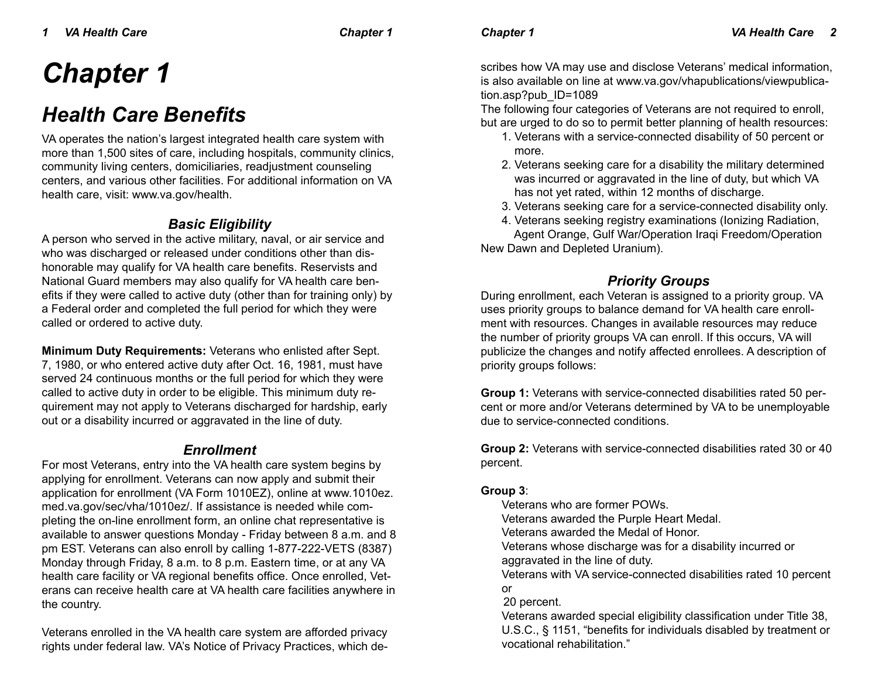# Chapter 1

## Health Care Benefits

VA operates the nation's largest integrated health care system with more than 1,500 sites of care, including hospitals, community clinics, community living centers, domiciliaries, readjustment counseling centers, and various other facilities. For additional information on VA health care, visit: www.va.gov/health.

### Basic Eligibility

A person who served in the active military, naval, or air service and who was discharged or released under conditions other than dishonorable may qualify for VA health care benefits. Reservists and National Guard members may also qualify for VA health care benefits if they were called to active duty (other than for training only) by a Federal order and completed the full period for which they were called or ordered to active duty.

**Minimum Duty Requirements:** Veterans who enlisted after Sept. 7, 1980, or who entered active duty after Oct. 16, 1981, must have served 24 continuous months or the full period for which they were called to active duty in order to be eligible. This minimum duty requirement may not apply to Veterans discharged for hardship, early out or a disability incurred or aggravated in the line of duty.

### Enrollment

For most Veterans, entry into the VA health care system begins by applying for enrollment. Veterans can now apply and submit their application for enrollment (VA Form 1010EZ), online at www.1010ez.med.va.gov/sec/vha/1010ez/. If assistance is needed while completing the on-line enrollment form, an online chat representative is available to answer questions Monday - Friday between 8 a.m. and 8 pm EST. Veterans can also enroll by calling 1-877-222-VETS (8387) Monday through Friday, 8 a.m. to 8 p.m. Eastern time, or at any VA health care facility or VA regional benefits office. Once enrolled, Veterans can receive health care at VA health care facilities anywhere in the country.

Veterans enrolled in the VA health care system are afforded privacy rights under federal law. VA's Notice of Privacy Practices, which describes how VA may use and disclose Veterans' medical information, is also available on line at www.va.gov/vhapublications/viewpublication.asp?pub_ID=1089

The following four categories of Veterans are not required to enroll, but are urged to do so to permit better planning of health resources:

1. Veterans with a service-connected disability of 50 percent or more.
2. Veterans seeking care for a disability the military determined was incurred or aggravated in the line of duty, but which VA has not yet rated, within 12 months of discharge.
3. Veterans seeking care for a service-connected disability only.
4. Veterans seeking registry examinations (Ionizing Radiation, Agent Orange, Gulf War/Operation Iraqi Freedom/Operation New Dawn and Depleted Uranium).

### Priority Groups

During enrollment, each Veteran is assigned to a priority group. VA uses priority groups to balance demand for VA health care enrollment with resources. Changes in available resources may reduce the number of priority groups VA can enroll. If this occurs, VA will publicize the changes and notify affected enrollees. A description of priority groups follows:

**Group 1:** Veterans with service-connected disabilities rated 50 percent or more and/or Veterans determined by VA to be unemployable due to service-connected conditions.

**Group 2:** Veterans with service-connected disabilities rated 30 or 40 percent.

**Group 3**:

Veterans who are former POWs.
Veterans awarded the Purple Heart Medal.
Veterans awarded the Medal of Honor.
Veterans whose discharge was for a disability incurred or aggravated in the line of duty.
Veterans with VA service-connected disabilities rated 10 percent or 20 percent.
Veterans awarded special eligibility classification under Title 38, U.S.C., § 1151, "benefits for individuals disabled by treatment or vocational rehabilitation."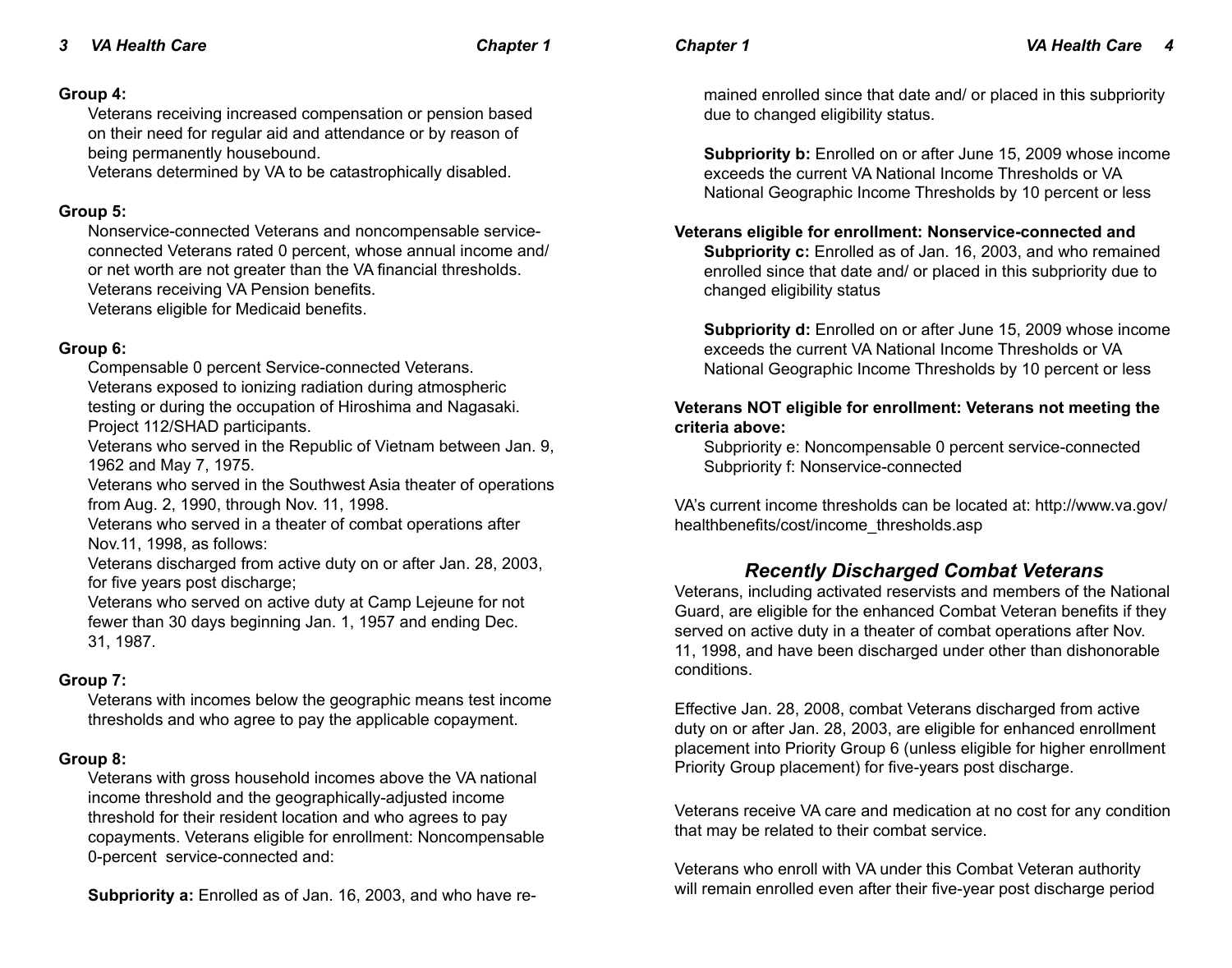**Group 4:**

Veterans receiving increased compensation or pension based on their need for regular aid and attendance or by reason of being permanently housebound.
Veterans determined by VA to be catastrophically disabled.

**Group 5:**

Nonservice-connected Veterans and noncompensable service-connected Veterans rated 0 percent, whose annual income and/ or net worth are not greater than the VA financial thresholds.
Veterans receiving VA Pension benefits.
Veterans eligible for Medicaid benefits.

**Group 6:**

Compensable 0 percent Service-connected Veterans.
Veterans exposed to ionizing radiation during atmospheric testing or during the occupation of Hiroshima and Nagasaki.
Project 112/SHAD participants.
Veterans who served in the Republic of Vietnam between Jan. 9, 1962 and May 7, 1975.
Veterans who served in the Southwest Asia theater of operations from Aug. 2, 1990, through Nov. 11, 1998.
Veterans who served in a theater of combat operations after Nov.11, 1998, as follows:
Veterans discharged from active duty on or after Jan. 28, 2003, for five years post discharge;
Veterans who served on active duty at Camp Lejeune for not fewer than 30 days beginning Jan. 1, 1957 and ending Dec. 31, 1987.

**Group 7:**

Veterans with incomes below the geographic means test income thresholds and who agree to pay the applicable copayment.

**Group 8:**

Veterans with gross household incomes above the VA national income threshold and the geographically-adjusted income threshold for their resident location and who agrees to pay copayments. Veterans eligible for enrollment: Noncompensable 0-percent service-connected and:

**Subpriority a:** Enrolled as of Jan. 16, 2003, and who have remained enrolled since that date and/ or placed in this subpriority due to changed eligibility status.

**Subpriority b:** Enrolled on or after June 15, 2009 whose income exceeds the current VA National Income Thresholds or VA National Geographic Income Thresholds by 10 percent or less

**Veterans eligible for enrollment: Nonservice-connected and**

**Subpriority c:** Enrolled as of Jan. 16, 2003, and who remained enrolled since that date and/ or placed in this subpriority due to changed eligibility status

**Subpriority d:** Enrolled on or after June 15, 2009 whose income exceeds the current VA National Income Thresholds or VA National Geographic Income Thresholds by 10 percent or less

**Veterans NOT eligible for enrollment: Veterans not meeting the criteria above:**

Subpriority e: Noncompensable 0 percent service-connected
Subpriority f: Nonservice-connected

VA's current income thresholds can be located at: http://www.va.gov/healthbenefits/cost/income_thresholds.asp

## *Recently Discharged Combat Veterans*

Veterans, including activated reservists and members of the National Guard, are eligible for the enhanced Combat Veteran benefits if they served on active duty in a theater of combat operations after Nov. 11, 1998, and have been discharged under other than dishonorable conditions.

Effective Jan. 28, 2008, combat Veterans discharged from active duty on or after Jan. 28, 2003, are eligible for enhanced enrollment placement into Priority Group 6 (unless eligible for higher enrollment Priority Group placement) for five-years post discharge.

Veterans receive VA care and medication at no cost for any condition that may be related to their combat service.

Veterans who enroll with VA under this Combat Veteran authority will remain enrolled even after their five-year post discharge period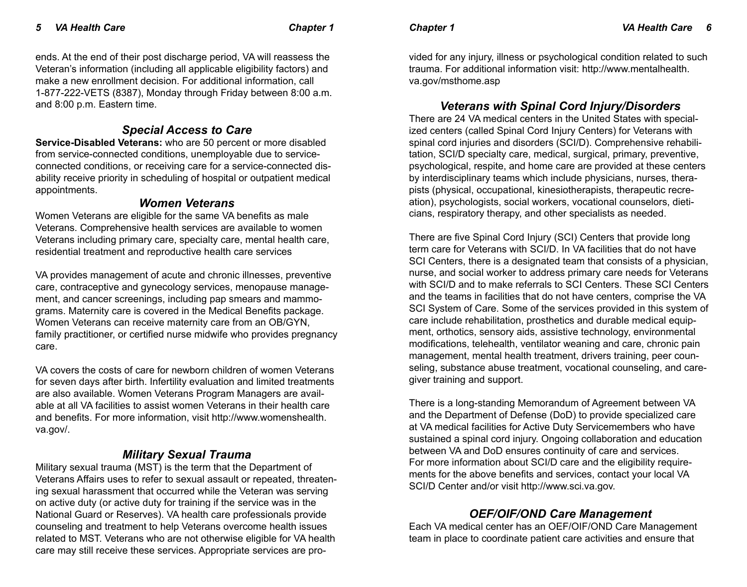ends. At the end of their post discharge period, VA will reassess the Veteran's information (including all applicable eligibility factors) and make a new enrollment decision. For additional information, call 1-877-222-VETS (8387), Monday through Friday between 8:00 a.m. and 8:00 p.m. Eastern time.

### *Special Access to Care*

**Service-Disabled Veterans:** who are 50 percent or more disabled from service-connected conditions, unemployable due to service-connected conditions, or receiving care for a service-connected disability receive priority in scheduling of hospital or outpatient medical appointments.

### *Women Veterans*

Women Veterans are eligible for the same VA benefits as male Veterans. Comprehensive health services are available to women Veterans including primary care, specialty care, mental health care, residential treatment and reproductive health care services

VA provides management of acute and chronic illnesses, preventive care, contraceptive and gynecology services, menopause management, and cancer screenings, including pap smears and mammograms. Maternity care is covered in the Medical Benefits package. Women Veterans can receive maternity care from an OB/GYN, family practitioner, or certified nurse midwife who provides pregnancy care.

VA covers the costs of care for newborn children of women Veterans for seven days after birth. Infertility evaluation and limited treatments are also available. Women Veterans Program Managers are available at all VA facilities to assist women Veterans in their health care and benefits. For more information, visit http://www.womenshealth.va.gov/.

### *Military Sexual Trauma*

Military sexual trauma (MST) is the term that the Department of Veterans Affairs uses to refer to sexual assault or repeated, threatening sexual harassment that occurred while the Veteran was serving on active duty (or active duty for training if the service was in the National Guard or Reserves). VA health care professionals provide counseling and treatment to help Veterans overcome health issues related to MST. Veterans who are not otherwise eligible for VA health care may still receive these services. Appropriate services are provided for any injury, illness or psychological condition related to such trauma. For additional information visit: http://www.mentalhealth.va.gov/msthome.asp

### *Veterans with Spinal Cord Injury/Disorders*

There are 24 VA medical centers in the United States with specialized centers (called Spinal Cord Injury Centers) for Veterans with spinal cord injuries and disorders (SCI/D). Comprehensive rehabilitation, SCI/D specialty care, medical, surgical, primary, preventive, psychological, respite, and home care are provided at these centers by interdisciplinary teams which include physicians, nurses, therapists (physical, occupational, kinesiotherapists, therapeutic recreation), psychologists, social workers, vocational counselors, dieticians, respiratory therapy, and other specialists as needed.

There are five Spinal Cord Injury (SCI) Centers that provide long term care for Veterans with SCI/D. In VA facilities that do not have SCI Centers, there is a designated team that consists of a physician, nurse, and social worker to address primary care needs for Veterans with SCI/D and to make referrals to SCI Centers. These SCI Centers and the teams in facilities that do not have centers, comprise the VA SCI System of Care. Some of the services provided in this system of care include rehabilitation, prosthetics and durable medical equipment, orthotics, sensory aids, assistive technology, environmental modifications, telehealth, ventilator weaning and care, chronic pain management, mental health treatment, drivers training, peer counseling, substance abuse treatment, vocational counseling, and caregiver training and support.

There is a long-standing Memorandum of Agreement between VA and the Department of Defense (DoD) to provide specialized care at VA medical facilities for Active Duty Servicemembers who have sustained a spinal cord injury. Ongoing collaboration and education between VA and DoD ensures continuity of care and services. For more information about SCI/D care and the eligibility requirements for the above benefits and services, contact your local VA SCI/D Center and/or visit http://www.sci.va.gov.

### *OEF/OIF/OND Care Management*

Each VA medical center has an OEF/OIF/OND Care Management team in place to coordinate patient care activities and ensure that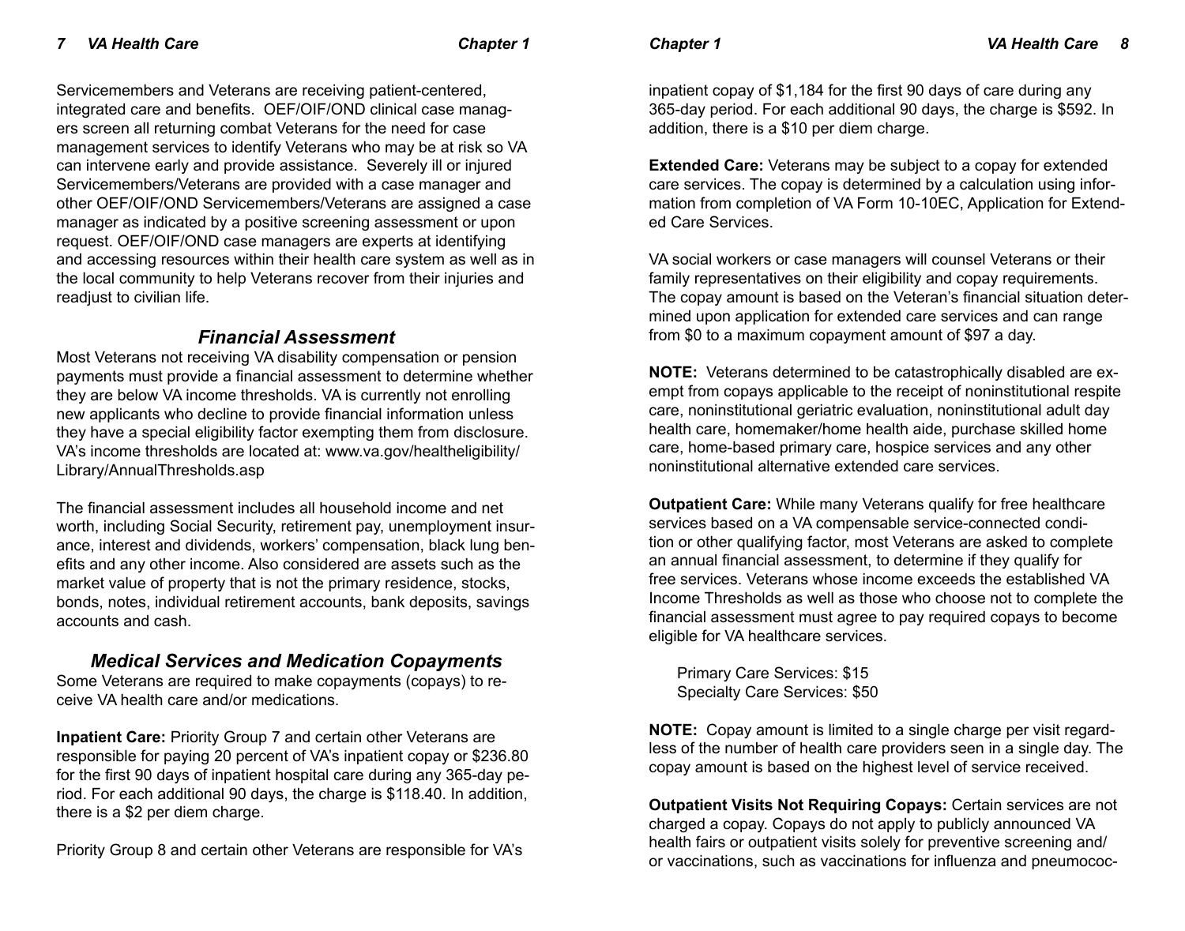Servicemembers and Veterans are receiving patient-centered, integrated care and benefits. OEF/OIF/OND clinical case managers screen all returning combat Veterans for the need for case management services to identify Veterans who may be at risk so VA can intervene early and provide assistance. Severely ill or injured Servicemembers/Veterans are provided with a case manager and other OEF/OIF/OND Servicemembers/Veterans are assigned a case manager as indicated by a positive screening assessment or upon request. OEF/OIF/OND case managers are experts at identifying and accessing resources within their health care system as well as in the local community to help Veterans recover from their injuries and readjust to civilian life.

### *Financial Assessment*

Most Veterans not receiving VA disability compensation or pension payments must provide a financial assessment to determine whether they are below VA income thresholds. VA is currently not enrolling new applicants who decline to provide financial information unless they have a special eligibility factor exempting them from disclosure. VA's income thresholds are located at: www.va.gov/healtheligibility/Library/AnnualThresholds.asp

The financial assessment includes all household income and net worth, including Social Security, retirement pay, unemployment insurance, interest and dividends, workers' compensation, black lung benefits and any other income. Also considered are assets such as the market value of property that is not the primary residence, stocks, bonds, notes, individual retirement accounts, bank deposits, savings accounts and cash.

### *Medical Services and Medication Copayments*

Some Veterans are required to make copayments (copays) to receive VA health care and/or medications.

**Inpatient Care:** Priority Group 7 and certain other Veterans are responsible for paying 20 percent of VA's inpatient copay or $236.80 for the first 90 days of inpatient hospital care during any 365-day period. For each additional 90 days, the charge is $118.40. In addition, there is a $2 per diem charge.

Priority Group 8 and certain other Veterans are responsible for VA's inpatient copay of $1,184 for the first 90 days of care during any 365-day period. For each additional 90 days, the charge is $592. In addition, there is a $10 per diem charge.

**Extended Care:** Veterans may be subject to a copay for extended care services. The copay is determined by a calculation using information from completion of VA Form 10-10EC, Application for Extended Care Services.

VA social workers or case managers will counsel Veterans or their family representatives on their eligibility and copay requirements. The copay amount is based on the Veteran's financial situation determined upon application for extended care services and can range from $0 to a maximum copayment amount of $97 a day.

**NOTE:** Veterans determined to be catastrophically disabled are exempt from copays applicable to the receipt of noninstitutional respite care, noninstitutional geriatric evaluation, noninstitutional adult day health care, homemaker/home health aide, purchase skilled home care, home-based primary care, hospice services and any other noninstitutional alternative extended care services.

**Outpatient Care:** While many Veterans qualify for free healthcare services based on a VA compensable service-connected condition or other qualifying factor, most Veterans are asked to complete an annual financial assessment, to determine if they qualify for free services. Veterans whose income exceeds the established VA Income Thresholds as well as those who choose not to complete the financial assessment must agree to pay required copays to become eligible for VA healthcare services.

Primary Care Services: $15
Specialty Care Services: $50

**NOTE:** Copay amount is limited to a single charge per visit regardless of the number of health care providers seen in a single day. The copay amount is based on the highest level of service received.

**Outpatient Visits Not Requiring Copays:** Certain services are not charged a copay. Copays do not apply to publicly announced VA health fairs or outpatient visits solely for preventive screening and/or vaccinations, such as vaccinations for influenza and pneumococ-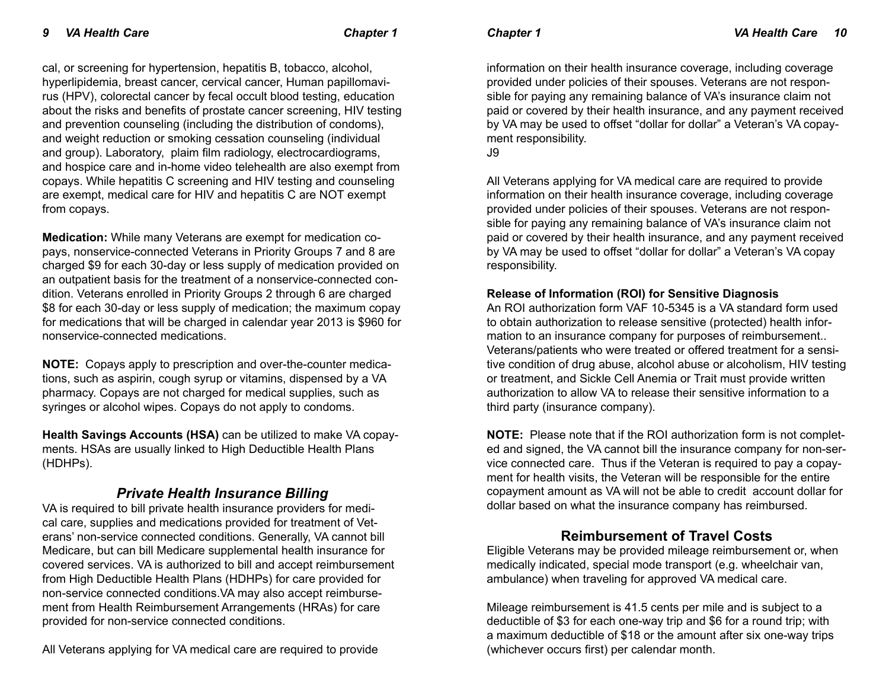cal, or screening for hypertension, hepatitis B, tobacco, alcohol, hyperlipidemia, breast cancer, cervical cancer, Human papillomavirus (HPV), colorectal cancer by fecal occult blood testing, education about the risks and benefits of prostate cancer screening, HIV testing and prevention counseling (including the distribution of condoms), and weight reduction or smoking cessation counseling (individual and group). Laboratory, plaim film radiology, electrocardiograms, and hospice care and in-home video telehealth are also exempt from copays. While hepatitis C screening and HIV testing and counseling are exempt, medical care for HIV and hepatitis C are NOT exempt from copays.

**Medication:** While many Veterans are exempt for medication copays, nonservice-connected Veterans in Priority Groups 7 and 8 are charged $9 for each 30-day or less supply of medication provided on an outpatient basis for the treatment of a nonservice-connected condition. Veterans enrolled in Priority Groups 2 through 6 are charged $8 for each 30-day or less supply of medication; the maximum copay for medications that will be charged in calendar year 2013 is $960 for nonservice-connected medications.

**NOTE:** Copays apply to prescription and over-the-counter medications, such as aspirin, cough syrup or vitamins, dispensed by a VA pharmacy. Copays are not charged for medical supplies, such as syringes or alcohol wipes. Copays do not apply to condoms.

**Health Savings Accounts (HSA)** can be utilized to make VA copayments. HSAs are usually linked to High Deductible Health Plans (HDHPs).

## *Private Health Insurance Billing*

VA is required to bill private health insurance providers for medical care, supplies and medications provided for treatment of Veterans' non-service connected conditions. Generally, VA cannot bill Medicare, but can bill Medicare supplemental health insurance for covered services. VA is authorized to bill and accept reimbursement from High Deductible Health Plans (HDHPs) for care provided for non-service connected conditions.VA may also accept reimbursement from Health Reimbursement Arrangements (HRAs) for care provided for non-service connected conditions.

All Veterans applying for VA medical care are required to provide information on their health insurance coverage, including coverage provided under policies of their spouses. Veterans are not responsible for paying any remaining balance of VA's insurance claim not paid or covered by their health insurance, and any payment received by VA may be used to offset "dollar for dollar" a Veteran's VA copayment responsibility.
J9

All Veterans applying for VA medical care are required to provide information on their health insurance coverage, including coverage provided under policies of their spouses. Veterans are not responsible for paying any remaining balance of VA's insurance claim not paid or covered by their health insurance, and any payment received by VA may be used to offset "dollar for dollar" a Veteran's VA copay responsibility.

**Release of Information (ROI) for Sensitive Diagnosis**

An ROI authorization form VAF 10-5345 is a VA standard form used to obtain authorization to release sensitive (protected) health information to an insurance company for purposes of reimbursement.. Veterans/patients who were treated or offered treatment for a sensitive condition of drug abuse, alcohol abuse or alcoholism, HIV testing or treatment, and Sickle Cell Anemia or Trait must provide written authorization to allow VA to release their sensitive information to a third party (insurance company).

**NOTE:** Please note that if the ROI authorization form is not completed and signed, the VA cannot bill the insurance company for non-service connected care. Thus if the Veteran is required to pay a copayment for health visits, the Veteran will be responsible for the entire copayment amount as VA will not be able to credit account dollar for dollar based on what the insurance company has reimbursed.

## Reimbursement of Travel Costs

Eligible Veterans may be provided mileage reimbursement or, when medically indicated, special mode transport (e.g. wheelchair van, ambulance) when traveling for approved VA medical care.

Mileage reimbursement is 41.5 cents per mile and is subject to a deductible of $3 for each one-way trip and $6 for a round trip; with a maximum deductible of $18 or the amount after six one-way trips (whichever occurs first) per calendar month.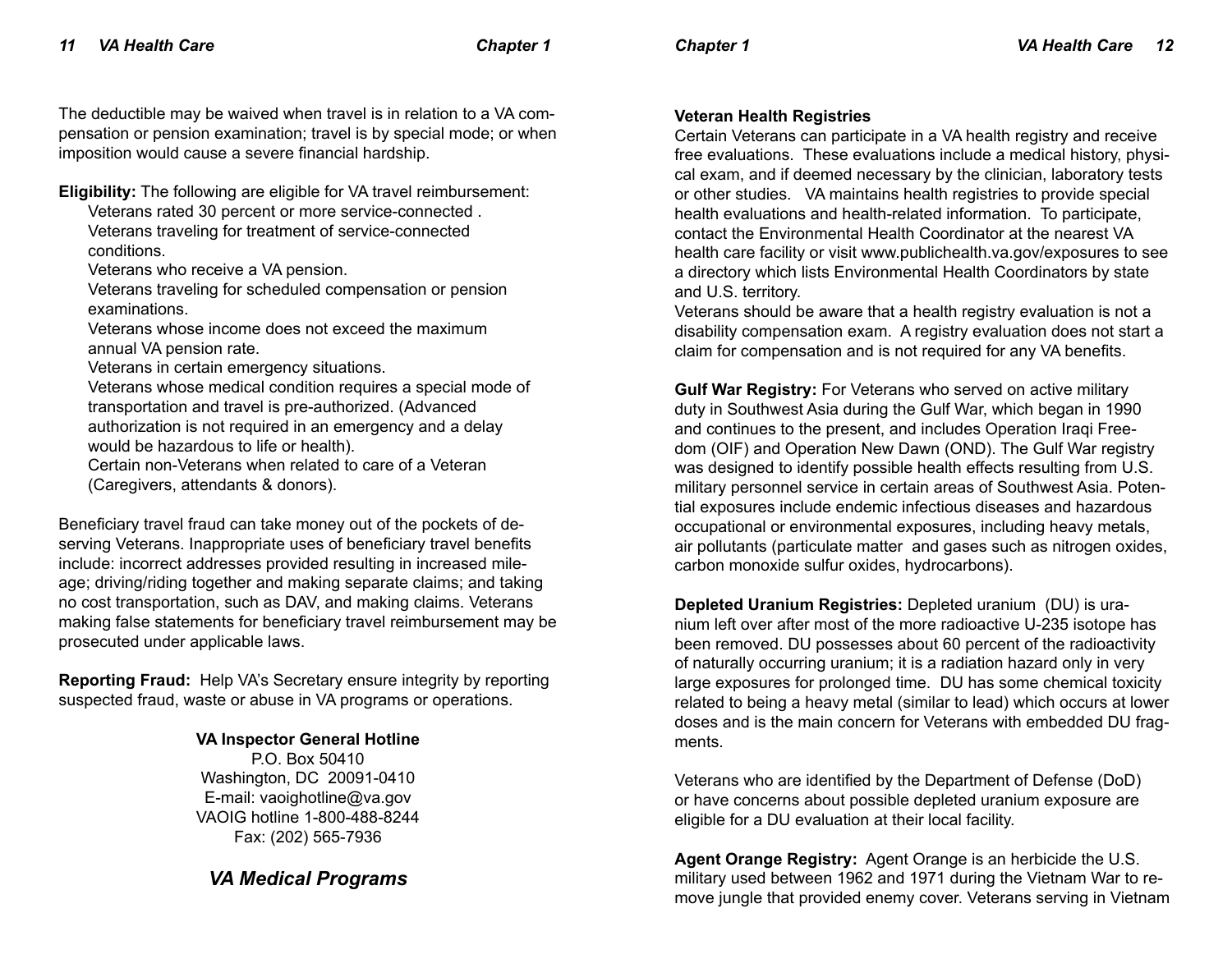The deductible may be waived when travel is in relation to a VA compensation or pension examination; travel is by special mode; or when imposition would cause a severe financial hardship.

**Eligibility:** The following are eligible for VA travel reimbursement:

- Veterans rated 30 percent or more service-connected .
- Veterans traveling for treatment of service-connected conditions.
- Veterans who receive a VA pension.
- Veterans traveling for scheduled compensation or pension examinations.
- Veterans whose income does not exceed the maximum annual VA pension rate.
- Veterans in certain emergency situations.
- Veterans whose medical condition requires a special mode of transportation and travel is pre-authorized. (Advanced authorization is not required in an emergency and a delay would be hazardous to life or health).
- Certain non-Veterans when related to care of a Veteran (Caregivers, attendants & donors).

Beneficiary travel fraud can take money out of the pockets of deserving Veterans. Inappropriate uses of beneficiary travel benefits include: incorrect addresses provided resulting in increased mileage; driving/riding together and making separate claims; and taking no cost transportation, such as DAV, and making claims. Veterans making false statements for beneficiary travel reimbursement may be prosecuted under applicable laws.

**Reporting Fraud:** Help VA's Secretary ensure integrity by reporting suspected fraud, waste or abuse in VA programs or operations.

**VA Inspector General Hotline**
P.O. Box 50410
Washington, DC 20091-0410
E-mail: vaoighotline@va.gov
VAOIG hotline 1-800-488-8244
Fax: (202) 565-7936

## *VA Medical Programs*

**Veteran Health Registries**

Certain Veterans can participate in a VA health registry and receive free evaluations. These evaluations include a medical history, physical exam, and if deemed necessary by the clinician, laboratory tests or other studies. VA maintains health registries to provide special health evaluations and health-related information. To participate, contact the Environmental Health Coordinator at the nearest VA health care facility or visit www.publichealth.va.gov/exposures to see a directory which lists Environmental Health Coordinators by state and U.S. territory.

Veterans should be aware that a health registry evaluation is not a disability compensation exam. A registry evaluation does not start a claim for compensation and is not required for any VA benefits.

**Gulf War Registry:** For Veterans who served on active military duty in Southwest Asia during the Gulf War, which began in 1990 and continues to the present, and includes Operation Iraqi Freedom (OIF) and Operation New Dawn (OND). The Gulf War registry was designed to identify possible health effects resulting from U.S. military personnel service in certain areas of Southwest Asia. Potential exposures include endemic infectious diseases and hazardous occupational or environmental exposures, including heavy metals, air pollutants (particulate matter and gases such as nitrogen oxides, carbon monoxide sulfur oxides, hydrocarbons).

**Depleted Uranium Registries:** Depleted uranium (DU) is uranium left over after most of the more radioactive U-235 isotope has been removed. DU possesses about 60 percent of the radioactivity of naturally occurring uranium; it is a radiation hazard only in very large exposures for prolonged time. DU has some chemical toxicity related to being a heavy metal (similar to lead) which occurs at lower doses and is the main concern for Veterans with embedded DU fragments.

Veterans who are identified by the Department of Defense (DoD) or have concerns about possible depleted uranium exposure are eligible for a DU evaluation at their local facility.

**Agent Orange Registry:** Agent Orange is an herbicide the U.S. military used between 1962 and 1971 during the Vietnam War to remove jungle that provided enemy cover. Veterans serving in Vietnam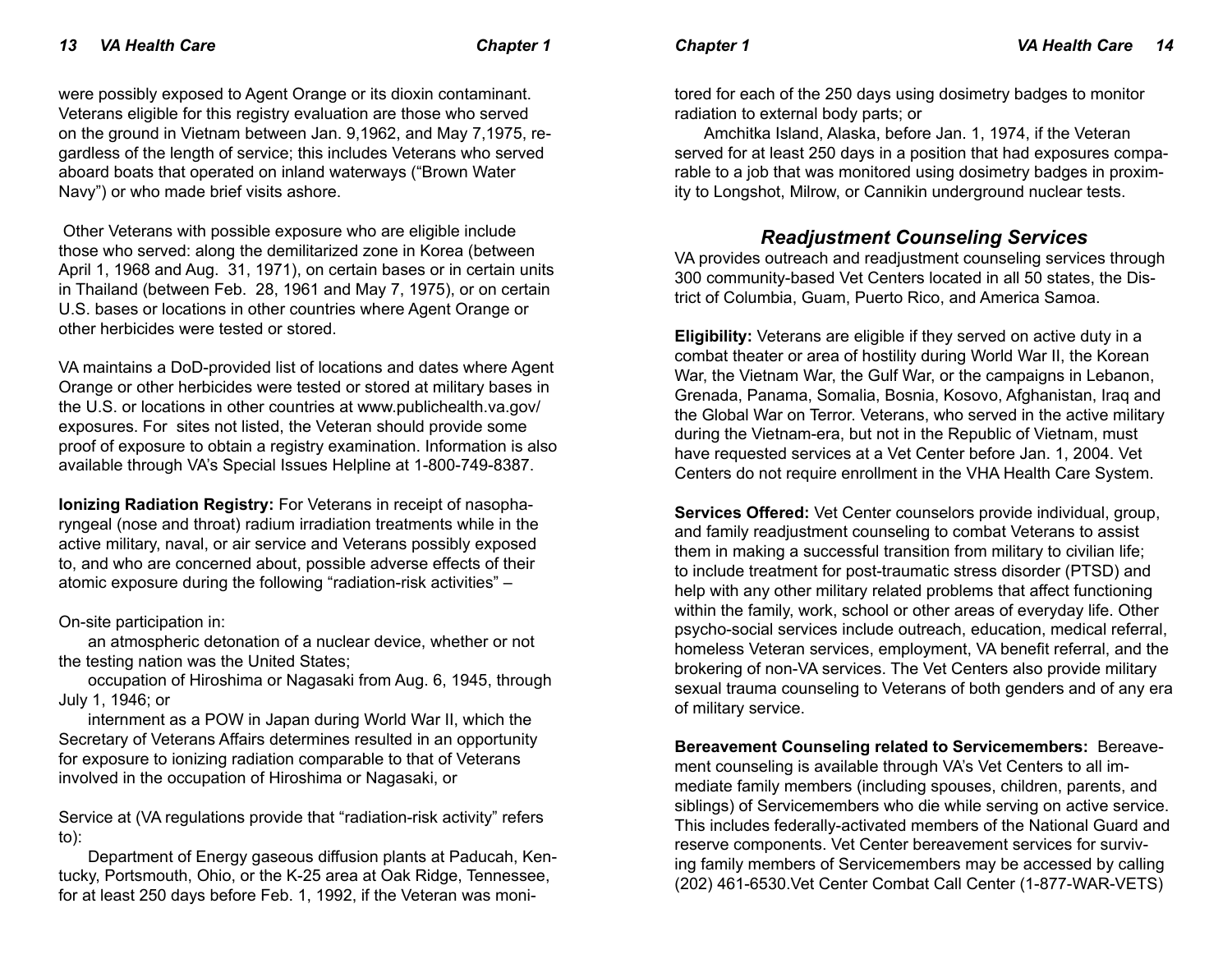were possibly exposed to Agent Orange or its dioxin contaminant. Veterans eligible for this registry evaluation are those who served on the ground in Vietnam between Jan. 9,1962, and May 7,1975, regardless of the length of service; this includes Veterans who served aboard boats that operated on inland waterways ("Brown Water Navy") or who made brief visits ashore.

Other Veterans with possible exposure who are eligible include those who served: along the demilitarized zone in Korea (between April 1, 1968 and Aug. 31, 1971), on certain bases or in certain units in Thailand (between Feb. 28, 1961 and May 7, 1975), or on certain U.S. bases or locations in other countries where Agent Orange or other herbicides were tested or stored.

VA maintains a DoD-provided list of locations and dates where Agent Orange or other herbicides were tested or stored at military bases in the U.S. or locations in other countries at www.publichealth.va.gov/exposures. For sites not listed, the Veteran should provide some proof of exposure to obtain a registry examination. Information is also available through VA's Special Issues Helpline at 1-800-749-8387.

**Ionizing Radiation Registry:** For Veterans in receipt of nasopharyngeal (nose and throat) radium irradiation treatments while in the active military, naval, or air service and Veterans possibly exposed to, and who are concerned about, possible adverse effects of their atomic exposure during the following "radiation-risk activities" –

On-site participation in:

an atmospheric detonation of a nuclear device, whether or not the testing nation was the United States;

occupation of Hiroshima or Nagasaki from Aug. 6, 1945, through July 1, 1946; or

internment as a POW in Japan during World War II, which the Secretary of Veterans Affairs determines resulted in an opportunity for exposure to ionizing radiation comparable to that of Veterans involved in the occupation of Hiroshima or Nagasaki, or

Service at (VA regulations provide that "radiation-risk activity" refers to):

Department of Energy gaseous diffusion plants at Paducah, Kentucky, Portsmouth, Ohio, or the K-25 area at Oak Ridge, Tennessee, for at least 250 days before Feb. 1, 1992, if the Veteran was monitored for each of the 250 days using dosimetry badges to monitor radiation to external body parts; or

Amchitka Island, Alaska, before Jan. 1, 1974, if the Veteran served for at least 250 days in a position that had exposures comparable to a job that was monitored using dosimetry badges in proximity to Longshot, Milrow, or Cannikin underground nuclear tests.

## *Readjustment Counseling Services*

VA provides outreach and readjustment counseling services through 300 community-based Vet Centers located in all 50 states, the District of Columbia, Guam, Puerto Rico, and America Samoa.

**Eligibility:** Veterans are eligible if they served on active duty in a combat theater or area of hostility during World War II, the Korean War, the Vietnam War, the Gulf War, or the campaigns in Lebanon, Grenada, Panama, Somalia, Bosnia, Kosovo, Afghanistan, Iraq and the Global War on Terror. Veterans, who served in the active military during the Vietnam-era, but not in the Republic of Vietnam, must have requested services at a Vet Center before Jan. 1, 2004. Vet Centers do not require enrollment in the VHA Health Care System.

**Services Offered:** Vet Center counselors provide individual, group, and family readjustment counseling to combat Veterans to assist them in making a successful transition from military to civilian life; to include treatment for post-traumatic stress disorder (PTSD) and help with any other military related problems that affect functioning within the family, work, school or other areas of everyday life. Other psycho-social services include outreach, education, medical referral, homeless Veteran services, employment, VA benefit referral, and the brokering of non-VA services. The Vet Centers also provide military sexual trauma counseling to Veterans of both genders and of any era of military service.

**Bereavement Counseling related to Servicemembers:** Bereavement counseling is available through VA's Vet Centers to all immediate family members (including spouses, children, parents, and siblings) of Servicemembers who die while serving on active service. This includes federally-activated members of the National Guard and reserve components. Vet Center bereavement services for surviving family members of Servicemembers may be accessed by calling (202) 461-6530.Vet Center Combat Call Center (1-877-WAR-VETS)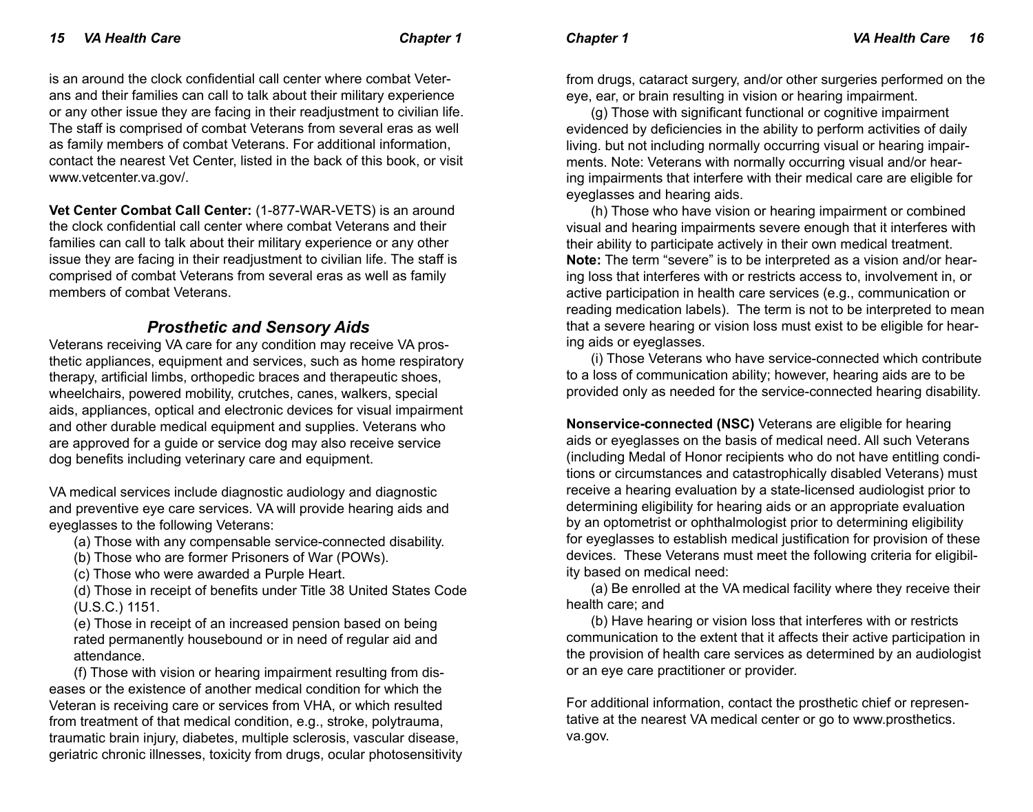is an around the clock confidential call center where combat Veterans and their families can call to talk about their military experience or any other issue they are facing in their readjustment to civilian life. The staff is comprised of combat Veterans from several eras as well as family members of combat Veterans. For additional information, contact the nearest Vet Center, listed in the back of this book, or visit www.vetcenter.va.gov/.

**Vet Center Combat Call Center:** (1-877-WAR-VETS) is an around the clock confidential call center where combat Veterans and their families can call to talk about their military experience or any other issue they are facing in their readjustment to civilian life. The staff is comprised of combat Veterans from several eras as well as family members of combat Veterans.

## *Prosthetic and Sensory Aids*

Veterans receiving VA care for any condition may receive VA prosthetic appliances, equipment and services, such as home respiratory therapy, artificial limbs, orthopedic braces and therapeutic shoes, wheelchairs, powered mobility, crutches, canes, walkers, special aids, appliances, optical and electronic devices for visual impairment and other durable medical equipment and supplies. Veterans who are approved for a guide or service dog may also receive service dog benefits including veterinary care and equipment.

VA medical services include diagnostic audiology and diagnostic and preventive eye care services. VA will provide hearing aids and eyeglasses to the following Veterans:

(a) Those with any compensable service-connected disability.

(b) Those who are former Prisoners of War (POWs).

(c) Those who were awarded a Purple Heart.

(d) Those in receipt of benefits under Title 38 United States Code (U.S.C.) 1151.

(e) Those in receipt of an increased pension based on being rated permanently housebound or in need of regular aid and attendance.

(f) Those with vision or hearing impairment resulting from diseases or the existence of another medical condition for which the Veteran is receiving care or services from VHA, or which resulted from treatment of that medical condition, e.g., stroke, polytrauma, traumatic brain injury, diabetes, multiple sclerosis, vascular disease, geriatric chronic illnesses, toxicity from drugs, ocular photosensitivity from drugs, cataract surgery, and/or other surgeries performed on the eye, ear, or brain resulting in vision or hearing impairment.

(g) Those with significant functional or cognitive impairment evidenced by deficiencies in the ability to perform activities of daily living. but not including normally occurring visual or hearing impairments. Note: Veterans with normally occurring visual and/or hearing impairments that interfere with their medical care are eligible for eyeglasses and hearing aids.

(h) Those who have vision or hearing impairment or combined visual and hearing impairments severe enough that it interferes with their ability to participate actively in their own medical treatment. **Note:** The term "severe" is to be interpreted as a vision and/or hearing loss that interferes with or restricts access to, involvement in, or active participation in health care services (e.g., communication or reading medication labels). The term is not to be interpreted to mean that a severe hearing or vision loss must exist to be eligible for hearing aids or eyeglasses.

(i) Those Veterans who have service-connected which contribute to a loss of communication ability; however, hearing aids are to be provided only as needed for the service-connected hearing disability.

**Nonservice-connected (NSC)** Veterans are eligible for hearing aids or eyeglasses on the basis of medical need. All such Veterans (including Medal of Honor recipients who do not have entitling conditions or circumstances and catastrophically disabled Veterans) must receive a hearing evaluation by a state-licensed audiologist prior to determining eligibility for hearing aids or an appropriate evaluation by an optometrist or ophthalmologist prior to determining eligibility for eyeglasses to establish medical justification for provision of these devices. These Veterans must meet the following criteria for eligibility based on medical need:

(a) Be enrolled at the VA medical facility where they receive their health care; and

(b) Have hearing or vision loss that interferes with or restricts communication to the extent that it affects their active participation in the provision of health care services as determined by an audiologist or an eye care practitioner or provider.

For additional information, contact the prosthetic chief or representative at the nearest VA medical center or go to www.prosthetics.va.gov.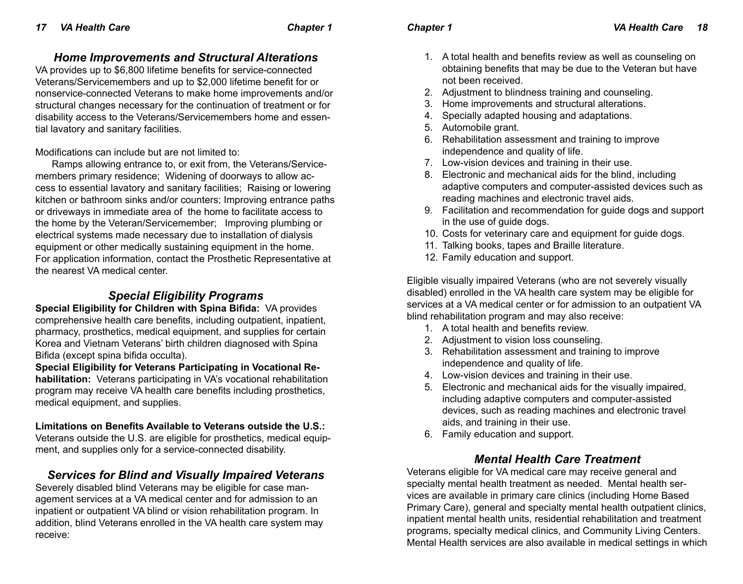## *Home Improvements and Structural Alterations*

VA provides up to $6,800 lifetime benefits for service-connected Veterans/Servicemembers and up to $2,000 lifetime benefit for or nonservice-connected Veterans to make home improvements and/or structural changes necessary for the continuation of treatment or for disability access to the Veterans/Servicemembers home and essential lavatory and sanitary facilities.

Modifications can include but are not limited to:

Ramps allowing entrance to, or exit from, the Veterans/Servicemembers primary residence; Widening of doorways to allow access to essential lavatory and sanitary facilities; Raising or lowering kitchen or bathroom sinks and/or counters; Improving entrance paths or driveways in immediate area of the home to facilitate access to the home by the Veteran/Servicemember; Improving plumbing or electrical systems made necessary due to installation of dialysis equipment or other medically sustaining equipment in the home. For application information, contact the Prosthetic Representative at the nearest VA medical center.

## *Special Eligibility Programs*

**Special Eligibility for Children with Spina Bifida:** VA provides comprehensive health care benefits, including outpatient, inpatient, pharmacy, prosthetics, medical equipment, and supplies for certain Korea and Vietnam Veterans' birth children diagnosed with Spina Bifida (except spina bifida occulta).

**Special Eligibility for Veterans Participating in Vocational Rehabilitation:** Veterans participating in VA's vocational rehabilitation program may receive VA health care benefits including prosthetics, medical equipment, and supplies.

**Limitations on Benefits Available to Veterans outside the U.S.:** Veterans outside the U.S. are eligible for prosthetics, medical equipment, and supplies only for a service-connected disability.

## *Services for Blind and Visually Impaired Veterans*

Severely disabled blind Veterans may be eligible for case management services at a VA medical center and for admission to an inpatient or outpatient VA blind or vision rehabilitation program. In addition, blind Veterans enrolled in the VA health care system may receive:

1. A total health and benefits review as well as counseling on obtaining benefits that may be due to the Veteran but have not been received.
2. Adjustment to blindness training and counseling.
3. Home improvements and structural alterations.
4. Specially adapted housing and adaptations.
5. Automobile grant.
6. Rehabilitation assessment and training to improve independence and quality of life.
7. Low-vision devices and training in their use.
8. Electronic and mechanical aids for the blind, including adaptive computers and computer-assisted devices such as reading machines and electronic travel aids.
9. Facilitation and recommendation for guide dogs and support in the use of guide dogs.
10. Costs for veterinary care and equipment for guide dogs.
11. Talking books, tapes and Braille literature.
12. Family education and support.

Eligible visually impaired Veterans (who are not severely visually disabled) enrolled in the VA health care system may be eligible for services at a VA medical center or for admission to an outpatient VA blind rehabilitation program and may also receive:

1. A total health and benefits review.
2. Adjustment to vision loss counseling.
3. Rehabilitation assessment and training to improve independence and quality of life.
4. Low-vision devices and training in their use.
5. Electronic and mechanical aids for the visually impaired, including adaptive computers and computer-assisted devices, such as reading machines and electronic travel aids, and training in their use.
6. Family education and support.

## *Mental Health Care Treatment*

Veterans eligible for VA medical care may receive general and specialty mental health treatment as needed. Mental health services are available in primary care clinics (including Home Based Primary Care), general and specialty mental health outpatient clinics, inpatient mental health units, residential rehabilitation and treatment programs, specialty medical clinics, and Community Living Centers. Mental Health services are also available in medical settings in which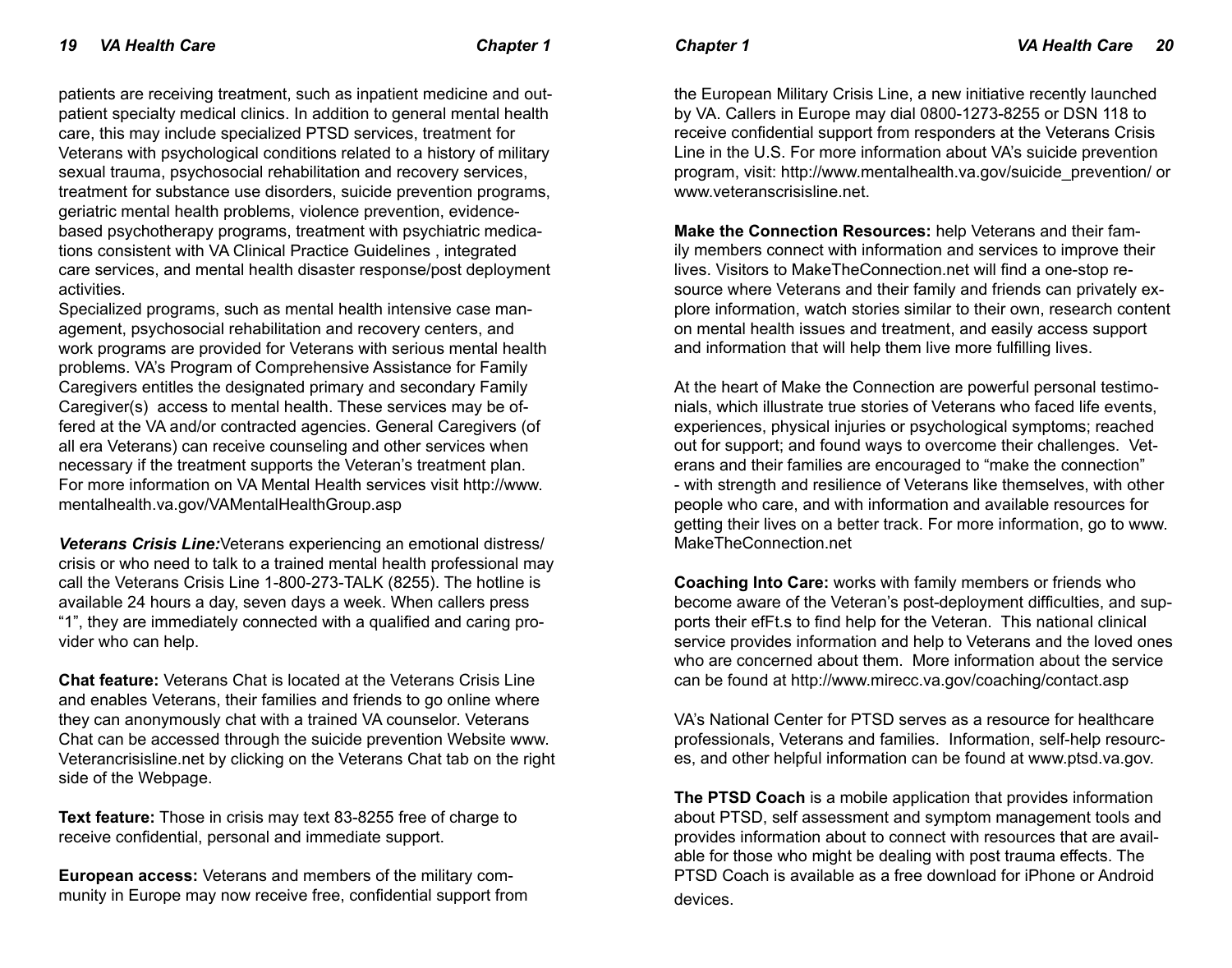patients are receiving treatment, such as inpatient medicine and outpatient specialty medical clinics. In addition to general mental health care, this may include specialized PTSD services, treatment for Veterans with psychological conditions related to a history of military sexual trauma, psychosocial rehabilitation and recovery services, treatment for substance use disorders, suicide prevention programs, geriatric mental health problems, violence prevention, evidence-based psychotherapy programs, treatment with psychiatric medications consistent with VA Clinical Practice Guidelines , integrated care services, and mental health disaster response/post deployment activities.

Specialized programs, such as mental health intensive case management, psychosocial rehabilitation and recovery centers, and work programs are provided for Veterans with serious mental health problems. VA's Program of Comprehensive Assistance for Family Caregivers entitles the designated primary and secondary Family Caregiver(s) access to mental health. These services may be offered at the VA and/or contracted agencies. General Caregivers (of all era Veterans) can receive counseling and other services when necessary if the treatment supports the Veteran's treatment plan. For more information on VA Mental Health services visit http://www.mentalhealth.va.gov/VAMentalHealthGroup.asp

***Veterans Crisis Line:*** Veterans experiencing an emotional distress/crisis or who need to talk to a trained mental health professional may call the Veterans Crisis Line 1-800-273-TALK (8255). The hotline is available 24 hours a day, seven days a week. When callers press "1", they are immediately connected with a qualified and caring provider who can help.

**Chat feature:** Veterans Chat is located at the Veterans Crisis Line and enables Veterans, their families and friends to go online where they can anonymously chat with a trained VA counselor. Veterans Chat can be accessed through the suicide prevention Website www.Veterancrisisline.net by clicking on the Veterans Chat tab on the right side of the Webpage.

**Text feature:** Those in crisis may text 83-8255 free of charge to receive confidential, personal and immediate support.

**European access:** Veterans and members of the military community in Europe may now receive free, confidential support from the European Military Crisis Line, a new initiative recently launched by VA. Callers in Europe may dial 0800-1273-8255 or DSN 118 to receive confidential support from responders at the Veterans Crisis Line in the U.S. For more information about VA's suicide prevention program, visit: http://www.mentalhealth.va.gov/suicide_prevention/ or www.veteranscrisisline.net.

**Make the Connection Resources:** help Veterans and their family members connect with information and services to improve their lives. Visitors to MakeTheConnection.net will find a one-stop resource where Veterans and their family and friends can privately explore information, watch stories similar to their own, research content on mental health issues and treatment, and easily access support and information that will help them live more fulfilling lives.

At the heart of Make the Connection are powerful personal testimonials, which illustrate true stories of Veterans who faced life events, experiences, physical injuries or psychological symptoms; reached out for support; and found ways to overcome their challenges. Veterans and their families are encouraged to "make the connection" - with strength and resilience of Veterans like themselves, with other people who care, and with information and available resources for getting their lives on a better track. For more information, go to www.MakeTheConnection.net

**Coaching Into Care:** works with family members or friends who become aware of the Veteran's post-deployment difficulties, and supports their efFt.s to find help for the Veteran. This national clinical service provides information and help to Veterans and the loved ones who are concerned about them. More information about the service can be found at http://www.mirecc.va.gov/coaching/contact.asp

VA's National Center for PTSD serves as a resource for healthcare professionals, Veterans and families. Information, self-help resources, and other helpful information can be found at www.ptsd.va.gov.

**The PTSD Coach** is a mobile application that provides information about PTSD, self assessment and symptom management tools and provides information about to connect with resources that are available for those who might be dealing with post trauma effects. The PTSD Coach is available as a free download for iPhone or Android devices.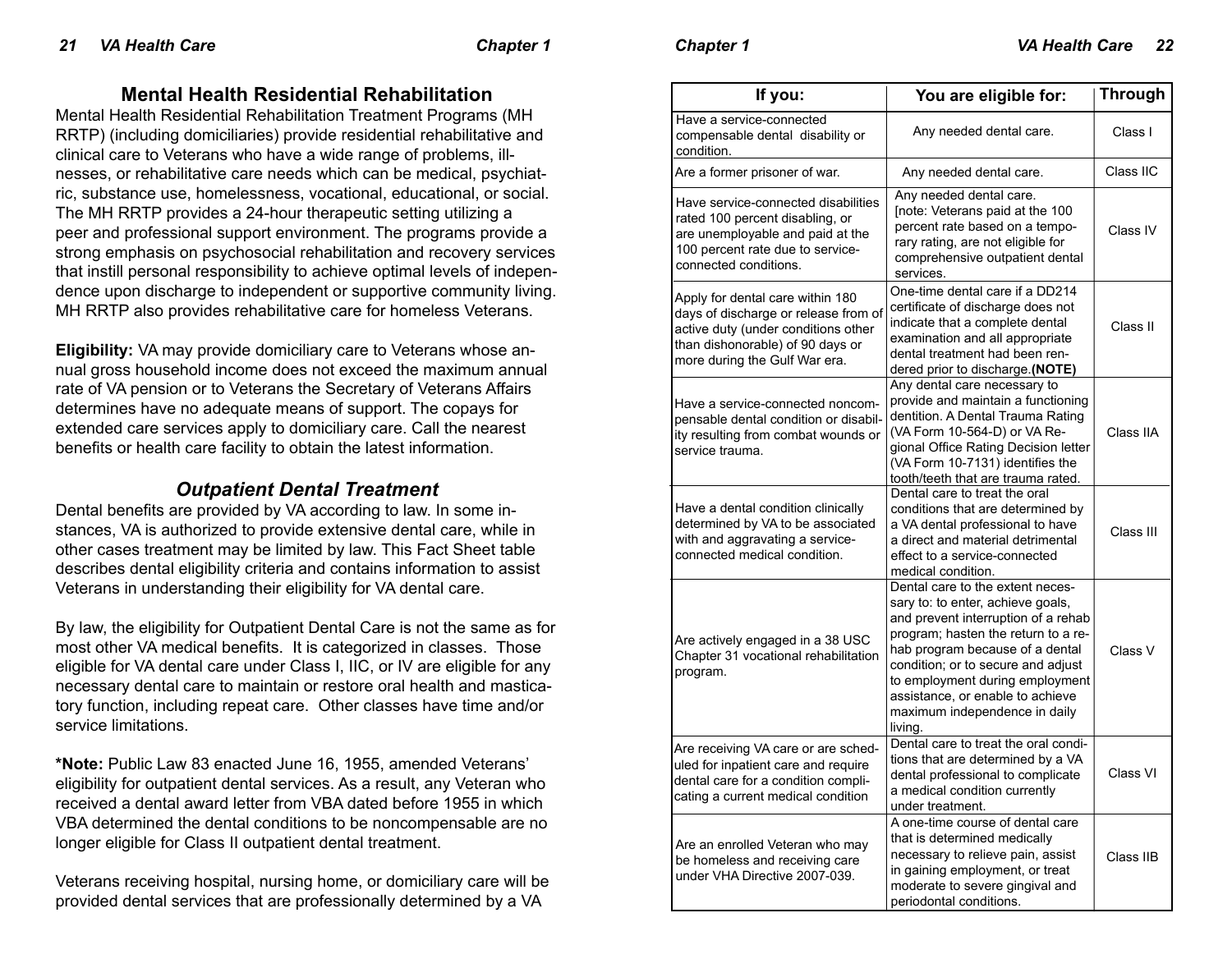## Mental Health Residential Rehabilitation

Mental Health Residential Rehabilitation Treatment Programs (MH RRTP) (including domiciliaries) provide residential rehabilitative and clinical care to Veterans who have a wide range of problems, illnesses, or rehabilitative care needs which can be medical, psychiatric, substance use, homelessness, vocational, educational, or social. The MH RRTP provides a 24-hour therapeutic setting utilizing a peer and professional support environment. The programs provide a strong emphasis on psychosocial rehabilitation and recovery services that instill personal responsibility to achieve optimal levels of independence upon discharge to independent or supportive community living. MH RRTP also provides rehabilitative care for homeless Veterans.

**Eligibility:** VA may provide domiciliary care to Veterans whose annual gross household income does not exceed the maximum annual rate of VA pension or to Veterans the Secretary of Veterans Affairs determines have no adequate means of support. The copays for extended care services apply to domiciliary care. Call the nearest benefits or health care facility to obtain the latest information.

### *Outpatient Dental Treatment*

Dental benefits are provided by VA according to law. In some instances, VA is authorized to provide extensive dental care, while in other cases treatment may be limited by law. This Fact Sheet table describes dental eligibility criteria and contains information to assist Veterans in understanding their eligibility for VA dental care.

By law, the eligibility for Outpatient Dental Care is not the same as for most other VA medical benefits. It is categorized in classes. Those eligible for VA dental care under Class I, IIC, or IV are eligible for any necessary dental care to maintain or restore oral health and masticatory function, including repeat care. Other classes have time and/or service limitations.

**\*Note:** Public Law 83 enacted June 16, 1955, amended Veterans' eligibility for outpatient dental services. As a result, any Veteran who received a dental award letter from VBA dated before 1955 in which VBA determined the dental conditions to be noncompensable are no longer eligible for Class II outpatient dental treatment.

Veterans receiving hospital, nursing home, or domiciliary care will be provided dental services that are professionally determined by a VA

| If you: | You are eligible for: | Through |
|---|---|---|
| Have a service-connected compensable dental disability or condition. | Any needed dental care. | Class I |
| Are a former prisoner of war. | Any needed dental care. | Class IIC |
| Have service-connected disabilities rated 100 percent disabling, or are unemployable and paid at the 100 percent rate due to service-connected conditions. | Any needed dental care. [note: Veterans paid at the 100 percent rate based on a temporary rating, are not eligible for comprehensive outpatient dental services. | Class IV |
| Apply for dental care within 180 days of discharge or release from of active duty (under conditions other than dishonorable) of 90 days or more during the Gulf War era. | One-time dental care if a DD214 certificate of discharge does not indicate that a complete dental examination and all appropriate dental treatment had been rendered prior to discharge.**(NOTE)** | Class II |
| Have a service-connected noncompensable dental condition or disability resulting from combat wounds or service trauma. | Any dental care necessary to provide and maintain a functioning dentition. A Dental Trauma Rating (VA Form 10-564-D) or VA Regional Office Rating Decision letter (VA Form 10-7131) identifies the tooth/teeth that are trauma rated. | Class IIA |
| Have a dental condition clinically determined by VA to be associated with and aggravating a service-connected medical condition. | Dental care to treat the oral conditions that are determined by a VA dental professional to have a direct and material detrimental effect to a service-connected medical condition. | Class III |
| Are actively engaged in a 38 USC Chapter 31 vocational rehabilitation program. | Dental care to the extent necessary to: to enter, achieve goals, and prevent interruption of a rehab program; hasten the return to a rehab program because of a dental condition; or to secure and adjust to employment during employment assistance, or enable to achieve maximum independence in daily living. | Class V |
| Are receiving VA care or are scheduled for inpatient care and require dental care for a condition complicating a current medical condition | Dental care to treat the oral conditions that are determined by a VA dental professional to complicate a medical condition currently under treatment. | Class VI |
| Are an enrolled Veteran who may be homeless and receiving care under VHA Directive 2007-039. | A one-time course of dental care that is determined medically necessary to relieve pain, assist in gaining employment, or treat moderate to severe gingival and periodontal conditions. | Class IIB |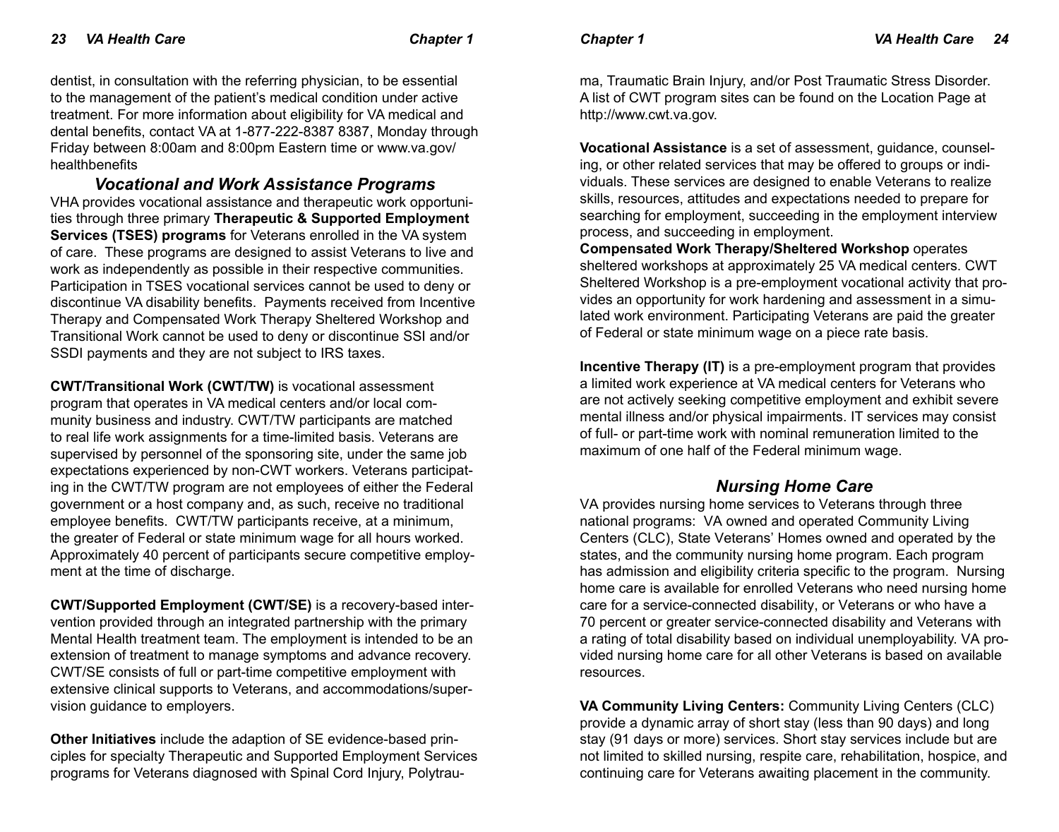dentist, in consultation with the referring physician, to be essential to the management of the patient's medical condition under active treatment. For more information about eligibility for VA medical and dental benefits, contact VA at 1-877-222-8387 8387, Monday through Friday between 8:00am and 8:00pm Eastern time or www.va.gov/healthbenefits

## *Vocational and Work Assistance Programs*

VHA provides vocational assistance and therapeutic work opportunities through three primary **Therapeutic & Supported Employment Services (TSES) programs** for Veterans enrolled in the VA system of care. These programs are designed to assist Veterans to live and work as independently as possible in their respective communities. Participation in TSES vocational services cannot be used to deny or discontinue VA disability benefits. Payments received from Incentive Therapy and Compensated Work Therapy Sheltered Workshop and Transitional Work cannot be used to deny or discontinue SSI and/or SSDI payments and they are not subject to IRS taxes.

**CWT/Transitional Work (CWT/TW)** is vocational assessment program that operates in VA medical centers and/or local community business and industry. CWT/TW participants are matched to real life work assignments for a time-limited basis. Veterans are supervised by personnel of the sponsoring site, under the same job expectations experienced by non-CWT workers. Veterans participating in the CWT/TW program are not employees of either the Federal government or a host company and, as such, receive no traditional employee benefits. CWT/TW participants receive, at a minimum, the greater of Federal or state minimum wage for all hours worked. Approximately 40 percent of participants secure competitive employment at the time of discharge.

**CWT/Supported Employment (CWT/SE)** is a recovery-based intervention provided through an integrated partnership with the primary Mental Health treatment team. The employment is intended to be an extension of treatment to manage symptoms and advance recovery. CWT/SE consists of full or part-time competitive employment with extensive clinical supports to Veterans, and accommodations/supervision guidance to employers.

**Other Initiatives** include the adaption of SE evidence-based principles for specialty Therapeutic and Supported Employment Services programs for Veterans diagnosed with Spinal Cord Injury, Polytrauma, Traumatic Brain Injury, and/or Post Traumatic Stress Disorder. A list of CWT program sites can be found on the Location Page at http://www.cwt.va.gov.

**Vocational Assistance** is a set of assessment, guidance, counseling, or other related services that may be offered to groups or individuals. These services are designed to enable Veterans to realize skills, resources, attitudes and expectations needed to prepare for searching for employment, succeeding in the employment interview process, and succeeding in employment.

**Compensated Work Therapy/Sheltered Workshop** operates sheltered workshops at approximately 25 VA medical centers. CWT Sheltered Workshop is a pre-employment vocational activity that provides an opportunity for work hardening and assessment in a simulated work environment. Participating Veterans are paid the greater of Federal or state minimum wage on a piece rate basis.

**Incentive Therapy (IT)** is a pre-employment program that provides a limited work experience at VA medical centers for Veterans who are not actively seeking competitive employment and exhibit severe mental illness and/or physical impairments. IT services may consist of full- or part-time work with nominal remuneration limited to the maximum of one half of the Federal minimum wage.

## *Nursing Home Care*

VA provides nursing home services to Veterans through three national programs: VA owned and operated Community Living Centers (CLC), State Veterans' Homes owned and operated by the states, and the community nursing home program. Each program has admission and eligibility criteria specific to the program. Nursing home care is available for enrolled Veterans who need nursing home care for a service-connected disability, or Veterans or who have a 70 percent or greater service-connected disability and Veterans with a rating of total disability based on individual unemployability. VA provided nursing home care for all other Veterans is based on available resources.

**VA Community Living Centers:** Community Living Centers (CLC) provide a dynamic array of short stay (less than 90 days) and long stay (91 days or more) services. Short stay services include but are not limited to skilled nursing, respite care, rehabilitation, hospice, and continuing care for Veterans awaiting placement in the community.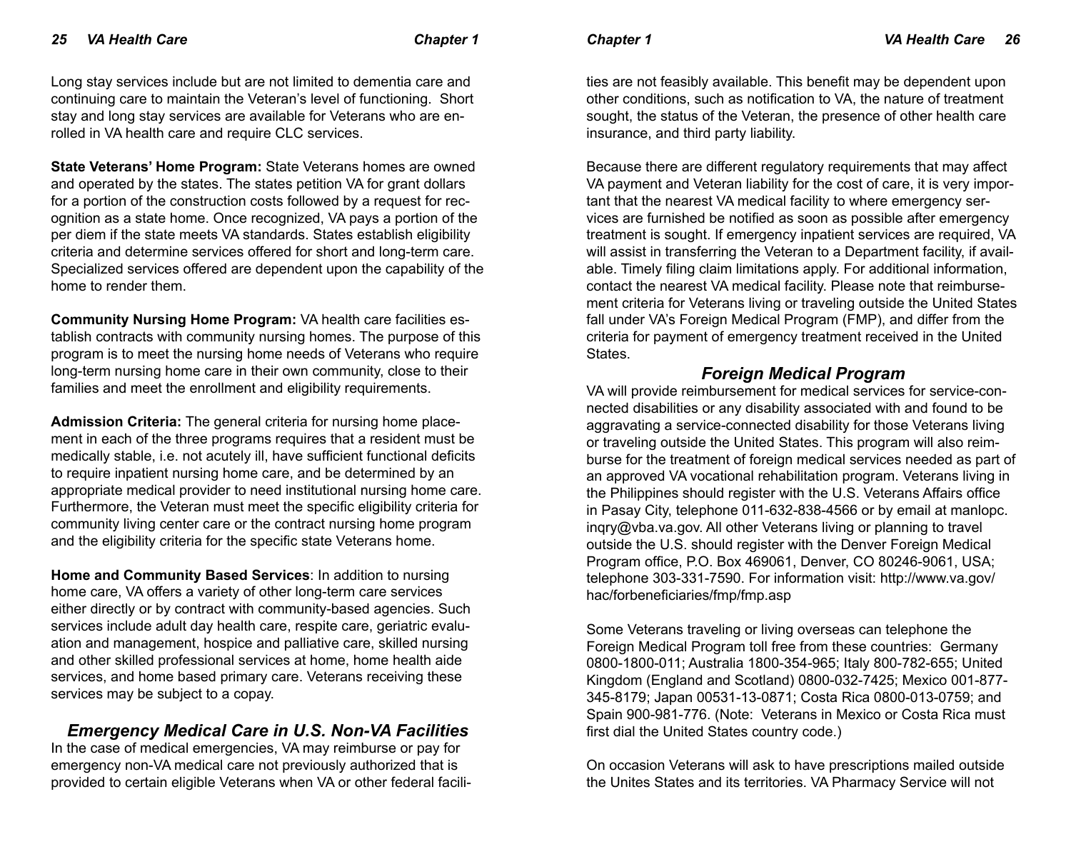Long stay services include but are not limited to dementia care and continuing care to maintain the Veteran's level of functioning. Short stay and long stay services are available for Veterans who are enrolled in VA health care and require CLC services.

**State Veterans' Home Program:** State Veterans homes are owned and operated by the states. The states petition VA for grant dollars for a portion of the construction costs followed by a request for recognition as a state home. Once recognized, VA pays a portion of the per diem if the state meets VA standards. States establish eligibility criteria and determine services offered for short and long-term care. Specialized services offered are dependent upon the capability of the home to render them.

**Community Nursing Home Program:** VA health care facilities establish contracts with community nursing homes. The purpose of this program is to meet the nursing home needs of Veterans who require long-term nursing home care in their own community, close to their families and meet the enrollment and eligibility requirements.

**Admission Criteria:** The general criteria for nursing home placement in each of the three programs requires that a resident must be medically stable, i.e. not acutely ill, have sufficient functional deficits to require inpatient nursing home care, and be determined by an appropriate medical provider to need institutional nursing home care. Furthermore, the Veteran must meet the specific eligibility criteria for community living center care or the contract nursing home program and the eligibility criteria for the specific state Veterans home.

**Home and Community Based Services**: In addition to nursing home care, VA offers a variety of other long-term care services either directly or by contract with community-based agencies. Such services include adult day health care, respite care, geriatric evaluation and management, hospice and palliative care, skilled nursing and other skilled professional services at home, home health aide services, and home based primary care. Veterans receiving these services may be subject to a copay.

## *Emergency Medical Care in U.S. Non-VA Facilities*

In the case of medical emergencies, VA may reimburse or pay for emergency non-VA medical care not previously authorized that is provided to certain eligible Veterans when VA or other federal facilities are not feasibly available. This benefit may be dependent upon other conditions, such as notification to VA, the nature of treatment sought, the status of the Veteran, the presence of other health care insurance, and third party liability.

Because there are different regulatory requirements that may affect VA payment and Veteran liability for the cost of care, it is very important that the nearest VA medical facility to where emergency services are furnished be notified as soon as possible after emergency treatment is sought. If emergency inpatient services are required, VA will assist in transferring the Veteran to a Department facility, if available. Timely filing claim limitations apply. For additional information, contact the nearest VA medical facility. Please note that reimbursement criteria for Veterans living or traveling outside the United States fall under VA's Foreign Medical Program (FMP), and differ from the criteria for payment of emergency treatment received in the United States.

## *Foreign Medical Program*

VA will provide reimbursement for medical services for service-connected disabilities or any disability associated with and found to be aggravating a service-connected disability for those Veterans living or traveling outside the United States. This program will also reimburse for the treatment of foreign medical services needed as part of an approved VA vocational rehabilitation program. Veterans living in the Philippines should register with the U.S. Veterans Affairs office in Pasay City, telephone 011-632-838-4566 or by email at manlopc.inqry@vba.va.gov. All other Veterans living or planning to travel outside the U.S. should register with the Denver Foreign Medical Program office, P.O. Box 469061, Denver, CO 80246-9061, USA; telephone 303-331-7590. For information visit: http://www.va.gov/hac/forbeneficiaries/fmp/fmp.asp

Some Veterans traveling or living overseas can telephone the Foreign Medical Program toll free from these countries: Germany 0800-1800-011; Australia 1800-354-965; Italy 800-782-655; United Kingdom (England and Scotland) 0800-032-7425; Mexico 001-877-345-8179; Japan 00531-13-0871; Costa Rica 0800-013-0759; and Spain 900-981-776. (Note: Veterans in Mexico or Costa Rica must first dial the United States country code.)

On occasion Veterans will ask to have prescriptions mailed outside the Unites States and its territories. VA Pharmacy Service will not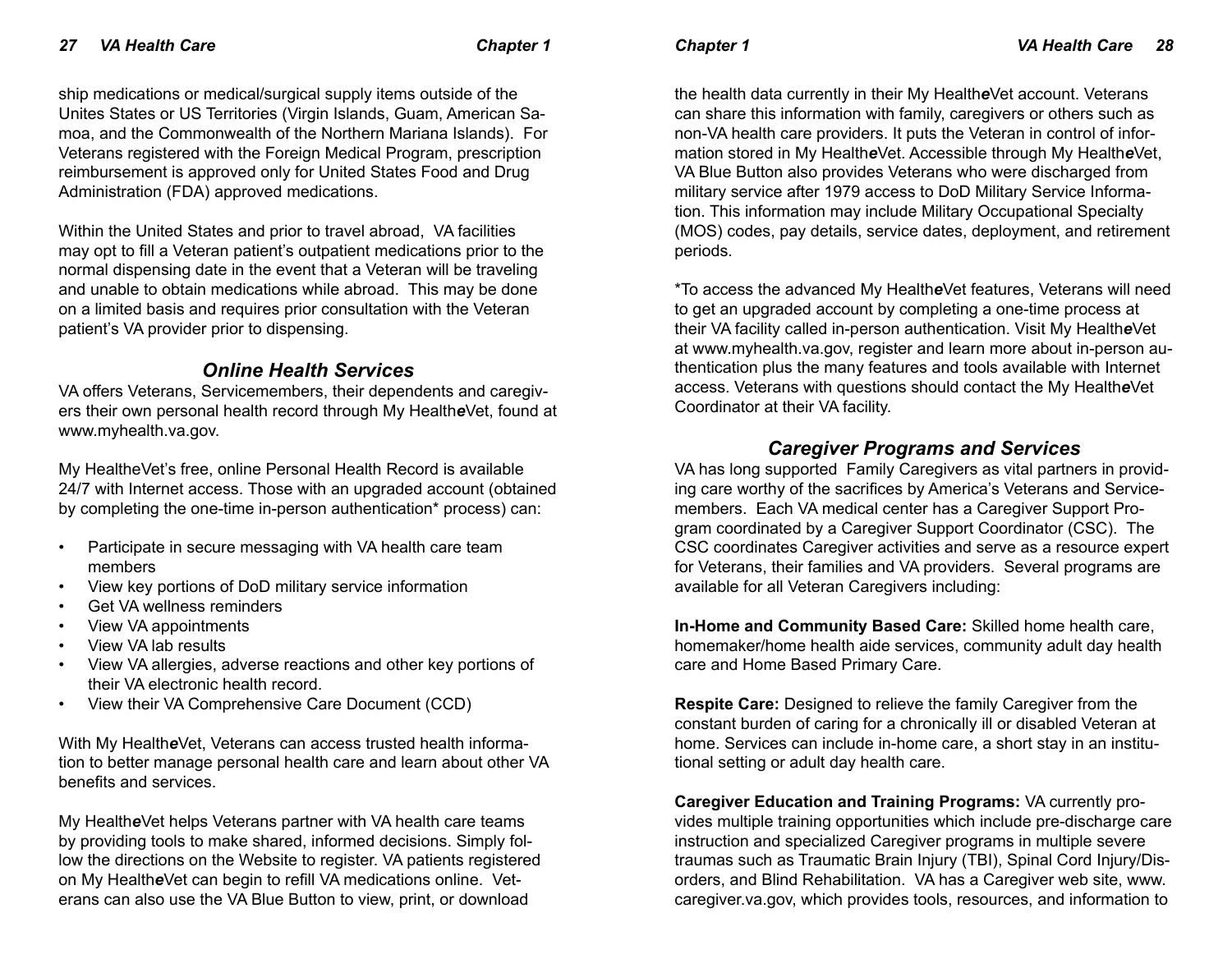ship medications or medical/surgical supply items outside of the Unites States or US Territories (Virgin Islands, Guam, American Samoa, and the Commonwealth of the Northern Mariana Islands). For Veterans registered with the Foreign Medical Program, prescription reimbursement is approved only for United States Food and Drug Administration (FDA) approved medications.

Within the United States and prior to travel abroad, VA facilities may opt to fill a Veteran patient's outpatient medications prior to the normal dispensing date in the event that a Veteran will be traveling and unable to obtain medications while abroad. This may be done on a limited basis and requires prior consultation with the Veteran patient's VA provider prior to dispensing.

## *Online Health Services*

VA offers Veterans, Servicemembers, their dependents and caregivers their own personal health record through My Health***e***Vet, found at www.myhealth.va.gov.

My HealtheVet's free, online Personal Health Record is available 24/7 with Internet access. Those with an upgraded account (obtained by completing the one-time in-person authentication* process) can:

- Participate in secure messaging with VA health care team members
- View key portions of DoD military service information
- Get VA wellness reminders
- View VA appointments
- View VA lab results
- View VA allergies, adverse reactions and other key portions of their VA electronic health record.
- View their VA Comprehensive Care Document (CCD)

With My Health***e***Vet, Veterans can access trusted health information to better manage personal health care and learn about other VA benefits and services.

My Health***e***Vet helps Veterans partner with VA health care teams by providing tools to make shared, informed decisions. Simply follow the directions on the Website to register. VA patients registered on My Health***e***Vet can begin to refill VA medications online. Veterans can also use the VA Blue Button to view, print, or download the health data currently in their My Health***e***Vet account. Veterans can share this information with family, caregivers or others such as non-VA health care providers. It puts the Veteran in control of information stored in My Health***e***Vet. Accessible through My Health***e***Vet, VA Blue Button also provides Veterans who were discharged from military service after 1979 access to DoD Military Service Information. This information may include Military Occupational Specialty (MOS) codes, pay details, service dates, deployment, and retirement periods.

*To access the advanced My Health***e***Vet features, Veterans will need to get an upgraded account by completing a one-time process at their VA facility called in-person authentication. Visit My Health***e***Vet at www.myhealth.va.gov, register and learn more about in-person authentication plus the many features and tools available with Internet access. Veterans with questions should contact the My Health***e***Vet Coordinator at their VA facility.

## *Caregiver Programs and Services*

VA has long supported Family Caregivers as vital partners in providing care worthy of the sacrifices by America's Veterans and Servicemembers. Each VA medical center has a Caregiver Support Program coordinated by a Caregiver Support Coordinator (CSC). The CSC coordinates Caregiver activities and serve as a resource expert for Veterans, their families and VA providers. Several programs are available for all Veteran Caregivers including:

**In-Home and Community Based Care:** Skilled home health care, homemaker/home health aide services, community adult day health care and Home Based Primary Care.

**Respite Care:** Designed to relieve the family Caregiver from the constant burden of caring for a chronically ill or disabled Veteran at home. Services can include in-home care, a short stay in an institutional setting or adult day health care.

**Caregiver Education and Training Programs:** VA currently provides multiple training opportunities which include pre-discharge care instruction and specialized Caregiver programs in multiple severe traumas such as Traumatic Brain Injury (TBI), Spinal Cord Injury/Disorders, and Blind Rehabilitation. VA has a Caregiver web site, www.caregiver.va.gov, which provides tools, resources, and information to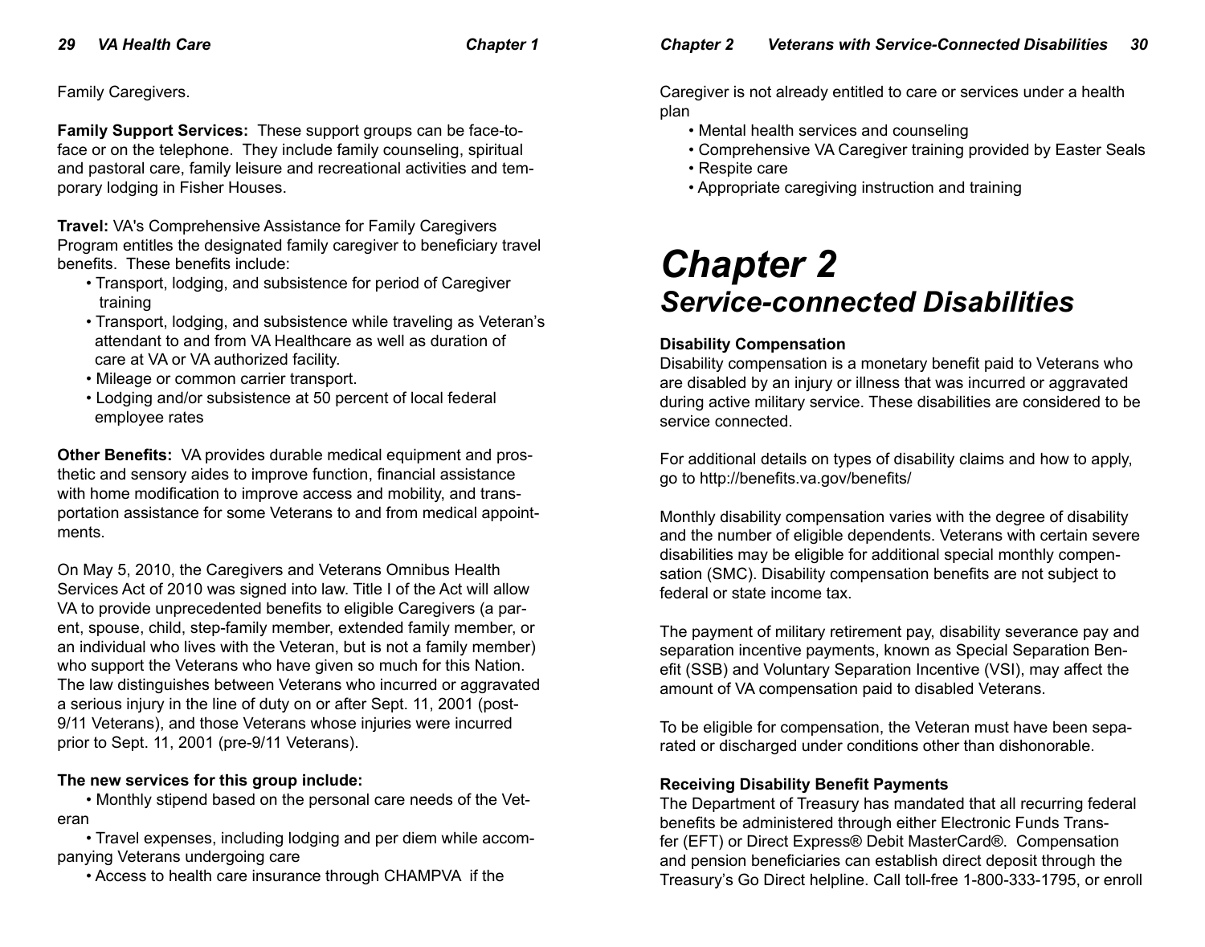Family Caregivers.

**Family Support Services:** These support groups can be face-to-face or on the telephone. They include family counseling, spiritual and pastoral care, family leisure and recreational activities and temporary lodging in Fisher Houses.

**Travel:** VA's Comprehensive Assistance for Family Caregivers Program entitles the designated family caregiver to beneficiary travel benefits. These benefits include:

- Transport, lodging, and subsistence for period of Caregiver training
- Transport, lodging, and subsistence while traveling as Veteran's attendant to and from VA Healthcare as well as duration of care at VA or VA authorized facility.
- Mileage or common carrier transport.
- Lodging and/or subsistence at 50 percent of local federal employee rates

**Other Benefits:** VA provides durable medical equipment and prosthetic and sensory aides to improve function, financial assistance with home modification to improve access and mobility, and transportation assistance for some Veterans to and from medical appointments.

On May 5, 2010, the Caregivers and Veterans Omnibus Health Services Act of 2010 was signed into law. Title I of the Act will allow VA to provide unprecedented benefits to eligible Caregivers (a parent, spouse, child, step-family member, extended family member, or an individual who lives with the Veteran, but is not a family member) who support the Veterans who have given so much for this Nation. The law distinguishes between Veterans who incurred or aggravated a serious injury in the line of duty on or after Sept. 11, 2001 (post-9/11 Veterans), and those Veterans whose injuries were incurred prior to Sept. 11, 2001 (pre-9/11 Veterans).

**The new services for this group include:**

- Monthly stipend based on the personal care needs of the Veteran
- Travel expenses, including lodging and per diem while accompanying Veterans undergoing care
- Access to health care insurance through CHAMPVA if the Caregiver is not already entitled to care or services under a health plan
- Mental health services and counseling
- Comprehensive VA Caregiver training provided by Easter Seals
- Respite care
- Appropriate caregiving instruction and training

# *Chapter 2*
## *Service-connected Disabilities*

**Disability Compensation**
Disability compensation is a monetary benefit paid to Veterans who are disabled by an injury or illness that was incurred or aggravated during active military service. These disabilities are considered to be service connected.

For additional details on types of disability claims and how to apply, go to http://benefits.va.gov/benefits/

Monthly disability compensation varies with the degree of disability and the number of eligible dependents. Veterans with certain severe disabilities may be eligible for additional special monthly compensation (SMC). Disability compensation benefits are not subject to federal or state income tax.

The payment of military retirement pay, disability severance pay and separation incentive payments, known as Special Separation Benefit (SSB) and Voluntary Separation Incentive (VSI), may affect the amount of VA compensation paid to disabled Veterans.

To be eligible for compensation, the Veteran must have been separated or discharged under conditions other than dishonorable.

**Receiving Disability Benefit Payments**
The Department of Treasury has mandated that all recurring federal benefits be administered through either Electronic Funds Transfer (EFT) or Direct Express® Debit MasterCard®. Compensation and pension beneficiaries can establish direct deposit through the Treasury's Go Direct helpline. Call toll-free 1-800-333-1795, or enroll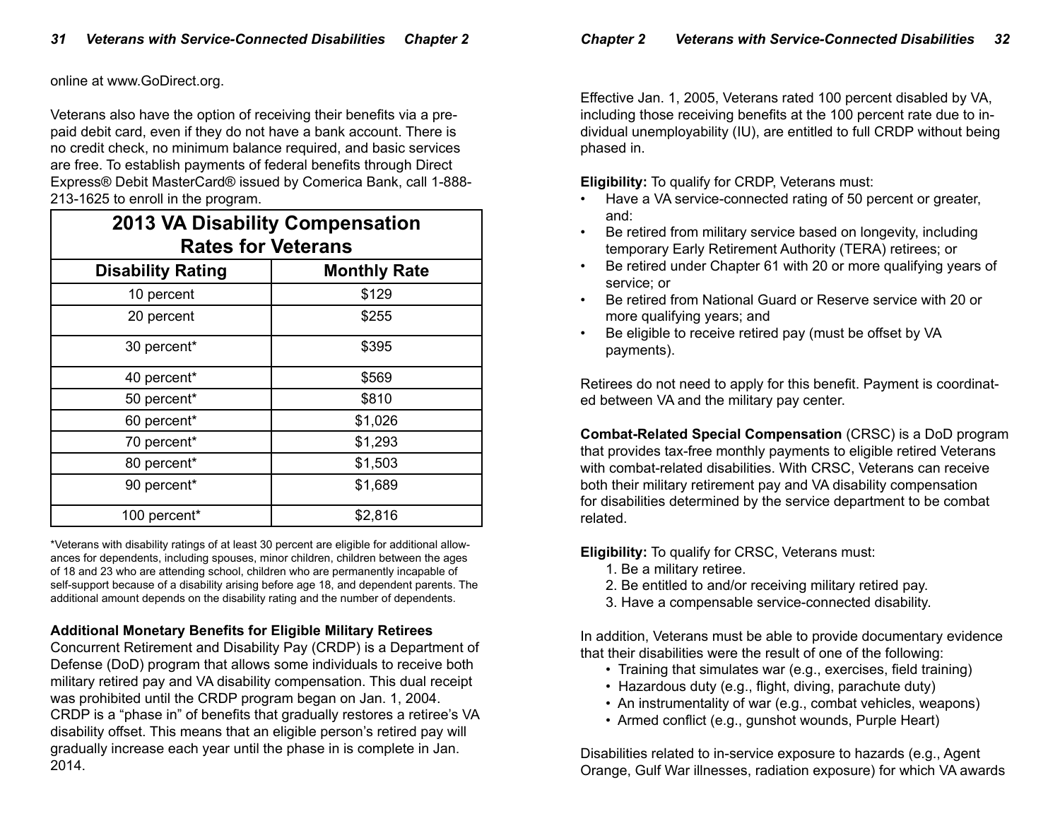online at www.GoDirect.org.

Veterans also have the option of receiving their benefits via a pre-paid debit card, even if they do not have a bank account. There is no credit check, no minimum balance required, and basic services are free. To establish payments of federal benefits through Direct Express® Debit MasterCard® issued by Comerica Bank, call 1-888-213-1625 to enroll in the program.

| 2013 VA Disability Compensation Rates for Veterans | |
|---|---|
| **Disability Rating** | **Monthly Rate** |
| 10 percent | $129 |
| 20 percent | $255 |
| 30 percent* | $395 |
| 40 percent* | $569 |
| 50 percent* | $810 |
| 60 percent* | $1,026 |
| 70 percent* | $1,293 |
| 80 percent* | $1,503 |
| 90 percent* | $1,689 |
| 100 percent* | $2,816 |

*Veterans with disability ratings of at least 30 percent are eligible for additional allowances for dependents, including spouses, minor children, children between the ages of 18 and 23 who are attending school, children who are permanently incapable of self-support because of a disability arising before age 18, and dependent parents. The additional amount depends on the disability rating and the number of dependents.

**Additional Monetary Benefits for Eligible Military Retirees**

Concurrent Retirement and Disability Pay (CRDP) is a Department of Defense (DoD) program that allows some individuals to receive both military retired pay and VA disability compensation. This dual receipt was prohibited until the CRDP program began on Jan. 1, 2004. CRDP is a "phase in" of benefits that gradually restores a retiree's VA disability offset. This means that an eligible person's retired pay will gradually increase each year until the phase in is complete in Jan. 2014.

Effective Jan. 1, 2005, Veterans rated 100 percent disabled by VA, including those receiving benefits at the 100 percent rate due to individual unemployability (IU), are entitled to full CRDP without being phased in.

**Eligibility:** To qualify for CRDP, Veterans must:

- Have a VA service-connected rating of 50 percent or greater, and:
- Be retired from military service based on longevity, including temporary Early Retirement Authority (TERA) retirees; or
- Be retired under Chapter 61 with 20 or more qualifying years of service; or
- Be retired from National Guard or Reserve service with 20 or more qualifying years; and
- Be eligible to receive retired pay (must be offset by VA payments).

Retirees do not need to apply for this benefit. Payment is coordinated between VA and the military pay center.

**Combat-Related Special Compensation** (CRSC) is a DoD program that provides tax-free monthly payments to eligible retired Veterans with combat-related disabilities. With CRSC, Veterans can receive both their military retirement pay and VA disability compensation for disabilities determined by the service department to be combat related.

**Eligibility:** To qualify for CRSC, Veterans must:

1. Be a military retiree.
2. Be entitled to and/or receiving military retired pay.
3. Have a compensable service-connected disability.

In addition, Veterans must be able to provide documentary evidence that their disabilities were the result of one of the following:

- Training that simulates war (e.g., exercises, field training)
- Hazardous duty (e.g., flight, diving, parachute duty)
- An instrumentality of war (e.g., combat vehicles, weapons)
- Armed conflict (e.g., gunshot wounds, Purple Heart)

Disabilities related to in-service exposure to hazards (e.g., Agent Orange, Gulf War illnesses, radiation exposure) for which VA awards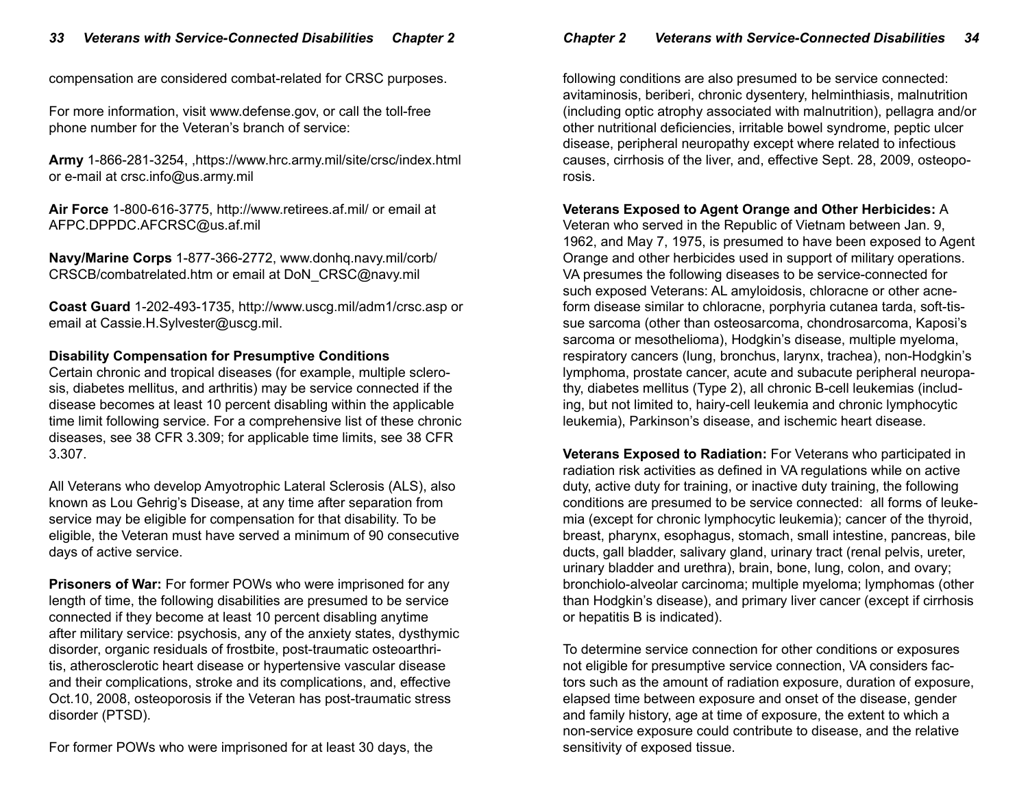compensation are considered combat-related for CRSC purposes.

For more information, visit www.defense.gov, or call the toll-free phone number for the Veteran's branch of service:

**Army** 1-866-281-3254, ,https://www.hrc.army.mil/site/crsc/index.html or e-mail at crsc.info@us.army.mil

**Air Force** 1-800-616-3775, http://www.retirees.af.mil/ or email at AFPC.DPPDC.AFCRSC@us.af.mil

**Navy/Marine Corps** 1-877-366-2772, www.donhq.navy.mil/corb/CRSCB/combatrelated.htm or email at DoN_CRSC@navy.mil

**Coast Guard** 1-202-493-1735, http://www.uscg.mil/adm1/crsc.asp or email at Cassie.H.Sylvester@uscg.mil.

**Disability Compensation for Presumptive Conditions**

Certain chronic and tropical diseases (for example, multiple sclerosis, diabetes mellitus, and arthritis) may be service connected if the disease becomes at least 10 percent disabling within the applicable time limit following service. For a comprehensive list of these chronic diseases, see 38 CFR 3.309; for applicable time limits, see 38 CFR 3.307.

All Veterans who develop Amyotrophic Lateral Sclerosis (ALS), also known as Lou Gehrig's Disease, at any time after separation from service may be eligible for compensation for that disability. To be eligible, the Veteran must have served a minimum of 90 consecutive days of active service.

**Prisoners of War:** For former POWs who were imprisoned for any length of time, the following disabilities are presumed to be service connected if they become at least 10 percent disabling anytime after military service: psychosis, any of the anxiety states, dysthymic disorder, organic residuals of frostbite, post-traumatic osteoarthritis, atherosclerotic heart disease or hypertensive vascular disease and their complications, stroke and its complications, and, effective Oct.10, 2008, osteoporosis if the Veteran has post-traumatic stress disorder (PTSD).

For former POWs who were imprisoned for at least 30 days, the following conditions are also presumed to be service connected: avitaminosis, beriberi, chronic dysentery, helminthiasis, malnutrition (including optic atrophy associated with malnutrition), pellagra and/or other nutritional deficiencies, irritable bowel syndrome, peptic ulcer disease, peripheral neuropathy except where related to infectious causes, cirrhosis of the liver, and, effective Sept. 28, 2009, osteoporosis.

**Veterans Exposed to Agent Orange and Other Herbicides:** A Veteran who served in the Republic of Vietnam between Jan. 9, 1962, and May 7, 1975, is presumed to have been exposed to Agent Orange and other herbicides used in support of military operations. VA presumes the following diseases to be service-connected for such exposed Veterans: AL amyloidosis, chloracne or other acneform disease similar to chloracne, porphyria cutanea tarda, soft-tissue sarcoma (other than osteosarcoma, chondrosarcoma, Kaposi's sarcoma or mesothelioma), Hodgkin's disease, multiple myeloma, respiratory cancers (lung, bronchus, larynx, trachea), non-Hodgkin's lymphoma, prostate cancer, acute and subacute peripheral neuropathy, diabetes mellitus (Type 2), all chronic B-cell leukemias (including, but not limited to, hairy-cell leukemia and chronic lymphocytic leukemia), Parkinson's disease, and ischemic heart disease.

**Veterans Exposed to Radiation:** For Veterans who participated in radiation risk activities as defined in VA regulations while on active duty, active duty for training, or inactive duty training, the following conditions are presumed to be service connected: all forms of leukemia (except for chronic lymphocytic leukemia); cancer of the thyroid, breast, pharynx, esophagus, stomach, small intestine, pancreas, bile ducts, gall bladder, salivary gland, urinary tract (renal pelvis, ureter, urinary bladder and urethra), brain, bone, lung, colon, and ovary; bronchiolo-alveolar carcinoma; multiple myeloma; lymphomas (other than Hodgkin's disease), and primary liver cancer (except if cirrhosis or hepatitis B is indicated).

To determine service connection for other conditions or exposures not eligible for presumptive service connection, VA considers factors such as the amount of radiation exposure, duration of exposure, elapsed time between exposure and onset of the disease, gender and family history, age at time of exposure, the extent to which a non-service exposure could contribute to disease, and the relative sensitivity of exposed tissue.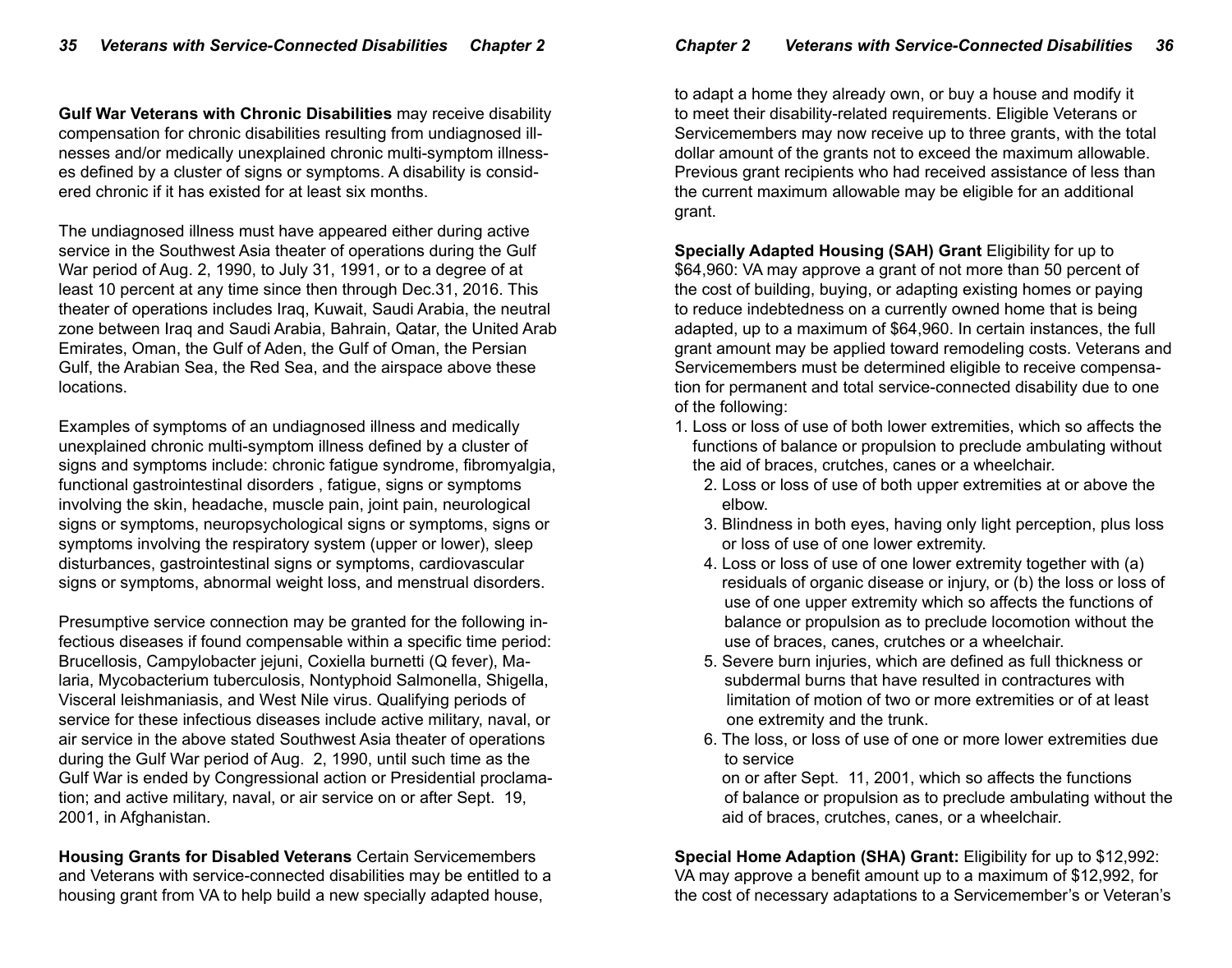**Gulf War Veterans with Chronic Disabilities** may receive disability compensation for chronic disabilities resulting from undiagnosed illnesses and/or medically unexplained chronic multi-symptom illnesses defined by a cluster of signs or symptoms. A disability is considered chronic if it has existed for at least six months.

The undiagnosed illness must have appeared either during active service in the Southwest Asia theater of operations during the Gulf War period of Aug. 2, 1990, to July 31, 1991, or to a degree of at least 10 percent at any time since then through Dec.31, 2016. This theater of operations includes Iraq, Kuwait, Saudi Arabia, the neutral zone between Iraq and Saudi Arabia, Bahrain, Qatar, the United Arab Emirates, Oman, the Gulf of Aden, the Gulf of Oman, the Persian Gulf, the Arabian Sea, the Red Sea, and the airspace above these locations.

Examples of symptoms of an undiagnosed illness and medically unexplained chronic multi-symptom illness defined by a cluster of signs and symptoms include: chronic fatigue syndrome, fibromyalgia, functional gastrointestinal disorders , fatigue, signs or symptoms involving the skin, headache, muscle pain, joint pain, neurological signs or symptoms, neuropsychological signs or symptoms, signs or symptoms involving the respiratory system (upper or lower), sleep disturbances, gastrointestinal signs or symptoms, cardiovascular signs or symptoms, abnormal weight loss, and menstrual disorders.

Presumptive service connection may be granted for the following infectious diseases if found compensable within a specific time period: Brucellosis, Campylobacter jejuni, Coxiella burnetti (Q fever), Malaria, Mycobacterium tuberculosis, Nontyphoid Salmonella, Shigella, Visceral leishmaniasis, and West Nile virus. Qualifying periods of service for these infectious diseases include active military, naval, or air service in the above stated Southwest Asia theater of operations during the Gulf War period of Aug. 2, 1990, until such time as the Gulf War is ended by Congressional action or Presidential proclamation; and active military, naval, or air service on or after Sept. 19, 2001, in Afghanistan.

**Housing Grants for Disabled Veterans** Certain Servicemembers and Veterans with service-connected disabilities may be entitled to a housing grant from VA to help build a new specially adapted house, to adapt a home they already own, or buy a house and modify it to meet their disability-related requirements. Eligible Veterans or Servicemembers may now receive up to three grants, with the total dollar amount of the grants not to exceed the maximum allowable. Previous grant recipients who had received assistance of less than the current maximum allowable may be eligible for an additional grant.

**Specially Adapted Housing (SAH) Grant** Eligibility for up to $64,960: VA may approve a grant of not more than 50 percent of the cost of building, buying, or adapting existing homes or paying to reduce indebtedness on a currently owned home that is being adapted, up to a maximum of $64,960. In certain instances, the full grant amount may be applied toward remodeling costs. Veterans and Servicemembers must be determined eligible to receive compensation for permanent and total service-connected disability due to one of the following:

1. Loss or loss of use of both lower extremities, which so affects the functions of balance or propulsion to preclude ambulating without the aid of braces, crutches, canes or a wheelchair.
2. Loss or loss of use of both upper extremities at or above the elbow.
3. Blindness in both eyes, having only light perception, plus loss or loss of use of one lower extremity.
4. Loss or loss of use of one lower extremity together with (a) residuals of organic disease or injury, or (b) the loss or loss of use of one upper extremity which so affects the functions of balance or propulsion as to preclude locomotion without the use of braces, canes, crutches or a wheelchair.
5. Severe burn injuries, which are defined as full thickness or subdermal burns that have resulted in contractures with limitation of motion of two or more extremities or of at least one extremity and the trunk.
6. The loss, or loss of use of one or more lower extremities due to service on or after Sept. 11, 2001, which so affects the functions of balance or propulsion as to preclude ambulating without the aid of braces, crutches, canes, or a wheelchair.

**Special Home Adaption (SHA) Grant:** Eligibility for up to $12,992: VA may approve a benefit amount up to a maximum of $12,992, for the cost of necessary adaptations to a Servicemember's or Veteran's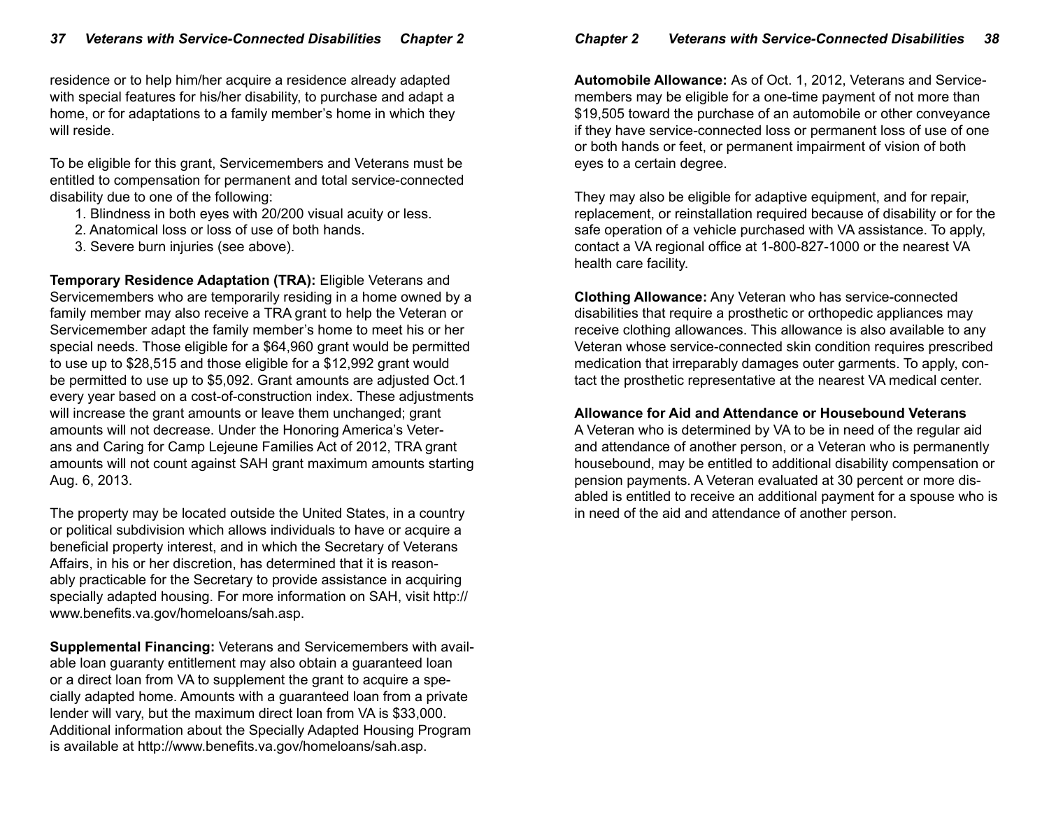residence or to help him/her acquire a residence already adapted with special features for his/her disability, to purchase and adapt a home, or for adaptations to a family member's home in which they will reside.

To be eligible for this grant, Servicemembers and Veterans must be entitled to compensation for permanent and total service-connected disability due to one of the following:

1. Blindness in both eyes with 20/200 visual acuity or less.
2. Anatomical loss or loss of use of both hands.
3. Severe burn injuries (see above).

**Temporary Residence Adaptation (TRA):** Eligible Veterans and Servicemembers who are temporarily residing in a home owned by a family member may also receive a TRA grant to help the Veteran or Servicemember adapt the family member's home to meet his or her special needs. Those eligible for a $64,960 grant would be permitted to use up to $28,515 and those eligible for a $12,992 grant would be permitted to use up to $5,092. Grant amounts are adjusted Oct.1 every year based on a cost-of-construction index. These adjustments will increase the grant amounts or leave them unchanged; grant amounts will not decrease. Under the Honoring America's Veterans and Caring for Camp Lejeune Families Act of 2012, TRA grant amounts will not count against SAH grant maximum amounts starting Aug. 6, 2013.

The property may be located outside the United States, in a country or political subdivision which allows individuals to have or acquire a beneficial property interest, and in which the Secretary of Veterans Affairs, in his or her discretion, has determined that it is reasonably practicable for the Secretary to provide assistance in acquiring specially adapted housing. For more information on SAH, visit http://www.benefits.va.gov/homeloans/sah.asp.

**Supplemental Financing:** Veterans and Servicemembers with available loan guaranty entitlement may also obtain a guaranteed loan or a direct loan from VA to supplement the grant to acquire a specially adapted home. Amounts with a guaranteed loan from a private lender will vary, but the maximum direct loan from VA is $33,000. Additional information about the Specially Adapted Housing Program is available at http://www.benefits.va.gov/homeloans/sah.asp.

**Automobile Allowance:** As of Oct. 1, 2012, Veterans and Servicemembers may be eligible for a one-time payment of not more than $19,505 toward the purchase of an automobile or other conveyance if they have service-connected loss or permanent loss of use of one or both hands or feet, or permanent impairment of vision of both eyes to a certain degree.

They may also be eligible for adaptive equipment, and for repair, replacement, or reinstallation required because of disability or for the safe operation of a vehicle purchased with VA assistance. To apply, contact a VA regional office at 1-800-827-1000 or the nearest VA health care facility.

**Clothing Allowance:** Any Veteran who has service-connected disabilities that require a prosthetic or orthopedic appliances may receive clothing allowances. This allowance is also available to any Veteran whose service-connected skin condition requires prescribed medication that irreparably damages outer garments. To apply, contact the prosthetic representative at the nearest VA medical center.

**Allowance for Aid and Attendance or Housebound Veterans**

A Veteran who is determined by VA to be in need of the regular aid and attendance of another person, or a Veteran who is permanently housebound, may be entitled to additional disability compensation or pension payments. A Veteran evaluated at 30 percent or more disabled is entitled to receive an additional payment for a spouse who is in need of the aid and attendance of another person.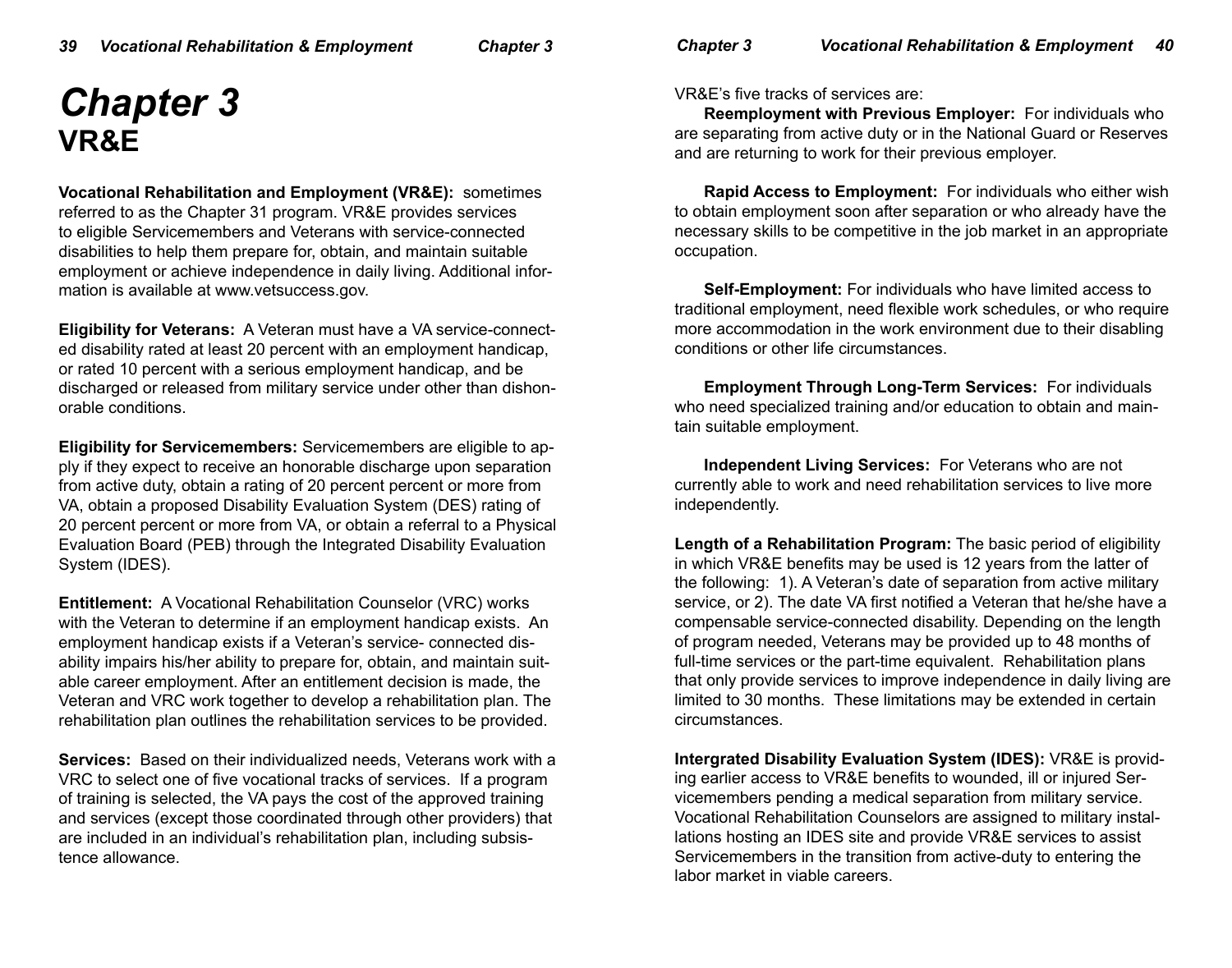# Chapter 3
## VR&E

**Vocational Rehabilitation and Employment (VR&E):** sometimes referred to as the Chapter 31 program. VR&E provides services to eligible Servicemembers and Veterans with service-connected disabilities to help them prepare for, obtain, and maintain suitable employment or achieve independence in daily living. Additional information is available at www.vetsuccess.gov.

**Eligibility for Veterans:** A Veteran must have a VA service-connected disability rated at least 20 percent with an employment handicap, or rated 10 percent with a serious employment handicap, and be discharged or released from military service under other than dishonorable conditions.

**Eligibility for Servicemembers:** Servicemembers are eligible to apply if they expect to receive an honorable discharge upon separation from active duty, obtain a rating of 20 percent percent or more from VA, obtain a proposed Disability Evaluation System (DES) rating of 20 percent percent or more from VA, or obtain a referral to a Physical Evaluation Board (PEB) through the Integrated Disability Evaluation System (IDES).

**Entitlement:** A Vocational Rehabilitation Counselor (VRC) works with the Veteran to determine if an employment handicap exists. An employment handicap exists if a Veteran's service- connected disability impairs his/her ability to prepare for, obtain, and maintain suitable career employment. After an entitlement decision is made, the Veteran and VRC work together to develop a rehabilitation plan. The rehabilitation plan outlines the rehabilitation services to be provided.

**Services:** Based on their individualized needs, Veterans work with a VRC to select one of five vocational tracks of services. If a program of training is selected, the VA pays the cost of the approved training and services (except those coordinated through other providers) that are included in an individual's rehabilitation plan, including subsistence allowance.

VR&E's five tracks of services are:

**Reemployment with Previous Employer:** For individuals who are separating from active duty or in the National Guard or Reserves and are returning to work for their previous employer.

**Rapid Access to Employment:** For individuals who either wish to obtain employment soon after separation or who already have the necessary skills to be competitive in the job market in an appropriate occupation.

**Self-Employment:** For individuals who have limited access to traditional employment, need flexible work schedules, or who require more accommodation in the work environment due to their disabling conditions or other life circumstances.

**Employment Through Long-Term Services:** For individuals who need specialized training and/or education to obtain and maintain suitable employment.

**Independent Living Services:** For Veterans who are not currently able to work and need rehabilitation services to live more independently.

**Length of a Rehabilitation Program:** The basic period of eligibility in which VR&E benefits may be used is 12 years from the latter of the following: 1). A Veteran's date of separation from active military service, or 2). The date VA first notified a Veteran that he/she have a compensable service-connected disability. Depending on the length of program needed, Veterans may be provided up to 48 months of full-time services or the part-time equivalent. Rehabilitation plans that only provide services to improve independence in daily living are limited to 30 months. These limitations may be extended in certain circumstances.

**Intergrated Disability Evaluation System (IDES):** VR&E is providing earlier access to VR&E benefits to wounded, ill or injured Servicemembers pending a medical separation from military service. Vocational Rehabilitation Counselors are assigned to military installations hosting an IDES site and provide VR&E services to assist Servicemembers in the transition from active-duty to entering the labor market in viable careers.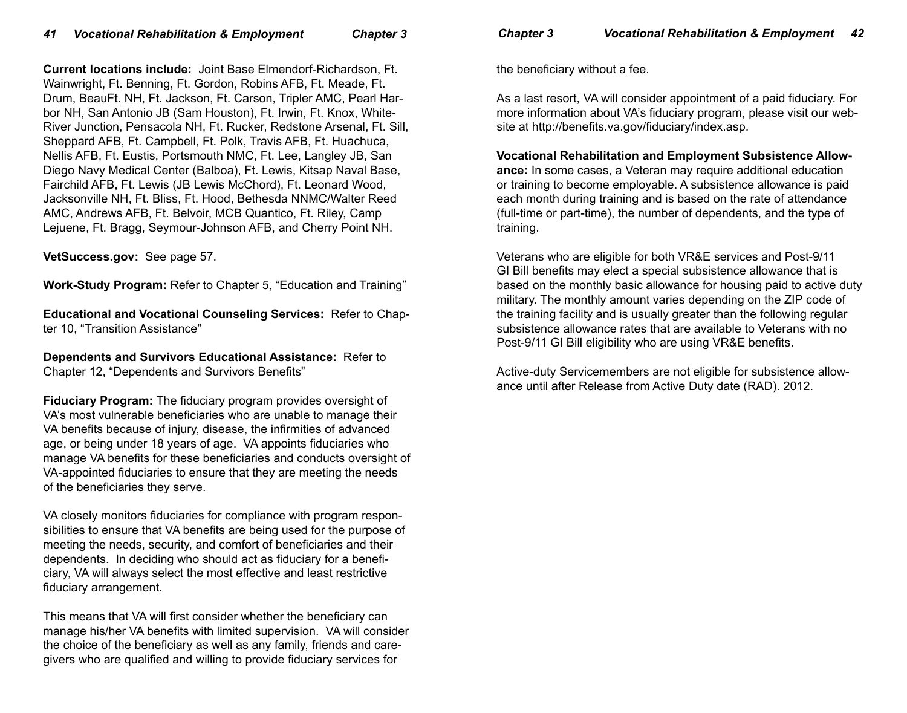**Current locations include:** Joint Base Elmendorf-Richardson, Ft. Wainwright, Ft. Benning, Ft. Gordon, Robins AFB, Ft. Meade, Ft. Drum, BeauFt. NH, Ft. Jackson, Ft. Carson, Tripler AMC, Pearl Harbor NH, San Antonio JB (Sam Houston), Ft. Irwin, Ft. Knox, White-River Junction, Pensacola NH, Ft. Rucker, Redstone Arsenal, Ft. Sill, Sheppard AFB, Ft. Campbell, Ft. Polk, Travis AFB, Ft. Huachuca, Nellis AFB, Ft. Eustis, Portsmouth NMC, Ft. Lee, Langley JB, San Diego Navy Medical Center (Balboa), Ft. Lewis, Kitsap Naval Base, Fairchild AFB, Ft. Lewis (JB Lewis McChord), Ft. Leonard Wood, Jacksonville NH, Ft. Bliss, Ft. Hood, Bethesda NNMC/Walter Reed AMC, Andrews AFB, Ft. Belvoir, MCB Quantico, Ft. Riley, Camp Lejuene, Ft. Bragg, Seymour-Johnson AFB, and Cherry Point NH.

**VetSuccess.gov:** See page 57.

**Work-Study Program:** Refer to Chapter 5, "Education and Training"

**Educational and Vocational Counseling Services:** Refer to Chapter 10, "Transition Assistance"

**Dependents and Survivors Educational Assistance:** Refer to Chapter 12, "Dependents and Survivors Benefits"

**Fiduciary Program:** The fiduciary program provides oversight of VA's most vulnerable beneficiaries who are unable to manage their VA benefits because of injury, disease, the infirmities of advanced age, or being under 18 years of age. VA appoints fiduciaries who manage VA benefits for these beneficiaries and conducts oversight of VA-appointed fiduciaries to ensure that they are meeting the needs of the beneficiaries they serve.

VA closely monitors fiduciaries for compliance with program responsibilities to ensure that VA benefits are being used for the purpose of meeting the needs, security, and comfort of beneficiaries and their dependents. In deciding who should act as fiduciary for a beneficiary, VA will always select the most effective and least restrictive fiduciary arrangement.

This means that VA will first consider whether the beneficiary can manage his/her VA benefits with limited supervision. VA will consider the choice of the beneficiary as well as any family, friends and caregivers who are qualified and willing to provide fiduciary services for the beneficiary without a fee.

As a last resort, VA will consider appointment of a paid fiduciary. For more information about VA's fiduciary program, please visit our website at http://benefits.va.gov/fiduciary/index.asp.

**Vocational Rehabilitation and Employment Subsistence Allowance:** In some cases, a Veteran may require additional education or training to become employable. A subsistence allowance is paid each month during training and is based on the rate of attendance (full-time or part-time), the number of dependents, and the type of training.

Veterans who are eligible for both VR&E services and Post-9/11 GI Bill benefits may elect a special subsistence allowance that is based on the monthly basic allowance for housing paid to active duty military. The monthly amount varies depending on the ZIP code of the training facility and is usually greater than the following regular subsistence allowance rates that are available to Veterans with no Post-9/11 GI Bill eligibility who are using VR&E benefits.

Active-duty Servicemembers are not eligible for subsistence allowance until after Release from Active Duty date (RAD). 2012.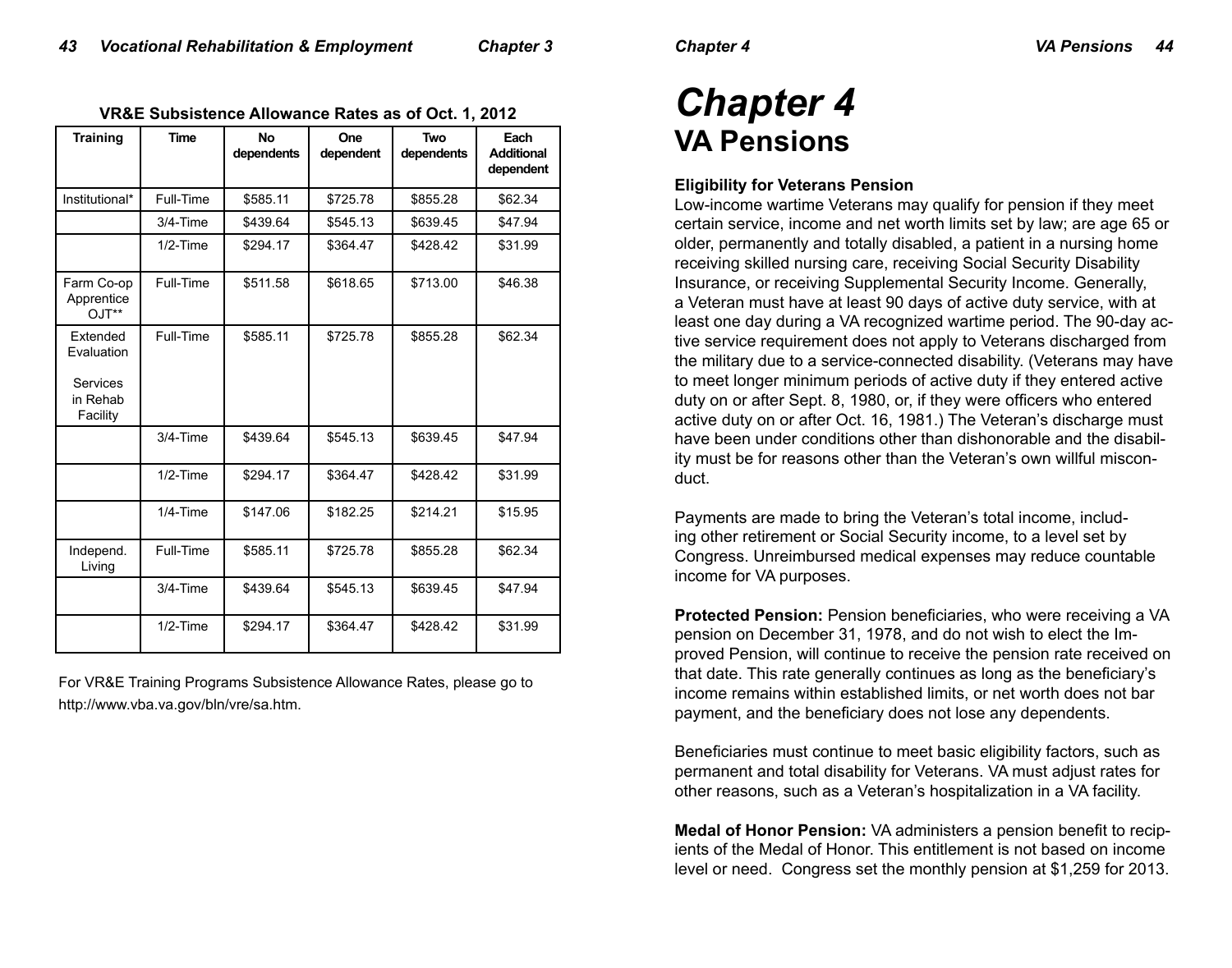**VR&E Subsistence Allowance Rates as of Oct. 1, 2012**

| Training | Time | No dependents | One dependent | Two dependents | Each Additional dependent |
|---|---|---|---|---|---|
| Institutional* | Full-Time | $585.11 | $725.78 | $855.28 | $62.34 |
| | 3/4-Time | $439.64 | $545.13 | $639.45 | $47.94 |
| | 1/2-Time | $294.17 | $364.47 | $428.42 | $31.99 |
| Farm Co-op Apprentice OJT** | Full-Time | $511.58 | $618.65 | $713.00 | $46.38 |
| Extended Evaluation Services in Rehab Facility | Full-Time | $585.11 | $725.78 | $855.28 | $62.34 |
| | 3/4-Time | $439.64 | $545.13 | $639.45 | $47.94 |
| | 1/2-Time | $294.17 | $364.47 | $428.42 | $31.99 |
| | 1/4-Time | $147.06 | $182.25 | $214.21 | $15.95 |
| Independ. Living | Full-Time | $585.11 | $725.78 | $855.28 | $62.34 |
| | 3/4-Time | $439.64 | $545.13 | $639.45 | $47.94 |
| | 1/2-Time | $294.17 | $364.47 | $428.42 | $31.99 |

For VR&E Training Programs Subsistence Allowance Rates, please go to http://www.vba.va.gov/bln/vre/sa.htm.

# *Chapter 4*
# VA Pensions

### Eligibility for Veterans Pension

Low-income wartime Veterans may qualify for pension if they meet certain service, income and net worth limits set by law; are age 65 or older, permanently and totally disabled, a patient in a nursing home receiving skilled nursing care, receiving Social Security Disability Insurance, or receiving Supplemental Security Income. Generally, a Veteran must have at least 90 days of active duty service, with at least one day during a VA recognized wartime period. The 90-day active service requirement does not apply to Veterans discharged from the military due to a service-connected disability. (Veterans may have to meet longer minimum periods of active duty if they entered active duty on or after Sept. 8, 1980, or, if they were officers who entered active duty on or after Oct. 16, 1981.) The Veteran's discharge must have been under conditions other than dishonorable and the disability must be for reasons other than the Veteran's own willful misconduct.

Payments are made to bring the Veteran's total income, including other retirement or Social Security income, to a level set by Congress. Unreimbursed medical expenses may reduce countable income for VA purposes.

**Protected Pension:** Pension beneficiaries, who were receiving a VA pension on December 31, 1978, and do not wish to elect the Improved Pension, will continue to receive the pension rate received on that date. This rate generally continues as long as the beneficiary's income remains within established limits, or net worth does not bar payment, and the beneficiary does not lose any dependents.

Beneficiaries must continue to meet basic eligibility factors, such as permanent and total disability for Veterans. VA must adjust rates for other reasons, such as a Veteran's hospitalization in a VA facility.

**Medal of Honor Pension:** VA administers a pension benefit to recipients of the Medal of Honor. This entitlement is not based on income level or need. Congress set the monthly pension at $1,259 for 2013.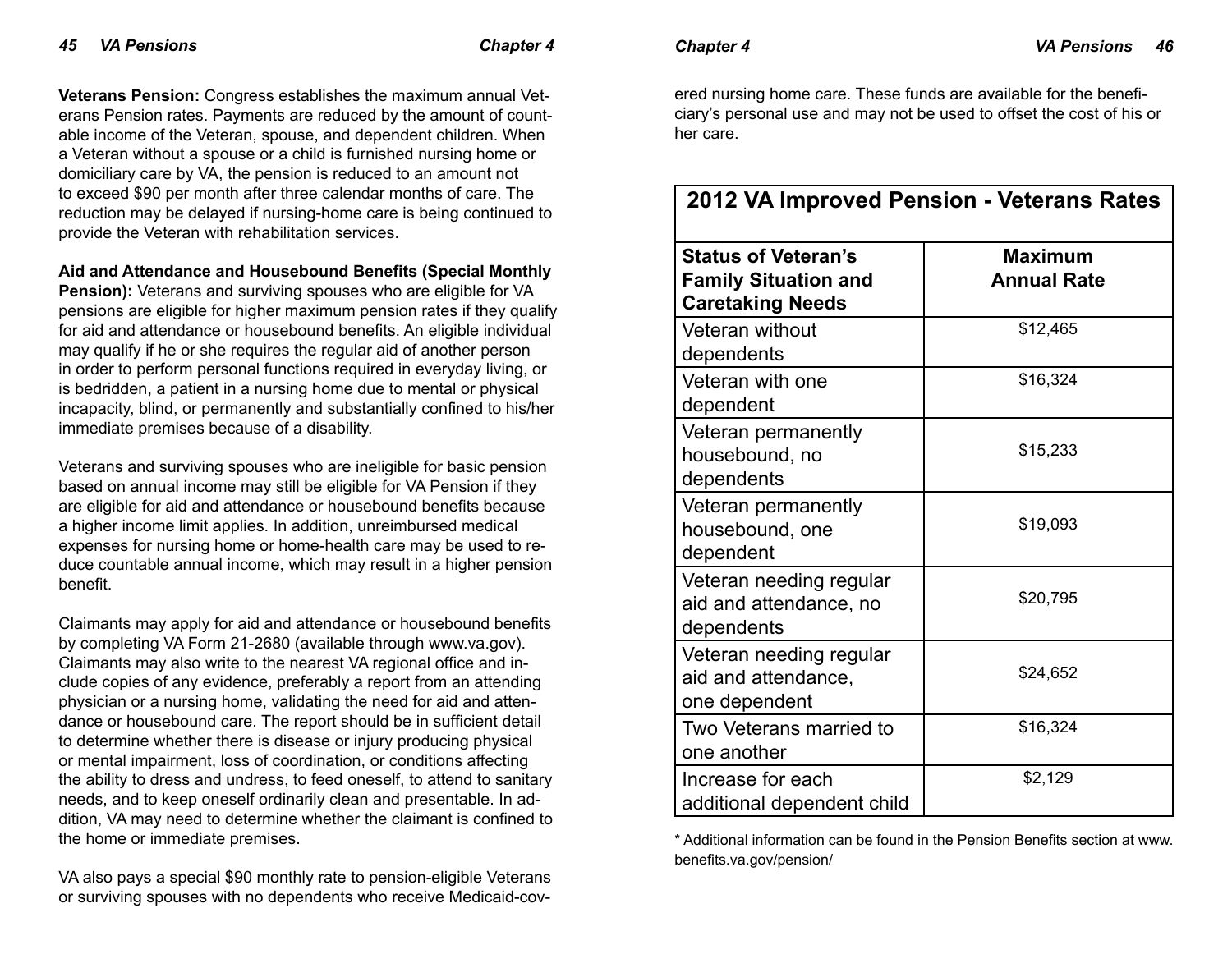**Veterans Pension:** Congress establishes the maximum annual Veterans Pension rates. Payments are reduced by the amount of countable income of the Veteran, spouse, and dependent children. When a Veteran without a spouse or a child is furnished nursing home or domiciliary care by VA, the pension is reduced to an amount not to exceed $90 per month after three calendar months of care. The reduction may be delayed if nursing-home care is being continued to provide the Veteran with rehabilitation services.

**Aid and Attendance and Housebound Benefits (Special Monthly Pension):** Veterans and surviving spouses who are eligible for VA pensions are eligible for higher maximum pension rates if they qualify for aid and attendance or housebound benefits. An eligible individual may qualify if he or she requires the regular aid of another person in order to perform personal functions required in everyday living, or is bedridden, a patient in a nursing home due to mental or physical incapacity, blind, or permanently and substantially confined to his/her immediate premises because of a disability.

Veterans and surviving spouses who are ineligible for basic pension based on annual income may still be eligible for VA Pension if they are eligible for aid and attendance or housebound benefits because a higher income limit applies. In addition, unreimbursed medical expenses for nursing home or home-health care may be used to reduce countable annual income, which may result in a higher pension benefit.

Claimants may apply for aid and attendance or housebound benefits by completing VA Form 21-2680 (available through www.va.gov). Claimants may also write to the nearest VA regional office and include copies of any evidence, preferably a report from an attending physician or a nursing home, validating the need for aid and attendance or housebound care. The report should be in sufficient detail to determine whether there is disease or injury producing physical or mental impairment, loss of coordination, or conditions affecting the ability to dress and undress, to feed oneself, to attend to sanitary needs, and to keep oneself ordinarily clean and presentable. In addition, VA may need to determine whether the claimant is confined to the home or immediate premises.

VA also pays a special $90 monthly rate to pension-eligible Veterans or surviving spouses with no dependents who receive Medicaid-covered nursing home care. These funds are available for the beneficiary's personal use and may not be used to offset the cost of his or her care.

## 2012 VA Improved Pension - Veterans Rates

| Status of Veteran's Family Situation and Caretaking Needs | Maximum Annual Rate |
|---|---|
| Veteran without dependents | $12,465 |
| Veteran with one dependent | $16,324 |
| Veteran permanently housebound, no dependents | $15,233 |
| Veteran permanently housebound, one dependent | $19,093 |
| Veteran needing regular aid and attendance, no dependents | $20,795 |
| Veteran needing regular aid and attendance, one dependent | $24,652 |
| Two Veterans married to one another | $16,324 |
| Increase for each additional dependent child | $2,129 |

* Additional information can be found in the Pension Benefits section at www.benefits.va.gov/pension/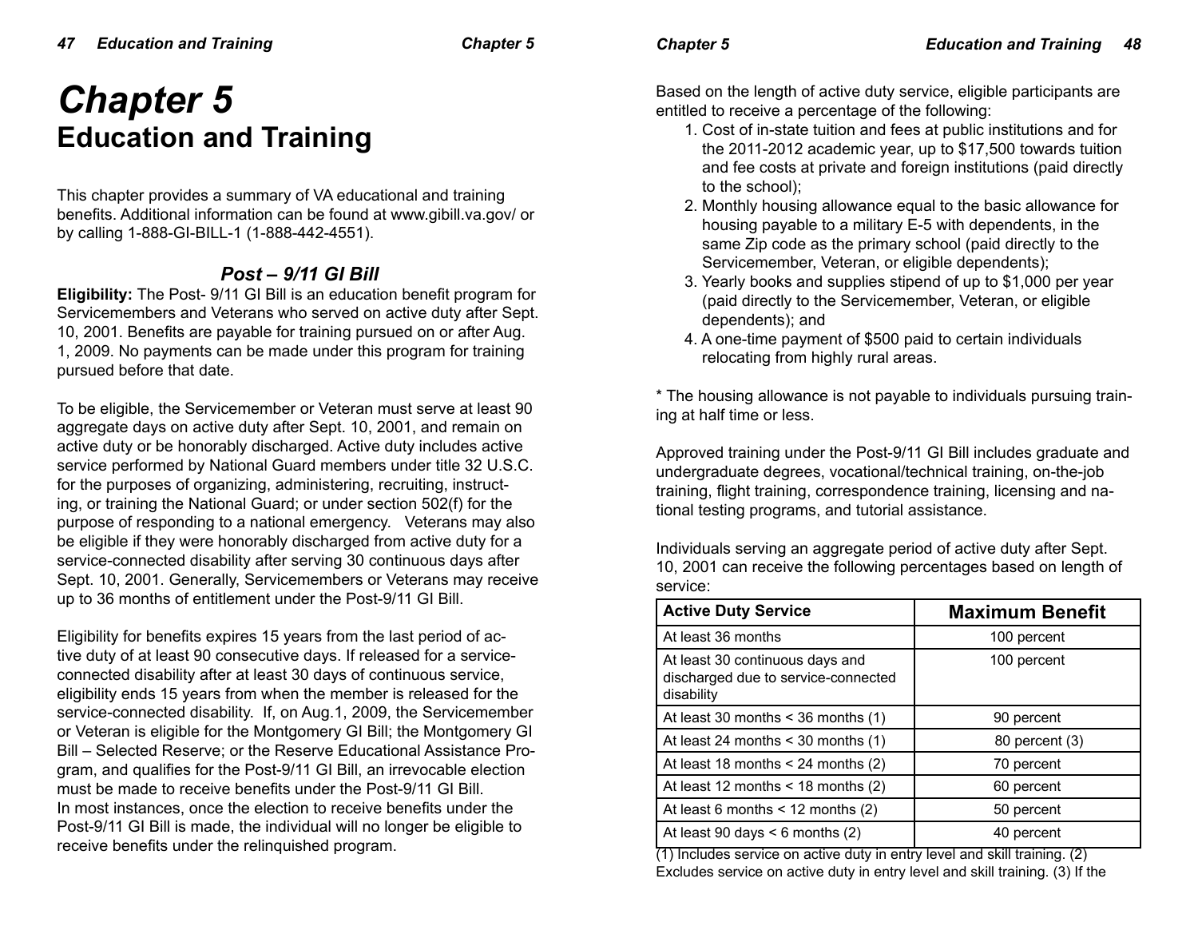# Chapter 5
## Education and Training

This chapter provides a summary of VA educational and training benefits. Additional information can be found at www.gibill.va.gov/ or by calling 1-888-GI-BILL-1 (1-888-442-4551).

### *Post – 9/11 GI Bill*

**Eligibility:** The Post- 9/11 GI Bill is an education benefit program for Servicemembers and Veterans who served on active duty after Sept. 10, 2001. Benefits are payable for training pursued on or after Aug. 1, 2009. No payments can be made under this program for training pursued before that date.

To be eligible, the Servicemember or Veteran must serve at least 90 aggregate days on active duty after Sept. 10, 2001, and remain on active duty or be honorably discharged. Active duty includes active service performed by National Guard members under title 32 U.S.C. for the purposes of organizing, administering, recruiting, instructing, or training the National Guard; or under section 502(f) for the purpose of responding to a national emergency. Veterans may also be eligible if they were honorably discharged from active duty for a service-connected disability after serving 30 continuous days after Sept. 10, 2001. Generally, Servicemembers or Veterans may receive up to 36 months of entitlement under the Post-9/11 GI Bill.

Eligibility for benefits expires 15 years from the last period of active duty of at least 90 consecutive days. If released for a service-connected disability after at least 30 days of continuous service, eligibility ends 15 years from when the member is released for the service-connected disability. If, on Aug.1, 2009, the Servicemember or Veteran is eligible for the Montgomery GI Bill; the Montgomery GI Bill – Selected Reserve; or the Reserve Educational Assistance Program, and qualifies for the Post-9/11 GI Bill, an irrevocable election must be made to receive benefits under the Post-9/11 GI Bill. In most instances, once the election to receive benefits under the Post-9/11 GI Bill is made, the individual will no longer be eligible to receive benefits under the relinquished program.

Based on the length of active duty service, eligible participants are entitled to receive a percentage of the following:

1. Cost of in-state tuition and fees at public institutions and for the 2011-2012 academic year, up to $17,500 towards tuition and fee costs at private and foreign institutions (paid directly to the school);
2. Monthly housing allowance equal to the basic allowance for housing payable to a military E-5 with dependents, in the same Zip code as the primary school (paid directly to the Servicemember, Veteran, or eligible dependents);
3. Yearly books and supplies stipend of up to $1,000 per year (paid directly to the Servicemember, Veteran, or eligible dependents); and
4. A one-time payment of $500 paid to certain individuals relocating from highly rural areas.

* The housing allowance is not payable to individuals pursuing training at half time or less.

Approved training under the Post-9/11 GI Bill includes graduate and undergraduate degrees, vocational/technical training, on-the-job training, flight training, correspondence training, licensing and national testing programs, and tutorial assistance.

Individuals serving an aggregate period of active duty after Sept. 10, 2001 can receive the following percentages based on length of service:

| Active Duty Service | Maximum Benefit |
|---|---|
| At least 36 months | 100 percent |
| At least 30 continuous days and discharged due to service-connected disability | 100 percent |
| At least 30 months < 36 months (1) | 90 percent |
| At least 24 months < 30 months (1) | 80 percent (3) |
| At least 18 months < 24 months (2) | 70 percent |
| At least 12 months < 18 months (2) | 60 percent |
| At least 6 months < 12 months (2) | 50 percent |
| At least 90 days < 6 months (2) | 40 percent |

(1) Includes service on active duty in entry level and skill training. (2) Excludes service on active duty in entry level and skill training. (3) If the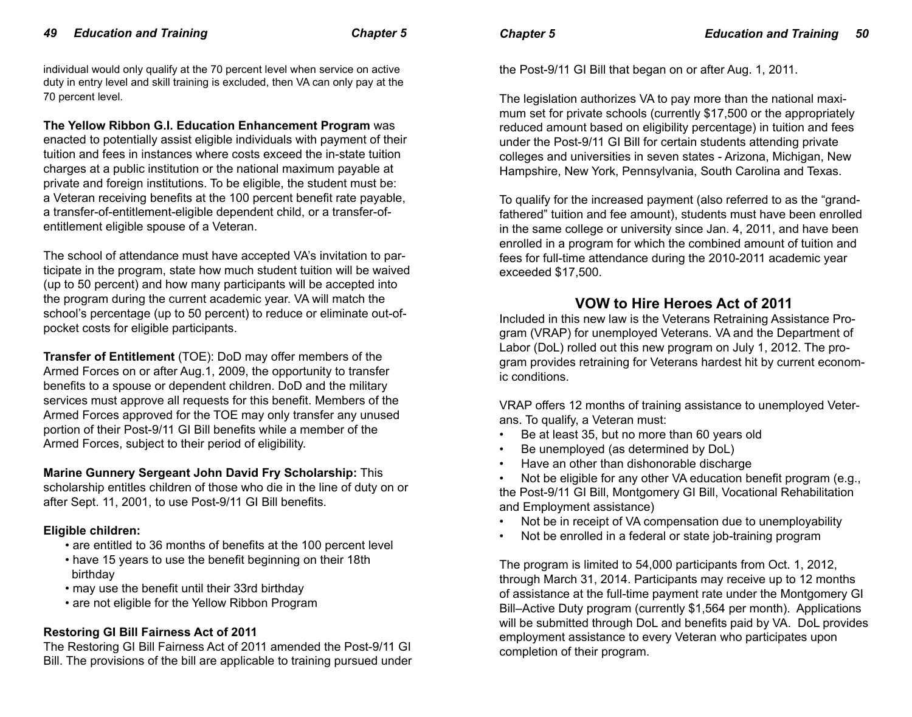individual would only qualify at the 70 percent level when service on active duty in entry level and skill training is excluded, then VA can only pay at the 70 percent level.

**The Yellow Ribbon G.I. Education Enhancement Program** was enacted to potentially assist eligible individuals with payment of their tuition and fees in instances where costs exceed the in-state tuition charges at a public institution or the national maximum payable at private and foreign institutions. To be eligible, the student must be: a Veteran receiving benefits at the 100 percent benefit rate payable, a transfer-of-entitlement-eligible dependent child, or a transfer-of-entitlement eligible spouse of a Veteran.

The school of attendance must have accepted VA's invitation to participate in the program, state how much student tuition will be waived (up to 50 percent) and how many participants will be accepted into the program during the current academic year. VA will match the school's percentage (up to 50 percent) to reduce or eliminate out-of-pocket costs for eligible participants.

**Transfer of Entitlement** (TOE): DoD may offer members of the Armed Forces on or after Aug.1, 2009, the opportunity to transfer benefits to a spouse or dependent children. DoD and the military services must approve all requests for this benefit. Members of the Armed Forces approved for the TOE may only transfer any unused portion of their Post-9/11 GI Bill benefits while a member of the Armed Forces, subject to their period of eligibility.

**Marine Gunnery Sergeant John David Fry Scholarship:** This scholarship entitles children of those who die in the line of duty on or after Sept. 11, 2001, to use Post-9/11 GI Bill benefits.

**Eligible children:**

- are entitled to 36 months of benefits at the 100 percent level
- have 15 years to use the benefit beginning on their 18th birthday
- may use the benefit until their 33rd birthday
- are not eligible for the Yellow Ribbon Program

**Restoring GI Bill Fairness Act of 2011**

The Restoring GI Bill Fairness Act of 2011 amended the Post-9/11 GI Bill. The provisions of the bill are applicable to training pursued under the Post-9/11 GI Bill that began on or after Aug. 1, 2011.

The legislation authorizes VA to pay more than the national maximum set for private schools (currently $17,500 or the appropriately reduced amount based on eligibility percentage) in tuition and fees under the Post-9/11 GI Bill for certain students attending private colleges and universities in seven states - Arizona, Michigan, New Hampshire, New York, Pennsylvania, South Carolina and Texas.

To qualify for the increased payment (also referred to as the "grandfathered" tuition and fee amount), students must have been enrolled in the same college or university since Jan. 4, 2011, and have been enrolled in a program for which the combined amount of tuition and fees for full-time attendance during the 2010-2011 academic year exceeded $17,500.

## VOW to Hire Heroes Act of 2011

Included in this new law is the Veterans Retraining Assistance Program (VRAP) for unemployed Veterans. VA and the Department of Labor (DoL) rolled out this new program on July 1, 2012. The program provides retraining for Veterans hardest hit by current economic conditions.

VRAP offers 12 months of training assistance to unemployed Veterans. To qualify, a Veteran must:

- Be at least 35, but no more than 60 years old
- Be unemployed (as determined by DoL)
- Have an other than dishonorable discharge
- Not be eligible for any other VA education benefit program (e.g., the Post-9/11 GI Bill, Montgomery GI Bill, Vocational Rehabilitation and Employment assistance)
- Not be in receipt of VA compensation due to unemployability
- Not be enrolled in a federal or state job-training program

The program is limited to 54,000 participants from Oct. 1, 2012, through March 31, 2014. Participants may receive up to 12 months of assistance at the full-time payment rate under the Montgomery GI Bill–Active Duty program (currently $1,564 per month). Applications will be submitted through DoL and benefits paid by VA. DoL provides employment assistance to every Veteran who participates upon completion of their program.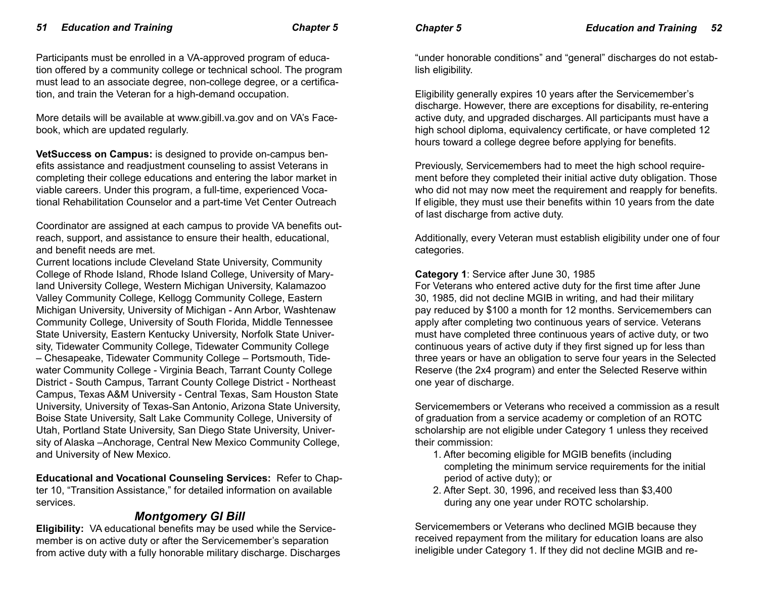Participants must be enrolled in a VA-approved program of education offered by a community college or technical school. The program must lead to an associate degree, non-college degree, or a certification, and train the Veteran for a high-demand occupation.

More details will be available at www.gibill.va.gov and on VA's Facebook, which are updated regularly.

**VetSuccess on Campus:** is designed to provide on-campus benefits assistance and readjustment counseling to assist Veterans in completing their college educations and entering the labor market in viable careers. Under this program, a full-time, experienced Vocational Rehabilitation Counselor and a part-time Vet Center Outreach Coordinator are assigned at each campus to provide VA benefits outreach, support, and assistance to ensure their health, educational, and benefit needs are met.

Current locations include Cleveland State University, Community College of Rhode Island, Rhode Island College, University of Maryland University College, Western Michigan University, Kalamazoo Valley Community College, Kellogg Community College, Eastern Michigan University, University of Michigan - Ann Arbor, Washtenaw Community College, University of South Florida, Middle Tennessee State University, Eastern Kentucky University, Norfolk State University, Tidewater Community College, Tidewater Community College – Chesapeake, Tidewater Community College – Portsmouth, Tidewater Community College - Virginia Beach, Tarrant County College District - South Campus, Tarrant County College District - Northeast Campus, Texas A&M University - Central Texas, Sam Houston State University, University of Texas-San Antonio, Arizona State University, Boise State University, Salt Lake Community College, University of Utah, Portland State University, San Diego State University, University of Alaska –Anchorage, Central New Mexico Community College, and University of New Mexico.

**Educational and Vocational Counseling Services:** Refer to Chapter 10, "Transition Assistance," for detailed information on available services.

## Montgomery GI Bill

**Eligibility:** VA educational benefits may be used while the Servicemember is on active duty or after the Servicemember's separation from active duty with a fully honorable military discharge. Discharges "under honorable conditions" and "general" discharges do not establish eligibility.

Eligibility generally expires 10 years after the Servicemember's discharge. However, there are exceptions for disability, re-entering active duty, and upgraded discharges. All participants must have a high school diploma, equivalency certificate, or have completed 12 hours toward a college degree before applying for benefits.

Previously, Servicemembers had to meet the high school requirement before they completed their initial active duty obligation. Those who did not may now meet the requirement and reapply for benefits. If eligible, they must use their benefits within 10 years from the date of last discharge from active duty.

Additionally, every Veteran must establish eligibility under one of four categories.

**Category 1**: Service after June 30, 1985
For Veterans who entered active duty for the first time after June 30, 1985, did not decline MGIB in writing, and had their military pay reduced by $100 a month for 12 months. Servicemembers can apply after completing two continuous years of service. Veterans must have completed three continuous years of active duty, or two continuous years of active duty if they first signed up for less than three years or have an obligation to serve four years in the Selected Reserve (the 2x4 program) and enter the Selected Reserve within one year of discharge.

Servicemembers or Veterans who received a commission as a result of graduation from a service academy or completion of an ROTC scholarship are not eligible under Category 1 unless they received their commission:

1. After becoming eligible for MGIB benefits (including completing the minimum service requirements for the initial period of active duty); or
2. After Sept. 30, 1996, and received less than $3,400 during any one year under ROTC scholarship.

Servicemembers or Veterans who declined MGIB because they received repayment from the military for education loans are also ineligible under Category 1. If they did not decline MGIB and re-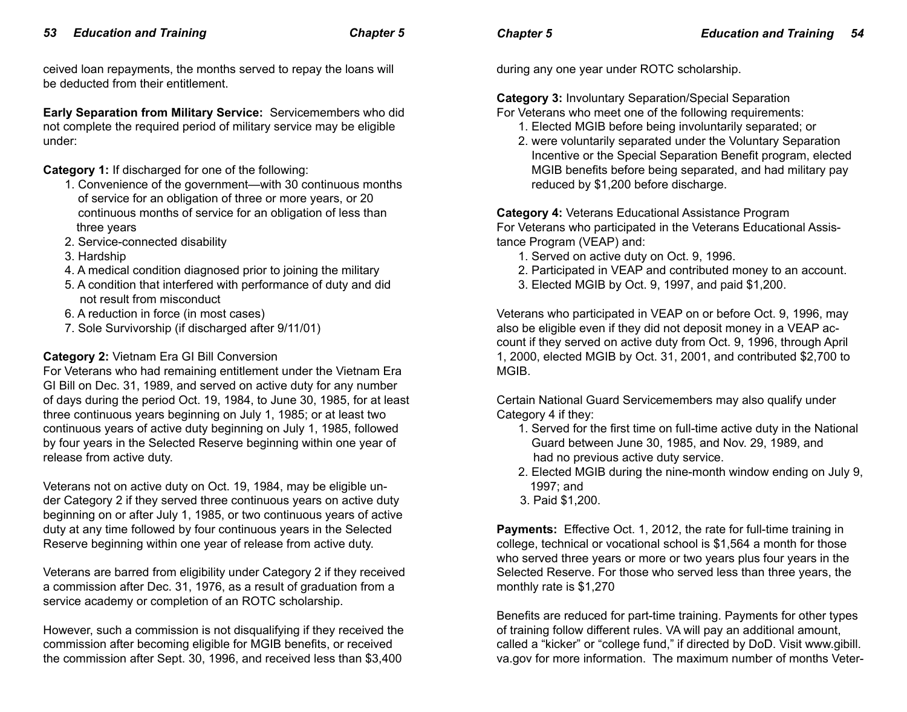ceived loan repayments, the months served to repay the loans will be deducted from their entitlement.

**Early Separation from Military Service:** Servicemembers who did not complete the required period of military service may be eligible under:

**Category 1:** If discharged for one of the following:

1. Convenience of the government—with 30 continuous months of service for an obligation of three or more years, or 20 continuous months of service for an obligation of less than three years
2. Service-connected disability
3. Hardship
4. A medical condition diagnosed prior to joining the military
5. A condition that interfered with performance of duty and did not result from misconduct
6. A reduction in force (in most cases)
7. Sole Survivorship (if discharged after 9/11/01)

**Category 2:** Vietnam Era GI Bill Conversion
For Veterans who had remaining entitlement under the Vietnam Era GI Bill on Dec. 31, 1989, and served on active duty for any number of days during the period Oct. 19, 1984, to June 30, 1985, for at least three continuous years beginning on July 1, 1985; or at least two continuous years of active duty beginning on July 1, 1985, followed by four years in the Selected Reserve beginning within one year of release from active duty.

Veterans not on active duty on Oct. 19, 1984, may be eligible under Category 2 if they served three continuous years on active duty beginning on or after July 1, 1985, or two continuous years of active duty at any time followed by four continuous years in the Selected Reserve beginning within one year of release from active duty.

Veterans are barred from eligibility under Category 2 if they received a commission after Dec. 31, 1976, as a result of graduation from a service academy or completion of an ROTC scholarship.

However, such a commission is not disqualifying if they received the commission after becoming eligible for MGIB benefits, or received the commission after Sept. 30, 1996, and received less than $3,400 during any one year under ROTC scholarship.

**Category 3:** Involuntary Separation/Special Separation
For Veterans who meet one of the following requirements:

1. Elected MGIB before being involuntarily separated; or
2. were voluntarily separated under the Voluntary Separation Incentive or the Special Separation Benefit program, elected MGIB benefits before being separated, and had military pay reduced by $1,200 before discharge.

**Category 4:** Veterans Educational Assistance Program
For Veterans who participated in the Veterans Educational Assistance Program (VEAP) and:

1. Served on active duty on Oct. 9, 1996.
2. Participated in VEAP and contributed money to an account.
3. Elected MGIB by Oct. 9, 1997, and paid $1,200.

Veterans who participated in VEAP on or before Oct. 9, 1996, may also be eligible even if they did not deposit money in a VEAP account if they served on active duty from Oct. 9, 1996, through April 1, 2000, elected MGIB by Oct. 31, 2001, and contributed $2,700 to MGIB.

Certain National Guard Servicemembers may also qualify under Category 4 if they:

1. Served for the first time on full-time active duty in the National Guard between June 30, 1985, and Nov. 29, 1989, and had no previous active duty service.
2. Elected MGIB during the nine-month window ending on July 9, 1997; and
3. Paid $1,200.

**Payments:** Effective Oct. 1, 2012, the rate for full-time training in college, technical or vocational school is $1,564 a month for those who served three years or more or two years plus four years in the Selected Reserve. For those who served less than three years, the monthly rate is $1,270

Benefits are reduced for part-time training. Payments for other types of training follow different rules. VA will pay an additional amount, called a "kicker" or "college fund," if directed by DoD. Visit www.gibill.va.gov for more information. The maximum number of months Veter-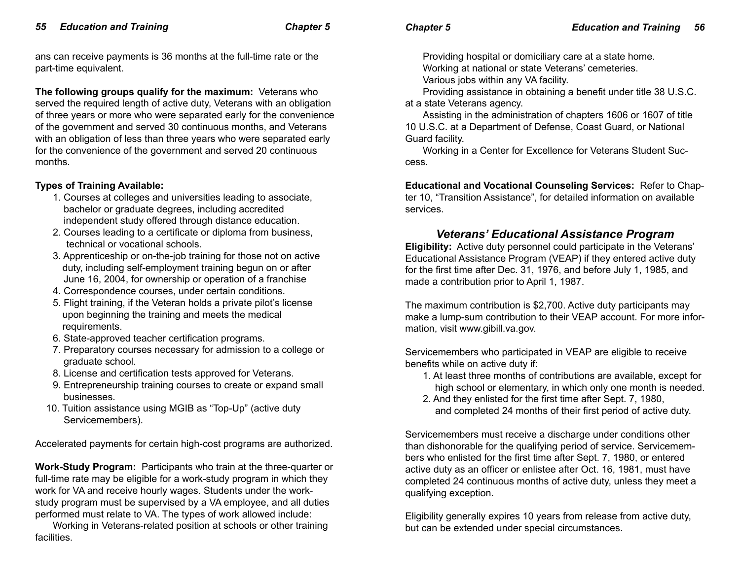ans can receive payments is 36 months at the full-time rate or the part-time equivalent.

**The following groups qualify for the maximum:** Veterans who served the required length of active duty, Veterans with an obligation of three years or more who were separated early for the convenience of the government and served 30 continuous months, and Veterans with an obligation of less than three years who were separated early for the convenience of the government and served 20 continuous months.

**Types of Training Available:**

1. Courses at colleges and universities leading to associate, bachelor or graduate degrees, including accredited independent study offered through distance education.
2. Courses leading to a certificate or diploma from business, technical or vocational schools.
3. Apprenticeship or on-the-job training for those not on active duty, including self-employment training begun on or after June 16, 2004, for ownership or operation of a franchise
4. Correspondence courses, under certain conditions.
5. Flight training, if the Veteran holds a private pilot's license upon beginning the training and meets the medical requirements.
6. State-approved teacher certification programs.
7. Preparatory courses necessary for admission to a college or graduate school.
8. License and certification tests approved for Veterans.
9. Entrepreneurship training courses to create or expand small businesses.
10. Tuition assistance using MGIB as "Top-Up" (active duty Servicemembers).

Accelerated payments for certain high-cost programs are authorized.

**Work-Study Program:** Participants who train at the three-quarter or full-time rate may be eligible for a work-study program in which they work for VA and receive hourly wages. Students under the work-study program must be supervised by a VA employee, and all duties performed must relate to VA. The types of work allowed include:

Working in Veterans-related position at schools or other training facilities.

Providing hospital or domiciliary care at a state home.

Working at national or state Veterans' cemeteries.

Various jobs within any VA facility.

Providing assistance in obtaining a benefit under title 38 U.S.C. at a state Veterans agency.

Assisting in the administration of chapters 1606 or 1607 of title 10 U.S.C. at a Department of Defense, Coast Guard, or National Guard facility.

Working in a Center for Excellence for Veterans Student Success.

**Educational and Vocational Counseling Services:** Refer to Chapter 10, "Transition Assistance", for detailed information on available services.

## *Veterans' Educational Assistance Program*

**Eligibility:** Active duty personnel could participate in the Veterans' Educational Assistance Program (VEAP) if they entered active duty for the first time after Dec. 31, 1976, and before July 1, 1985, and made a contribution prior to April 1, 1987.

The maximum contribution is $2,700. Active duty participants may make a lump-sum contribution to their VEAP account. For more information, visit www.gibill.va.gov.

Servicemembers who participated in VEAP are eligible to receive benefits while on active duty if:

1. At least three months of contributions are available, except for high school or elementary, in which only one month is needed.
2. And they enlisted for the first time after Sept. 7, 1980, and completed 24 months of their first period of active duty.

Servicemembers must receive a discharge under conditions other than dishonorable for the qualifying period of service. Servicemembers who enlisted for the first time after Sept. 7, 1980, or entered active duty as an officer or enlistee after Oct. 16, 1981, must have completed 24 continuous months of active duty, unless they meet a qualifying exception.

Eligibility generally expires 10 years from release from active duty, but can be extended under special circumstances.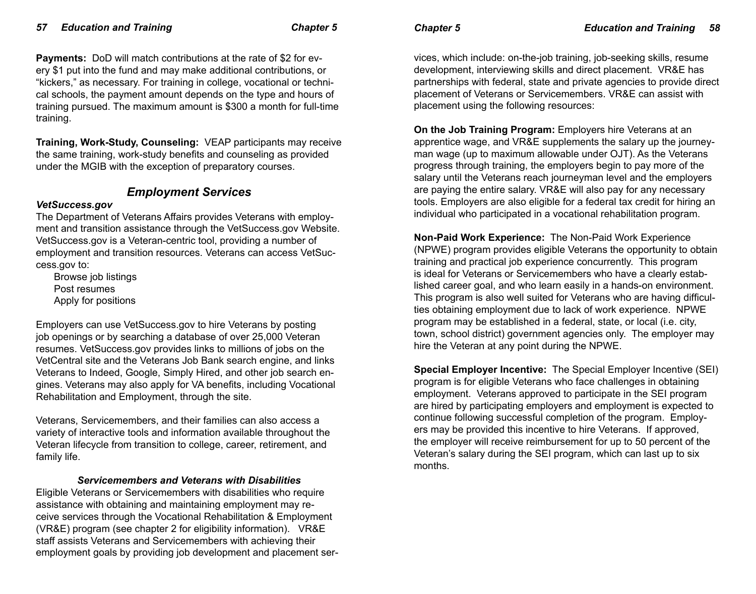**Payments:** DoD will match contributions at the rate of $2 for every $1 put into the fund and may make additional contributions, or "kickers," as necessary. For training in college, vocational or technical schools, the payment amount depends on the type and hours of training pursued. The maximum amount is $300 a month for full-time training.

**Training, Work-Study, Counseling:** VEAP participants may receive the same training, work-study benefits and counseling as provided under the MGIB with the exception of preparatory courses.

## *Employment Services*

### *VetSuccess.gov*

The Department of Veterans Affairs provides Veterans with employment and transition assistance through the VetSuccess.gov Website. VetSuccess.gov is a Veteran-centric tool, providing a number of employment and transition resources. Veterans can access VetSuccess.gov to:

- Browse job listings
- Post resumes
- Apply for positions

Employers can use VetSuccess.gov to hire Veterans by posting job openings or by searching a database of over 25,000 Veteran resumes. VetSuccess.gov provides links to millions of jobs on the VetCentral site and the Veterans Job Bank search engine, and links Veterans to Indeed, Google, Simply Hired, and other job search engines. Veterans may also apply for VA benefits, including Vocational Rehabilitation and Employment, through the site.

Veterans, Servicemembers, and their families can also access a variety of interactive tools and information available throughout the Veteran lifecycle from transition to college, career, retirement, and family life.

### *Servicemembers and Veterans with Disabilities*

Eligible Veterans or Servicemembers with disabilities who require assistance with obtaining and maintaining employment may receive services through the Vocational Rehabilitation & Employment (VR&E) program (see chapter 2 for eligibility information). VR&E staff assists Veterans and Servicemembers with achieving their employment goals by providing job development and placement services, which include: on-the-job training, job-seeking skills, resume development, interviewing skills and direct placement. VR&E has partnerships with federal, state and private agencies to provide direct placement of Veterans or Servicemembers. VR&E can assist with placement using the following resources:

**On the Job Training Program:** Employers hire Veterans at an apprentice wage, and VR&E supplements the salary up the journeyman wage (up to maximum allowable under OJT). As the Veterans progress through training, the employers begin to pay more of the salary until the Veterans reach journeyman level and the employers are paying the entire salary. VR&E will also pay for any necessary tools. Employers are also eligible for a federal tax credit for hiring an individual who participated in a vocational rehabilitation program.

**Non-Paid Work Experience:** The Non-Paid Work Experience (NPWE) program provides eligible Veterans the opportunity to obtain training and practical job experience concurrently. This program is ideal for Veterans or Servicemembers who have a clearly established career goal, and who learn easily in a hands-on environment. This program is also well suited for Veterans who are having difficulties obtaining employment due to lack of work experience. NPWE program may be established in a federal, state, or local (i.e. city, town, school district) government agencies only. The employer may hire the Veteran at any point during the NPWE.

**Special Employer Incentive:** The Special Employer Incentive (SEI) program is for eligible Veterans who face challenges in obtaining employment. Veterans approved to participate in the SEI program are hired by participating employers and employment is expected to continue following successful completion of the program. Employers may be provided this incentive to hire Veterans. If approved, the employer will receive reimbursement for up to 50 percent of the Veteran's salary during the SEI program, which can last up to six months.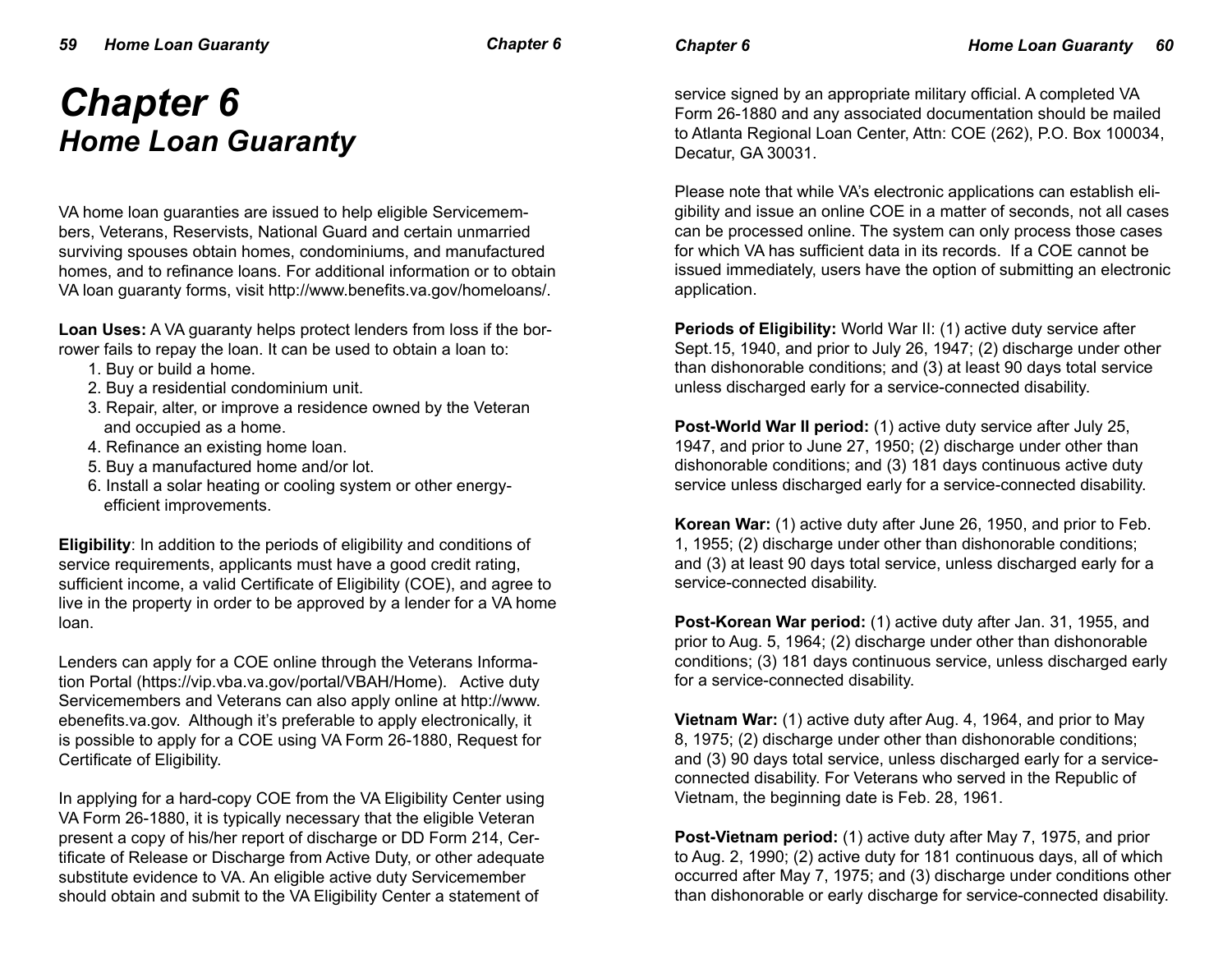# Chapter 6
## Home Loan Guaranty

VA home loan guaranties are issued to help eligible Servicemembers, Veterans, Reservists, National Guard and certain unmarried surviving spouses obtain homes, condominiums, and manufactured homes, and to refinance loans. For additional information or to obtain VA loan guaranty forms, visit http://www.benefits.va.gov/homeloans/.

**Loan Uses:** A VA guaranty helps protect lenders from loss if the borrower fails to repay the loan. It can be used to obtain a loan to:

1. Buy or build a home.
2. Buy a residential condominium unit.
3. Repair, alter, or improve a residence owned by the Veteran and occupied as a home.
4. Refinance an existing home loan.
5. Buy a manufactured home and/or lot.
6. Install a solar heating or cooling system or other energy-efficient improvements.

**Eligibility**: In addition to the periods of eligibility and conditions of service requirements, applicants must have a good credit rating, sufficient income, a valid Certificate of Eligibility (COE), and agree to live in the property in order to be approved by a lender for a VA home loan.

Lenders can apply for a COE online through the Veterans Information Portal (https://vip.vba.va.gov/portal/VBAH/Home). Active duty Servicemembers and Veterans can also apply online at http://www.ebenefits.va.gov. Although it's preferable to apply electronically, it is possible to apply for a COE using VA Form 26-1880, Request for Certificate of Eligibility.

In applying for a hard-copy COE from the VA Eligibility Center using VA Form 26-1880, it is typically necessary that the eligible Veteran present a copy of his/her report of discharge or DD Form 214, Certificate of Release or Discharge from Active Duty, or other adequate substitute evidence to VA. An eligible active duty Servicemember should obtain and submit to the VA Eligibility Center a statement of service signed by an appropriate military official. A completed VA Form 26-1880 and any associated documentation should be mailed to Atlanta Regional Loan Center, Attn: COE (262), P.O. Box 100034, Decatur, GA 30031.

Please note that while VA's electronic applications can establish eligibility and issue an online COE in a matter of seconds, not all cases can be processed online. The system can only process those cases for which VA has sufficient data in its records. If a COE cannot be issued immediately, users have the option of submitting an electronic application.

**Periods of Eligibility:** World War II: (1) active duty service after Sept.15, 1940, and prior to July 26, 1947; (2) discharge under other than dishonorable conditions; and (3) at least 90 days total service unless discharged early for a service-connected disability.

**Post-World War II period:** (1) active duty service after July 25, 1947, and prior to June 27, 1950; (2) discharge under other than dishonorable conditions; and (3) 181 days continuous active duty service unless discharged early for a service-connected disability.

**Korean War:** (1) active duty after June 26, 1950, and prior to Feb. 1, 1955; (2) discharge under other than dishonorable conditions; and (3) at least 90 days total service, unless discharged early for a service-connected disability.

**Post-Korean War period:** (1) active duty after Jan. 31, 1955, and prior to Aug. 5, 1964; (2) discharge under other than dishonorable conditions; (3) 181 days continuous service, unless discharged early for a service-connected disability.

**Vietnam War:** (1) active duty after Aug. 4, 1964, and prior to May 8, 1975; (2) discharge under other than dishonorable conditions; and (3) 90 days total service, unless discharged early for a service-connected disability. For Veterans who served in the Republic of Vietnam, the beginning date is Feb. 28, 1961.

**Post-Vietnam period:** (1) active duty after May 7, 1975, and prior to Aug. 2, 1990; (2) active duty for 181 continuous days, all of which occurred after May 7, 1975; and (3) discharge under conditions other than dishonorable or early discharge for service-connected disability.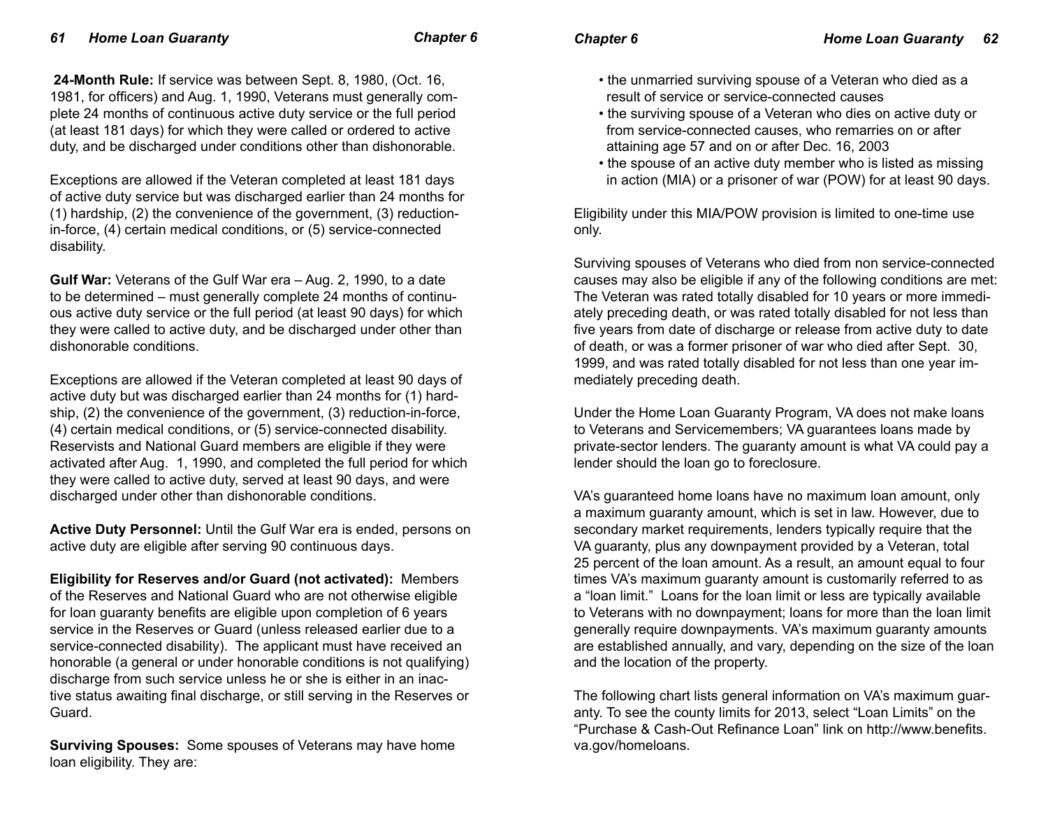**24-Month Rule:** If service was between Sept. 8, 1980, (Oct. 16, 1981, for officers) and Aug. 1, 1990, Veterans must generally complete 24 months of continuous active duty service or the full period (at least 181 days) for which they were called or ordered to active duty, and be discharged under conditions other than dishonorable.

Exceptions are allowed if the Veteran completed at least 181 days of active duty service but was discharged earlier than 24 months for (1) hardship, (2) the convenience of the government, (3) reduction-in-force, (4) certain medical conditions, or (5) service-connected disability.

**Gulf War:** Veterans of the Gulf War era – Aug. 2, 1990, to a date to be determined – must generally complete 24 months of continuous active duty service or the full period (at least 90 days) for which they were called to active duty, and be discharged under other than dishonorable conditions.

Exceptions are allowed if the Veteran completed at least 90 days of active duty but was discharged earlier than 24 months for (1) hardship, (2) the convenience of the government, (3) reduction-in-force, (4) certain medical conditions, or (5) service-connected disability. Reservists and National Guard members are eligible if they were activated after Aug. 1, 1990, and completed the full period for which they were called to active duty, served at least 90 days, and were discharged under other than dishonorable conditions.

**Active Duty Personnel:** Until the Gulf War era is ended, persons on active duty are eligible after serving 90 continuous days.

**Eligibility for Reserves and/or Guard (not activated):** Members of the Reserves and National Guard who are not otherwise eligible for loan guaranty benefits are eligible upon completion of 6 years service in the Reserves or Guard (unless released earlier due to a service-connected disability). The applicant must have received an honorable (a general or under honorable conditions is not qualifying) discharge from such service unless he or she is either in an inactive status awaiting final discharge, or still serving in the Reserves or Guard.

**Surviving Spouses:** Some spouses of Veterans may have home loan eligibility. They are:

- the unmarried surviving spouse of a Veteran who died as a result of service or service-connected causes
- the surviving spouse of a Veteran who dies on active duty or from service-connected causes, who remarries on or after attaining age 57 and on or after Dec. 16, 2003
- the spouse of an active duty member who is listed as missing in action (MIA) or a prisoner of war (POW) for at least 90 days.

Eligibility under this MIA/POW provision is limited to one-time use only.

Surviving spouses of Veterans who died from non service-connected causes may also be eligible if any of the following conditions are met: The Veteran was rated totally disabled for 10 years or more immediately preceding death, or was rated totally disabled for not less than five years from date of discharge or release from active duty to date of death, or was a former prisoner of war who died after Sept. 30, 1999, and was rated totally disabled for not less than one year immediately preceding death.

Under the Home Loan Guaranty Program, VA does not make loans to Veterans and Servicemembers; VA guarantees loans made by private-sector lenders. The guaranty amount is what VA could pay a lender should the loan go to foreclosure.

VA's guaranteed home loans have no maximum loan amount, only a maximum guaranty amount, which is set in law. However, due to secondary market requirements, lenders typically require that the VA guaranty, plus any downpayment provided by a Veteran, total 25 percent of the loan amount. As a result, an amount equal to four times VA's maximum guaranty amount is customarily referred to as a "loan limit." Loans for the loan limit or less are typically available to Veterans with no downpayment; loans for more than the loan limit generally require downpayments. VA's maximum guaranty amounts are established annually, and vary, depending on the size of the loan and the location of the property.

The following chart lists general information on VA's maximum guaranty. To see the county limits for 2013, select "Loan Limits" on the "Purchase & Cash-Out Refinance Loan" link on http://www.benefits.va.gov/homeloans.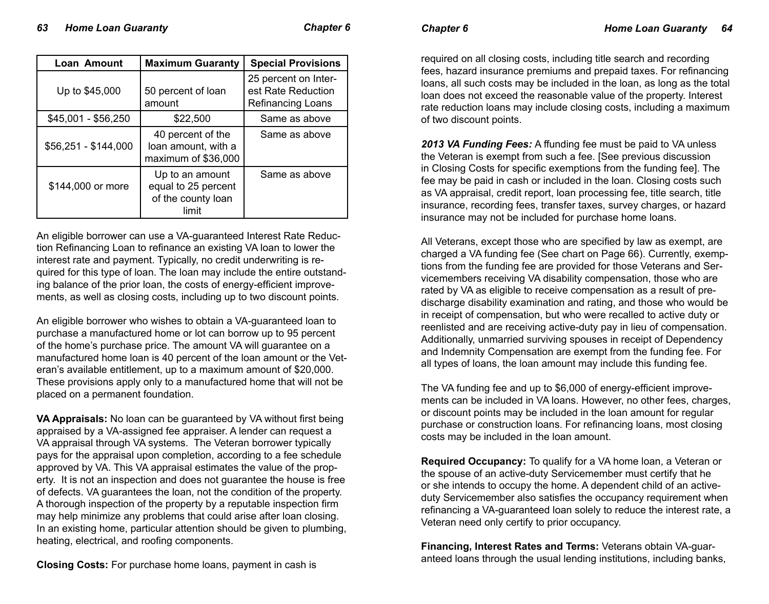| Loan Amount | Maximum Guaranty | Special Provisions |
|---|---|---|
| Up to $45,000 | 50 percent of loan amount | 25 percent on Interest Rate Reduction Refinancing Loans |
| $45,001 - $56,250 | $22,500 | Same as above |
| $56,251 - $144,000 | 40 percent of the loan amount, with a maximum of $36,000 | Same as above |
| $144,000 or more | Up to an amount equal to 25 percent of the county loan limit | Same as above |

An eligible borrower can use a VA-guaranteed Interest Rate Reduction Refinancing Loan to refinance an existing VA loan to lower the interest rate and payment. Typically, no credit underwriting is required for this type of loan. The loan may include the entire outstanding balance of the prior loan, the costs of energy-efficient improvements, as well as closing costs, including up to two discount points.

An eligible borrower who wishes to obtain a VA-guaranteed loan to purchase a manufactured home or lot can borrow up to 95 percent of the home's purchase price. The amount VA will guarantee on a manufactured home loan is 40 percent of the loan amount or the Veteran's available entitlement, up to a maximum amount of $20,000. These provisions apply only to a manufactured home that will not be placed on a permanent foundation.

**VA Appraisals:** No loan can be guaranteed by VA without first being appraised by a VA-assigned fee appraiser. A lender can request a VA appraisal through VA systems. The Veteran borrower typically pays for the appraisal upon completion, according to a fee schedule approved by VA. This VA appraisal estimates the value of the property. It is not an inspection and does not guarantee the house is free of defects. VA guarantees the loan, not the condition of the property. A thorough inspection of the property by a reputable inspection firm may help minimize any problems that could arise after loan closing. In an existing home, particular attention should be given to plumbing, heating, electrical, and roofing components.

**Closing Costs:** For purchase home loans, payment in cash is required on all closing costs, including title search and recording fees, hazard insurance premiums and prepaid taxes. For refinancing loans, all such costs may be included in the loan, as long as the total loan does not exceed the reasonable value of the property. Interest rate reduction loans may include closing costs, including a maximum of two discount points.

***2013 VA Funding Fees:*** A ffunding fee must be paid to VA unless the Veteran is exempt from such a fee. [See previous discussion in Closing Costs for specific exemptions from the funding fee]. The fee may be paid in cash or included in the loan. Closing costs such as VA appraisal, credit report, loan processing fee, title search, title insurance, recording fees, transfer taxes, survey charges, or hazard insurance may not be included for purchase home loans.

All Veterans, except those who are specified by law as exempt, are charged a VA funding fee (See chart on Page 66). Currently, exemptions from the funding fee are provided for those Veterans and Servicemembers receiving VA disability compensation, those who are rated by VA as eligible to receive compensation as a result of predischarge disability examination and rating, and those who would be in receipt of compensation, but who were recalled to active duty or reenlisted and are receiving active-duty pay in lieu of compensation. Additionally, unmarried surviving spouses in receipt of Dependency and Indemnity Compensation are exempt from the funding fee. For all types of loans, the loan amount may include this funding fee.

The VA funding fee and up to $6,000 of energy-efficient improvements can be included in VA loans. However, no other fees, charges, or discount points may be included in the loan amount for regular purchase or construction loans. For refinancing loans, most closing costs may be included in the loan amount.

**Required Occupancy:** To qualify for a VA home loan, a Veteran or the spouse of an active-duty Servicemember must certify that he or she intends to occupy the home. A dependent child of an active-duty Servicemember also satisfies the occupancy requirement when refinancing a VA-guaranteed loan solely to reduce the interest rate, a Veteran need only certify to prior occupancy.

**Financing, Interest Rates and Terms:** Veterans obtain VA-guaranteed loans through the usual lending institutions, including banks,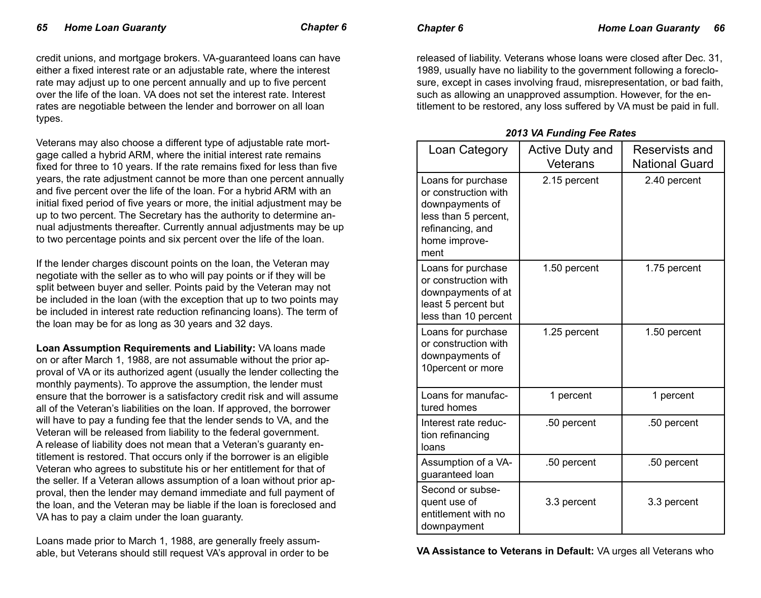credit unions, and mortgage brokers. VA-guaranteed loans can have either a fixed interest rate or an adjustable rate, where the interest rate may adjust up to one percent annually and up to five percent over the life of the loan. VA does not set the interest rate. Interest rates are negotiable between the lender and borrower on all loan types.

Veterans may also choose a different type of adjustable rate mortgage called a hybrid ARM, where the initial interest rate remains fixed for three to 10 years. If the rate remains fixed for less than five years, the rate adjustment cannot be more than one percent annually and five percent over the life of the loan. For a hybrid ARM with an initial fixed period of five years or more, the initial adjustment may be up to two percent. The Secretary has the authority to determine annual adjustments thereafter. Currently annual adjustments may be up to two percentage points and six percent over the life of the loan.

If the lender charges discount points on the loan, the Veteran may negotiate with the seller as to who will pay points or if they will be split between buyer and seller. Points paid by the Veteran may not be included in the loan (with the exception that up to two points may be included in interest rate reduction refinancing loans). The term of the loan may be for as long as 30 years and 32 days.

**Loan Assumption Requirements and Liability:** VA loans made on or after March 1, 1988, are not assumable without the prior approval of VA or its authorized agent (usually the lender collecting the monthly payments). To approve the assumption, the lender must ensure that the borrower is a satisfactory credit risk and will assume all of the Veteran's liabilities on the loan. If approved, the borrower will have to pay a funding fee that the lender sends to VA, and the Veteran will be released from liability to the federal government. A release of liability does not mean that a Veteran's guaranty entitlement is restored. That occurs only if the borrower is an eligible Veteran who agrees to substitute his or her entitlement for that of the seller. If a Veteran allows assumption of a loan without prior approval, then the lender may demand immediate and full payment of the loan, and the Veteran may be liable if the loan is foreclosed and VA has to pay a claim under the loan guaranty.

Loans made prior to March 1, 1988, are generally freely assumable, but Veterans should still request VA's approval in order to be released of liability. Veterans whose loans were closed after Dec. 31, 1989, usually have no liability to the government following a foreclosure, except in cases involving fraud, misrepresentation, or bad faith, such as allowing an unapproved assumption. However, for the entitlement to be restored, any loss suffered by VA must be paid in full.

***2013 VA Funding Fee Rates***

| Loan Category | Active Duty and Veterans | Reservists and National Guard |
|---|---|---|
| Loans for purchase or construction with downpayments of less than 5 percent, refinancing, and home improvement | 2.15 percent | 2.40 percent |
| Loans for purchase or construction with downpayments of at least 5 percent but less than 10 percent | 1.50 percent | 1.75 percent |
| Loans for purchase or construction with downpayments of 10percent or more | 1.25 percent | 1.50 percent |
| Loans for manufactured homes | 1 percent | 1 percent |
| Interest rate reduction refinancing loans | .50 percent | .50 percent |
| Assumption of a VA-guaranteed loan | .50 percent | .50 percent |
| Second or subsequent use of entitlement with no downpayment | 3.3 percent | 3.3 percent |

**VA Assistance to Veterans in Default:** VA urges all Veterans who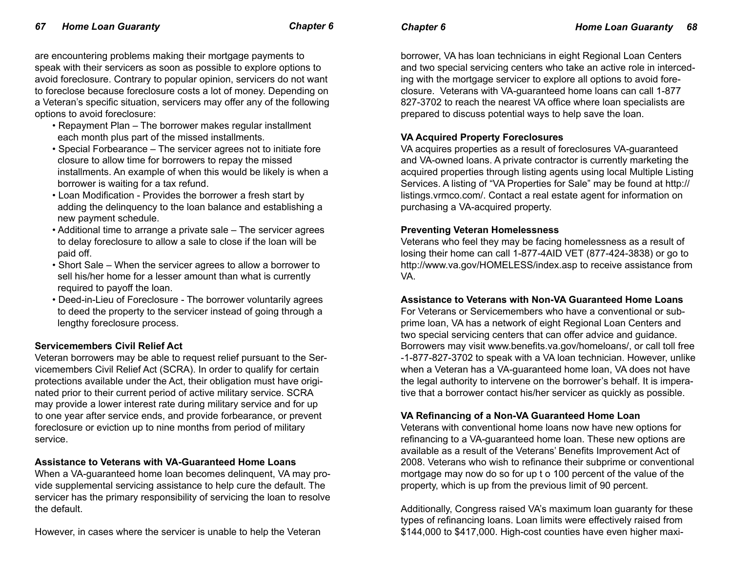are encountering problems making their mortgage payments to speak with their servicers as soon as possible to explore options to avoid foreclosure. Contrary to popular opinion, servicers do not want to foreclose because foreclosure costs a lot of money. Depending on a Veteran's specific situation, servicers may offer any of the following options to avoid foreclosure:

- Repayment Plan – The borrower makes regular installment each month plus part of the missed installments.
- Special Forbearance – The servicer agrees not to initiate fore closure to allow time for borrowers to repay the missed installments. An example of when this would be likely is when a borrower is waiting for a tax refund.
- Loan Modification - Provides the borrower a fresh start by adding the delinquency to the loan balance and establishing a new payment schedule.
- Additional time to arrange a private sale – The servicer agrees to delay foreclosure to allow a sale to close if the loan will be paid off.
- Short Sale – When the servicer agrees to allow a borrower to sell his/her home for a lesser amount than what is currently required to payoff the loan.
- Deed-in-Lieu of Foreclosure - The borrower voluntarily agrees to deed the property to the servicer instead of going through a lengthy foreclosure process.

**Servicemembers Civil Relief Act**

Veteran borrowers may be able to request relief pursuant to the Servicemembers Civil Relief Act (SCRA). In order to qualify for certain protections available under the Act, their obligation must have originated prior to their current period of active military service. SCRA may provide a lower interest rate during military service and for up to one year after service ends, and provide forbearance, or prevent foreclosure or eviction up to nine months from period of military service.

**Assistance to Veterans with VA-Guaranteed Home Loans**

When a VA-guaranteed home loan becomes delinquent, VA may provide supplemental servicing assistance to help cure the default. The servicer has the primary responsibility of servicing the loan to resolve the default.

However, in cases where the servicer is unable to help the Veteran borrower, VA has loan technicians in eight Regional Loan Centers and two special servicing centers who take an active role in interceding with the mortgage servicer to explore all options to avoid foreclosure. Veterans with VA-guaranteed home loans can call 1-877 827-3702 to reach the nearest VA office where loan specialists are prepared to discuss potential ways to help save the loan.

**VA Acquired Property Foreclosures**

VA acquires properties as a result of foreclosures VA-guaranteed and VA-owned loans. A private contractor is currently marketing the acquired properties through listing agents using local Multiple Listing Services. A listing of "VA Properties for Sale" may be found at http://listings.vrmco.com/. Contact a real estate agent for information on purchasing a VA-acquired property.

**Preventing Veteran Homelessness**

Veterans who feel they may be facing homelessness as a result of losing their home can call 1-877-4AID VET (877-424-3838) or go to http://www.va.gov/HOMELESS/index.asp to receive assistance from VA.

**Assistance to Veterans with Non-VA Guaranteed Home Loans**

For Veterans or Servicemembers who have a conventional or subprime loan, VA has a network of eight Regional Loan Centers and two special servicing centers that can offer advice and guidance. Borrowers may visit www.benefits.va.gov/homeloans/, or call toll free -1-877-827-3702 to speak with a VA loan technician. However, unlike when a Veteran has a VA-guaranteed home loan, VA does not have the legal authority to intervene on the borrower's behalf. It is imperative that a borrower contact his/her servicer as quickly as possible.

**VA Refinancing of a Non-VA Guaranteed Home Loan**

Veterans with conventional home loans now have new options for refinancing to a VA-guaranteed home loan. These new options are available as a result of the Veterans' Benefits Improvement Act of 2008. Veterans who wish to refinance their subprime or conventional mortgage may now do so for up t o 100 percent of the value of the property, which is up from the previous limit of 90 percent.

Additionally, Congress raised VA's maximum loan guaranty for these types of refinancing loans. Loan limits were effectively raised from $144,000 to $417,000. High-cost counties have even higher maxi-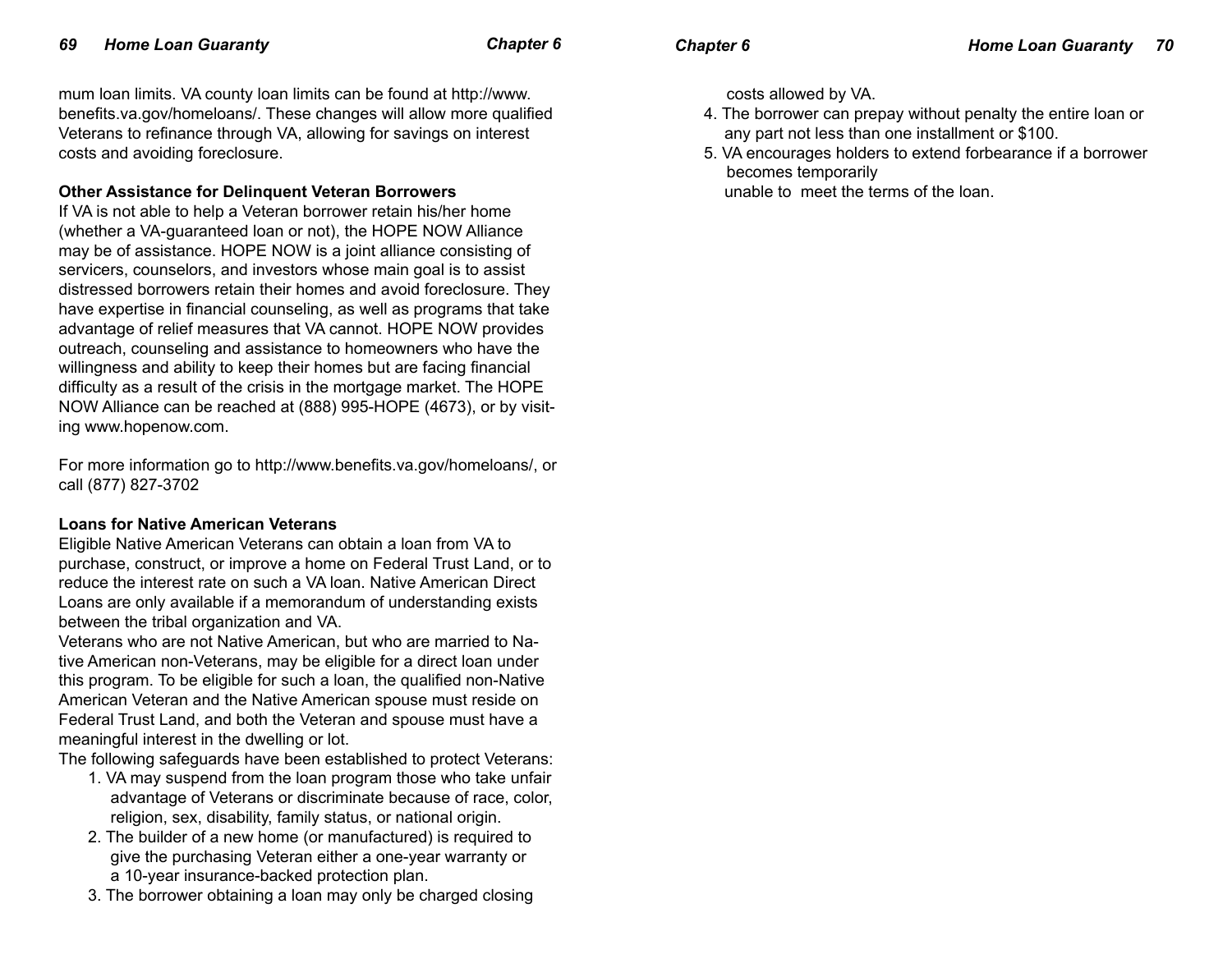mum loan limits. VA county loan limits can be found at http://www.benefits.va.gov/homeloans/. These changes will allow more qualified Veterans to refinance through VA, allowing for savings on interest costs and avoiding foreclosure.

**Other Assistance for Delinquent Veteran Borrowers**

If VA is not able to help a Veteran borrower retain his/her home (whether a VA-guaranteed loan or not), the HOPE NOW Alliance may be of assistance. HOPE NOW is a joint alliance consisting of servicers, counselors, and investors whose main goal is to assist distressed borrowers retain their homes and avoid foreclosure. They have expertise in financial counseling, as well as programs that take advantage of relief measures that VA cannot. HOPE NOW provides outreach, counseling and assistance to homeowners who have the willingness and ability to keep their homes but are facing financial difficulty as a result of the crisis in the mortgage market. The HOPE NOW Alliance can be reached at (888) 995-HOPE (4673), or by visiting www.hopenow.com.

For more information go to http://www.benefits.va.gov/homeloans/, or call (877) 827-3702

**Loans for Native American Veterans**

Eligible Native American Veterans can obtain a loan from VA to purchase, construct, or improve a home on Federal Trust Land, or to reduce the interest rate on such a VA loan. Native American Direct Loans are only available if a memorandum of understanding exists between the tribal organization and VA.

Veterans who are not Native American, but who are married to Native American non-Veterans, may be eligible for a direct loan under this program. To be eligible for such a loan, the qualified non-Native American Veteran and the Native American spouse must reside on Federal Trust Land, and both the Veteran and spouse must have a meaningful interest in the dwelling or lot.

The following safeguards have been established to protect Veterans:

1. VA may suspend from the loan program those who take unfair advantage of Veterans or discriminate because of race, color, religion, sex, disability, family status, or national origin.
2. The builder of a new home (or manufactured) is required to give the purchasing Veteran either a one-year warranty or a 10-year insurance-backed protection plan.
3. The borrower obtaining a loan may only be charged closing costs allowed by VA.
4. The borrower can prepay without penalty the entire loan or any part not less than one installment or $100.
5. VA encourages holders to extend forbearance if a borrower becomes temporarily unable to meet the terms of the loan.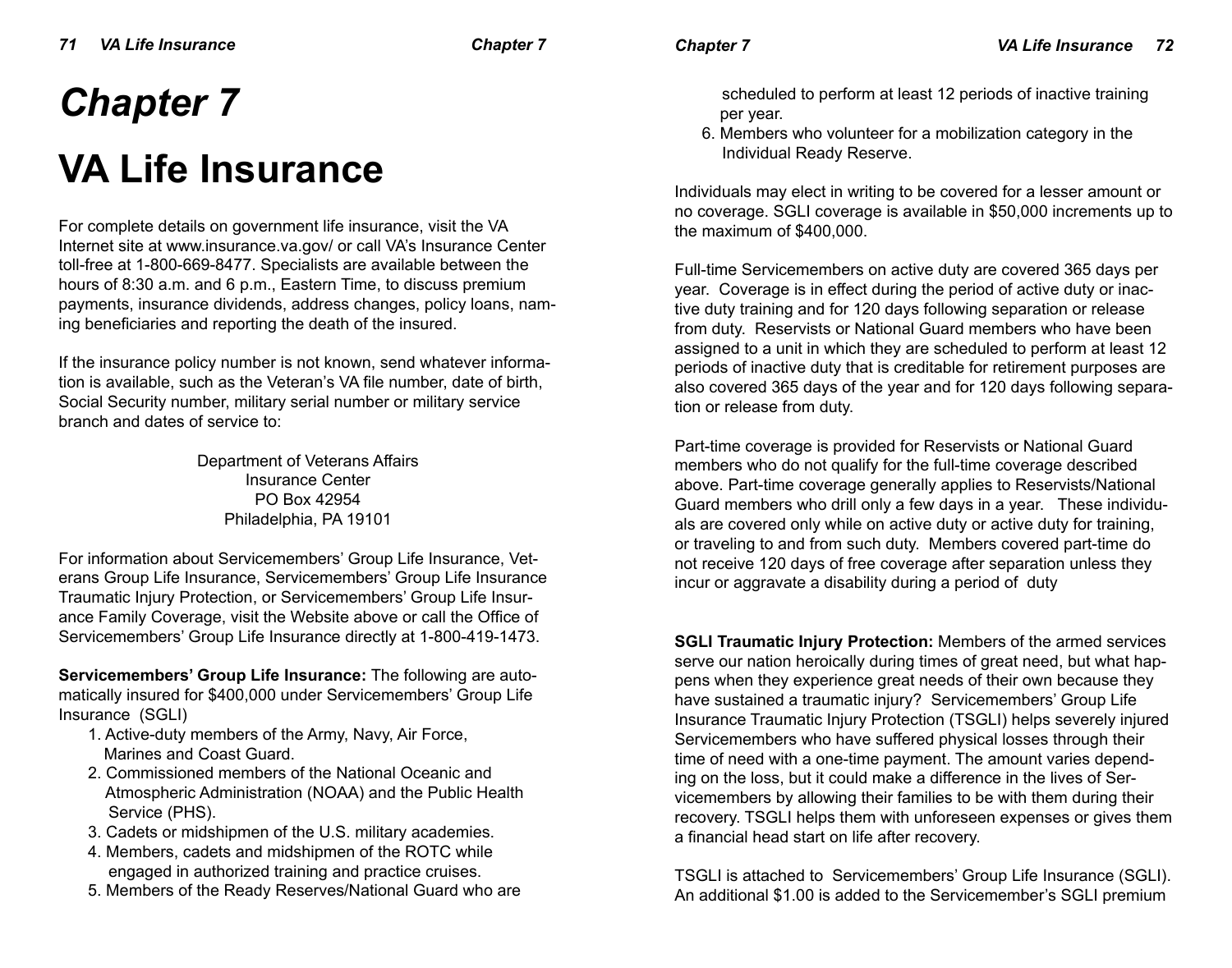# Chapter 7

# VA Life Insurance

For complete details on government life insurance, visit the VA Internet site at www.insurance.va.gov/ or call VA's Insurance Center toll-free at 1-800-669-8477. Specialists are available between the hours of 8:30 a.m. and 6 p.m., Eastern Time, to discuss premium payments, insurance dividends, address changes, policy loans, naming beneficiaries and reporting the death of the insured.

If the insurance policy number is not known, send whatever information is available, such as the Veteran's VA file number, date of birth, Social Security number, military serial number or military service branch and dates of service to:

Department of Veterans Affairs
Insurance Center
PO Box 42954
Philadelphia, PA 19101

For information about Servicemembers' Group Life Insurance, Veterans Group Life Insurance, Servicemembers' Group Life Insurance Traumatic Injury Protection, or Servicemembers' Group Life Insurance Family Coverage, visit the Website above or call the Office of Servicemembers' Group Life Insurance directly at 1-800-419-1473.

**Servicemembers' Group Life Insurance:** The following are automatically insured for $400,000 under Servicemembers' Group Life Insurance (SGLI)

1. Active-duty members of the Army, Navy, Air Force, Marines and Coast Guard.
2. Commissioned members of the National Oceanic and Atmospheric Administration (NOAA) and the Public Health Service (PHS).
3. Cadets or midshipmen of the U.S. military academies.
4. Members, cadets and midshipmen of the ROTC while engaged in authorized training and practice cruises.
5. Members of the Ready Reserves/National Guard who are scheduled to perform at least 12 periods of inactive training per year.
6. Members who volunteer for a mobilization category in the Individual Ready Reserve.

Individuals may elect in writing to be covered for a lesser amount or no coverage. SGLI coverage is available in $50,000 increments up to the maximum of $400,000.

Full-time Servicemembers on active duty are covered 365 days per year. Coverage is in effect during the period of active duty or inactive duty training and for 120 days following separation or release from duty. Reservists or National Guard members who have been assigned to a unit in which they are scheduled to perform at least 12 periods of inactive duty that is creditable for retirement purposes are also covered 365 days of the year and for 120 days following separation or release from duty.

Part-time coverage is provided for Reservists or National Guard members who do not qualify for the full-time coverage described above. Part-time coverage generally applies to Reservists/National Guard members who drill only a few days in a year. These individuals are covered only while on active duty or active duty for training, or traveling to and from such duty. Members covered part-time do not receive 120 days of free coverage after separation unless they incur or aggravate a disability during a period of duty

**SGLI Traumatic Injury Protection:** Members of the armed services serve our nation heroically during times of great need, but what happens when they experience great needs of their own because they have sustained a traumatic injury? Servicemembers' Group Life Insurance Traumatic Injury Protection (TSGLI) helps severely injured Servicemembers who have suffered physical losses through their time of need with a one-time payment. The amount varies depending on the loss, but it could make a difference in the lives of Servicemembers by allowing their families to be with them during their recovery. TSGLI helps them with unforeseen expenses or gives them a financial head start on life after recovery.

TSGLI is attached to Servicemembers' Group Life Insurance (SGLI). An additional $1.00 is added to the Servicemember's SGLI premium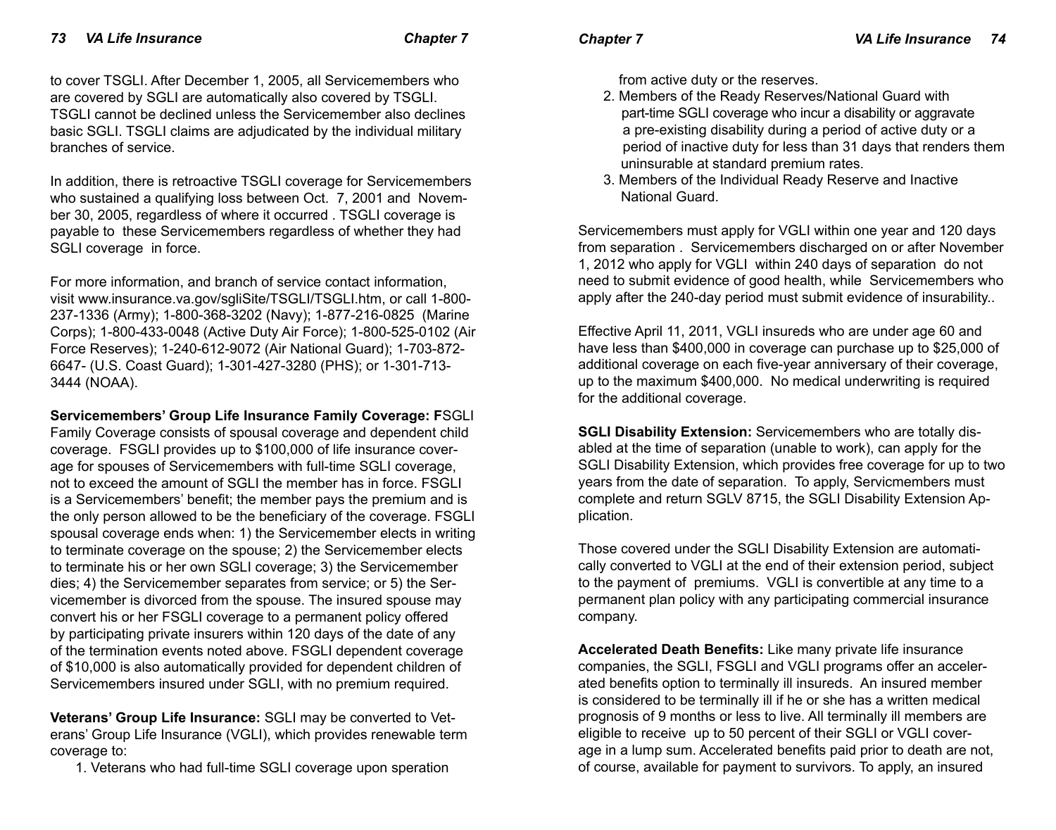to cover TSGLI. After December 1, 2005, all Servicemembers who are covered by SGLI are automatically also covered by TSGLI. TSGLI cannot be declined unless the Servicemember also declines basic SGLI. TSGLI claims are adjudicated by the individual military branches of service.

In addition, there is retroactive TSGLI coverage for Servicemembers who sustained a qualifying loss between Oct. 7, 2001 and November 30, 2005, regardless of where it occurred . TSGLI coverage is payable to these Servicemembers regardless of whether they had SGLI coverage in force.

For more information, and branch of service contact information, visit www.insurance.va.gov/sgliSite/TSGLI/TSGLI.htm, or call 1-800-237-1336 (Army); 1-800-368-3202 (Navy); 1-877-216-0825 (Marine Corps); 1-800-433-0048 (Active Duty Air Force); 1-800-525-0102 (Air Force Reserves); 1-240-612-9072 (Air National Guard); 1-703-872-6647- (U.S. Coast Guard); 1-301-427-3280 (PHS); or 1-301-713-3444 (NOAA).

**Servicemembers' Group Life Insurance Family Coverage: F**SGLI Family Coverage consists of spousal coverage and dependent child coverage. FSGLI provides up to $100,000 of life insurance coverage for spouses of Servicemembers with full-time SGLI coverage, not to exceed the amount of SGLI the member has in force. FSGLI is a Servicemembers' benefit; the member pays the premium and is the only person allowed to be the beneficiary of the coverage. FSGLI spousal coverage ends when: 1) the Servicemember elects in writing to terminate coverage on the spouse; 2) the Servicemember elects to terminate his or her own SGLI coverage; 3) the Servicemember dies; 4) the Servicemember separates from service; or 5) the Servicemember is divorced from the spouse. The insured spouse may convert his or her FSGLI coverage to a permanent policy offered by participating private insurers within 120 days of the date of any of the termination events noted above. FSGLI dependent coverage of $10,000 is also automatically provided for dependent children of Servicemembers insured under SGLI, with no premium required.

**Veterans' Group Life Insurance:** SGLI may be converted to Veterans' Group Life Insurance (VGLI), which provides renewable term coverage to:

1. Veterans who had full-time SGLI coverage upon speration from active duty or the reserves.
2. Members of the Ready Reserves/National Guard with part-time SGLI coverage who incur a disability or aggravate a pre-existing disability during a period of active duty or a period of inactive duty for less than 31 days that renders them uninsurable at standard premium rates.
3. Members of the Individual Ready Reserve and Inactive National Guard.

Servicemembers must apply for VGLI within one year and 120 days from separation . Servicemembers discharged on or after November 1, 2012 who apply for VGLI within 240 days of separation do not need to submit evidence of good health, while Servicemembers who apply after the 240-day period must submit evidence of insurability..

Effective April 11, 2011, VGLI insureds who are under age 60 and have less than $400,000 in coverage can purchase up to $25,000 of additional coverage on each five-year anniversary of their coverage, up to the maximum $400,000. No medical underwriting is required for the additional coverage.

**SGLI Disability Extension:** Servicemembers who are totally disabled at the time of separation (unable to work), can apply for the SGLI Disability Extension, which provides free coverage for up to two years from the date of separation. To apply, Servicmembers must complete and return SGLV 8715, the SGLI Disability Extension Application.

Those covered under the SGLI Disability Extension are automatically converted to VGLI at the end of their extension period, subject to the payment of premiums. VGLI is convertible at any time to a permanent plan policy with any participating commercial insurance company.

**Accelerated Death Benefits:** Like many private life insurance companies, the SGLI, FSGLI and VGLI programs offer an accelerated benefits option to terminally ill insureds. An insured member is considered to be terminally ill if he or she has a written medical prognosis of 9 months or less to live. All terminally ill members are eligible to receive up to 50 percent of their SGLI or VGLI coverage in a lump sum. Accelerated benefits paid prior to death are not, of course, available for payment to survivors. To apply, an insured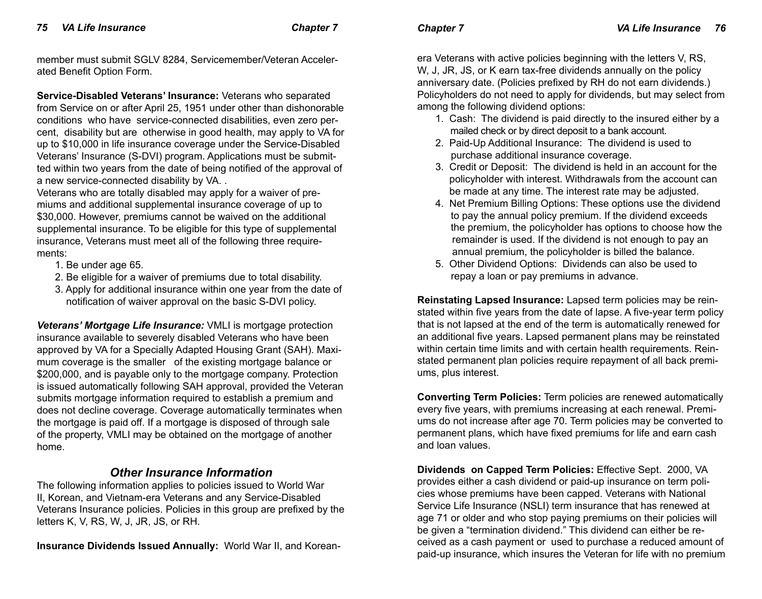member must submit SGLV 8284, Servicemember/Veteran Accelerated Benefit Option Form.

**Service-Disabled Veterans' Insurance:** Veterans who separated from Service on or after April 25, 1951 under other than dishonorable conditions who have service-connected disabilities, even zero percent, disability but are otherwise in good health, may apply to VA for up to $10,000 in life insurance coverage under the Service-Disabled Veterans' Insurance (S-DVI) program. Applications must be submitted within two years from the date of being notified of the approval of a new service-connected disability by VA. .
Veterans who are totally disabled may apply for a waiver of premiums and additional supplemental insurance coverage of up to $30,000. However, premiums cannot be waived on the additional supplemental insurance. To be eligible for this type of supplemental insurance, Veterans must meet all of the following three requirements:

1. Be under age 65.
2. Be eligible for a waiver of premiums due to total disability.
3. Apply for additional insurance within one year from the date of notification of waiver approval on the basic S-DVI policy.

***Veterans' Mortgage Life Insurance:*** VMLI is mortgage protection insurance available to severely disabled Veterans who have been approved by VA for a Specially Adapted Housing Grant (SAH). Maximum coverage is the smaller of the existing mortgage balance or $200,000, and is payable only to the mortgage company. Protection is issued automatically following SAH approval, provided the Veteran submits mortgage information required to establish a premium and does not decline coverage. Coverage automatically terminates when the mortgage is paid off. If a mortgage is disposed of through sale of the property, VMLI may be obtained on the mortgage of another home.

## *Other Insurance Information*

The following information applies to policies issued to World War II, Korean, and Vietnam-era Veterans and any Service-Disabled Veterans Insurance policies. Policies in this group are prefixed by the letters K, V, RS, W, J, JR, JS, or RH.

**Insurance Dividends Issued Annually:** World War II, and Korean-era Veterans with active policies beginning with the letters V, RS, W, J, JR, JS, or K earn tax-free dividends annually on the policy anniversary date. (Policies prefixed by RH do not earn dividends.) Policyholders do not need to apply for dividends, but may select from among the following dividend options:

1. Cash: The dividend is paid directly to the insured either by a mailed check or by direct deposit to a bank account.
2. Paid-Up Additional Insurance: The dividend is used to purchase additional insurance coverage.
3. Credit or Deposit: The dividend is held in an account for the policyholder with interest. Withdrawals from the account can be made at any time. The interest rate may be adjusted.
4. Net Premium Billing Options: These options use the dividend to pay the annual policy premium. If the dividend exceeds the premium, the policyholder has options to choose how the remainder is used. If the dividend is not enough to pay an annual premium, the policyholder is billed the balance.
5. Other Dividend Options: Dividends can also be used to repay a loan or pay premiums in advance.

**Reinstating Lapsed Insurance:** Lapsed term policies may be reinstated within five years from the date of lapse. A five-year term policy that is not lapsed at the end of the term is automatically renewed for an additional five years. Lapsed permanent plans may be reinstated within certain time limits and with certain health requirements. Reinstated permanent plan policies require repayment of all back premiums, plus interest.

**Converting Term Policies:** Term policies are renewed automatically every five years, with premiums increasing at each renewal. Premiums do not increase after age 70. Term policies may be converted to permanent plans, which have fixed premiums for life and earn cash and loan values.

**Dividends on Capped Term Policies:** Effective Sept. 2000, VA provides either a cash dividend or paid-up insurance on term policies whose premiums have been capped. Veterans with National Service Life Insurance (NSLI) term insurance that has renewed at age 71 or older and who stop paying premiums on their policies will be given a "termination dividend." This dividend can either be received as a cash payment or used to purchase a reduced amount of paid-up insurance, which insures the Veteran for life with no premium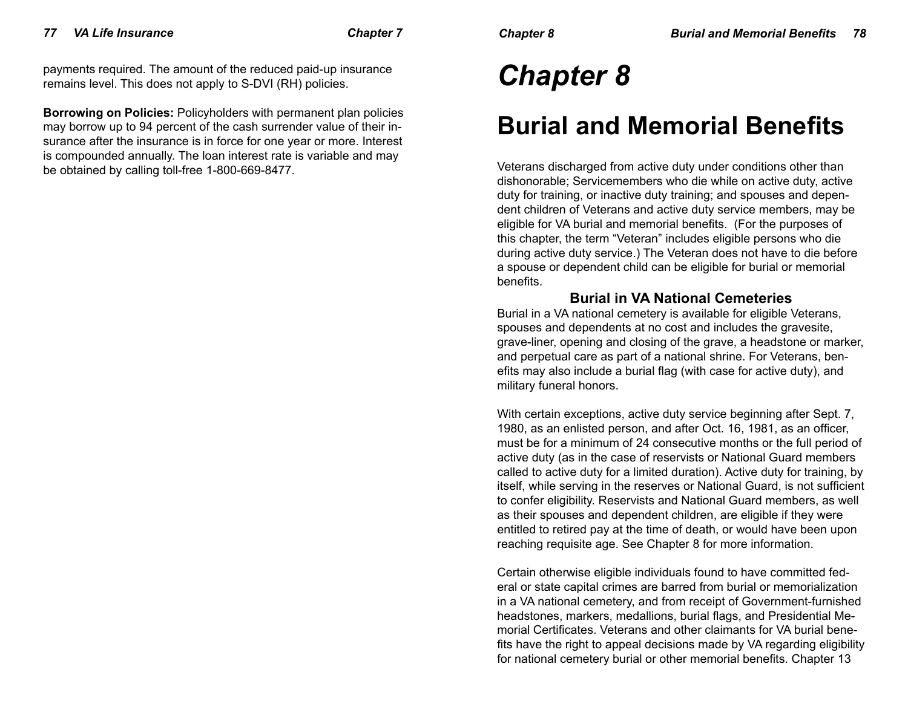payments required. The amount of the reduced paid-up insurance remains level. This does not apply to S-DVI (RH) policies.

**Borrowing on Policies:** Policyholders with permanent plan policies may borrow up to 94 percent of the cash surrender value of their insurance after the insurance is in force for one year or more. Interest is compounded annually. The loan interest rate is variable and may be obtained by calling toll-free 1-800-669-8477.

# *Chapter 8*

# Burial and Memorial Benefits

Veterans discharged from active duty under conditions other than dishonorable; Servicemembers who die while on active duty, active duty for training, or inactive duty training; and spouses and dependent children of Veterans and active duty service members, may be eligible for VA burial and memorial benefits. (For the purposes of this chapter, the term "Veteran" includes eligible persons who die during active duty service.) The Veteran does not have to die before a spouse or dependent child can be eligible for burial or memorial benefits.

### Burial in VA National Cemeteries

Burial in a VA national cemetery is available for eligible Veterans, spouses and dependents at no cost and includes the gravesite, grave-liner, opening and closing of the grave, a headstone or marker, and perpetual care as part of a national shrine. For Veterans, benefits may also include a burial flag (with case for active duty), and military funeral honors.

With certain exceptions, active duty service beginning after Sept. 7, 1980, as an enlisted person, and after Oct. 16, 1981, as an officer, must be for a minimum of 24 consecutive months or the full period of active duty (as in the case of reservists or National Guard members called to active duty for a limited duration). Active duty for training, by itself, while serving in the reserves or National Guard, is not sufficient to confer eligibility. Reservists and National Guard members, as well as their spouses and dependent children, are eligible if they were entitled to retired pay at the time of death, or would have been upon reaching requisite age. See Chapter 8 for more information.

Certain otherwise eligible individuals found to have committed federal or state capital crimes are barred from burial or memorialization in a VA national cemetery, and from receipt of Government-furnished headstones, markers, medallions, burial flags, and Presidential Memorial Certificates. Veterans and other claimants for VA burial benefits have the right to appeal decisions made by VA regarding eligibility for national cemetery burial or other memorial benefits. Chapter 13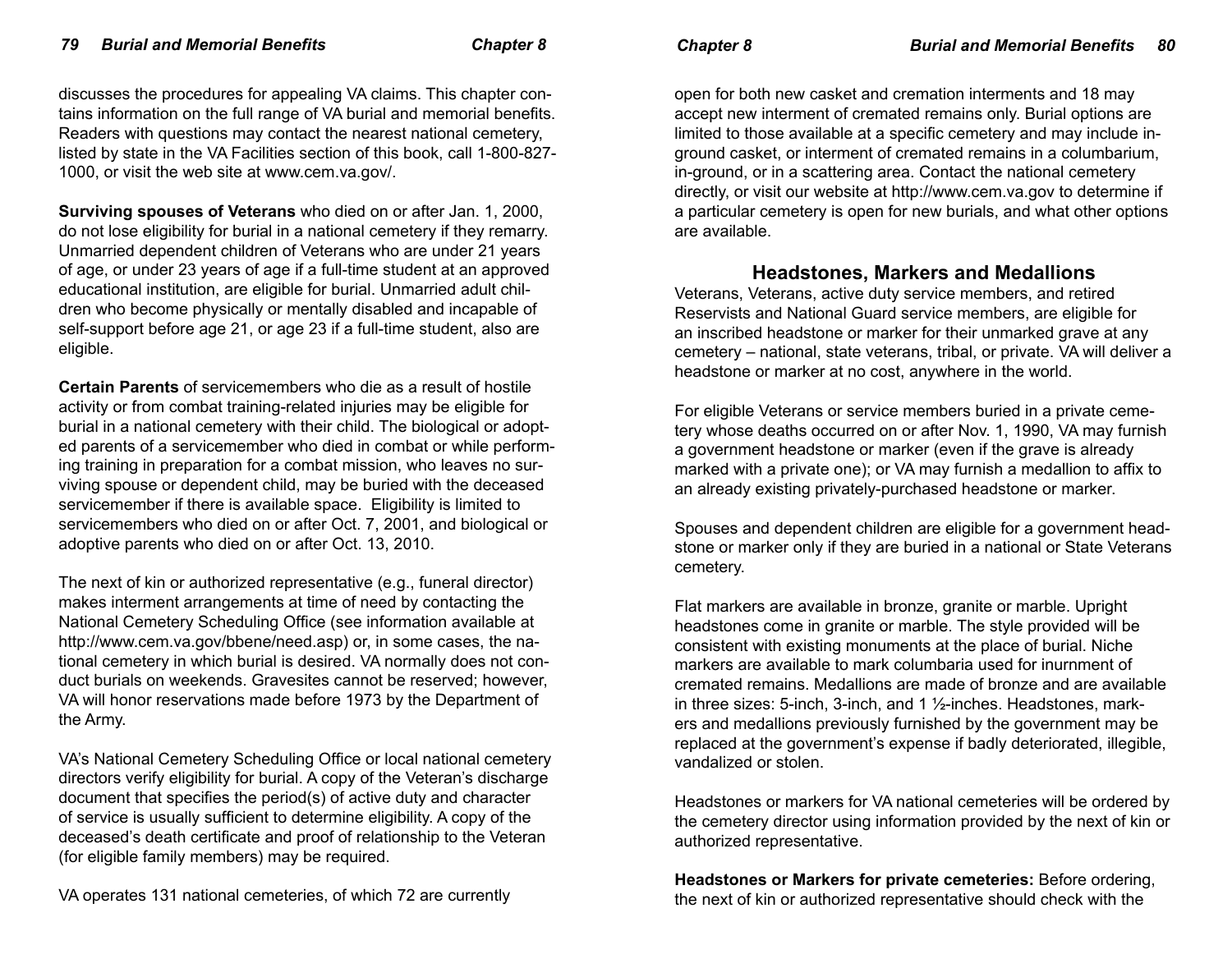discusses the procedures for appealing VA claims. This chapter contains information on the full range of VA burial and memorial benefits. Readers with questions may contact the nearest national cemetery, listed by state in the VA Facilities section of this book, call 1-800-827-1000, or visit the web site at www.cem.va.gov/.

**Surviving spouses of Veterans** who died on or after Jan. 1, 2000, do not lose eligibility for burial in a national cemetery if they remarry. Unmarried dependent children of Veterans who are under 21 years of age, or under 23 years of age if a full-time student at an approved educational institution, are eligible for burial. Unmarried adult children who become physically or mentally disabled and incapable of self-support before age 21, or age 23 if a full-time student, also are eligible.

**Certain Parents** of servicemembers who die as a result of hostile activity or from combat training-related injuries may be eligible for burial in a national cemetery with their child. The biological or adopted parents of a servicemember who died in combat or while performing training in preparation for a combat mission, who leaves no surviving spouse or dependent child, may be buried with the deceased servicemember if there is available space. Eligibility is limited to servicemembers who died on or after Oct. 7, 2001, and biological or adoptive parents who died on or after Oct. 13, 2010.

The next of kin or authorized representative (e.g., funeral director) makes interment arrangements at time of need by contacting the National Cemetery Scheduling Office (see information available at http://www.cem.va.gov/bbene/need.asp) or, in some cases, the national cemetery in which burial is desired. VA normally does not conduct burials on weekends. Gravesites cannot be reserved; however, VA will honor reservations made before 1973 by the Department of the Army.

VA's National Cemetery Scheduling Office or local national cemetery directors verify eligibility for burial. A copy of the Veteran's discharge document that specifies the period(s) of active duty and character of service is usually sufficient to determine eligibility. A copy of the deceased's death certificate and proof of relationship to the Veteran (for eligible family members) may be required.

VA operates 131 national cemeteries, of which 72 are currently open for both new casket and cremation interments and 18 may accept new interment of cremated remains only. Burial options are limited to those available at a specific cemetery and may include in-ground casket, or interment of cremated remains in a columbarium, in-ground, or in a scattering area. Contact the national cemetery directly, or visit our website at http://www.cem.va.gov to determine if a particular cemetery is open for new burials, and what other options are available.

## Headstones, Markers and Medallions

Veterans, Veterans, active duty service members, and retired Reservists and National Guard service members, are eligible for an inscribed headstone or marker for their unmarked grave at any cemetery – national, state veterans, tribal, or private. VA will deliver a headstone or marker at no cost, anywhere in the world.

For eligible Veterans or service members buried in a private cemetery whose deaths occurred on or after Nov. 1, 1990, VA may furnish a government headstone or marker (even if the grave is already marked with a private one); or VA may furnish a medallion to affix to an already existing privately-purchased headstone or marker.

Spouses and dependent children are eligible for a government headstone or marker only if they are buried in a national or State Veterans cemetery.

Flat markers are available in bronze, granite or marble. Upright headstones come in granite or marble. The style provided will be consistent with existing monuments at the place of burial. Niche markers are available to mark columbaria used for inurnment of cremated remains. Medallions are made of bronze and are available in three sizes: 5-inch, 3-inch, and 1 ½-inches. Headstones, markers and medallions previously furnished by the government may be replaced at the government's expense if badly deteriorated, illegible, vandalized or stolen.

Headstones or markers for VA national cemeteries will be ordered by the cemetery director using information provided by the next of kin or authorized representative.

**Headstones or Markers for private cemeteries:** Before ordering, the next of kin or authorized representative should check with the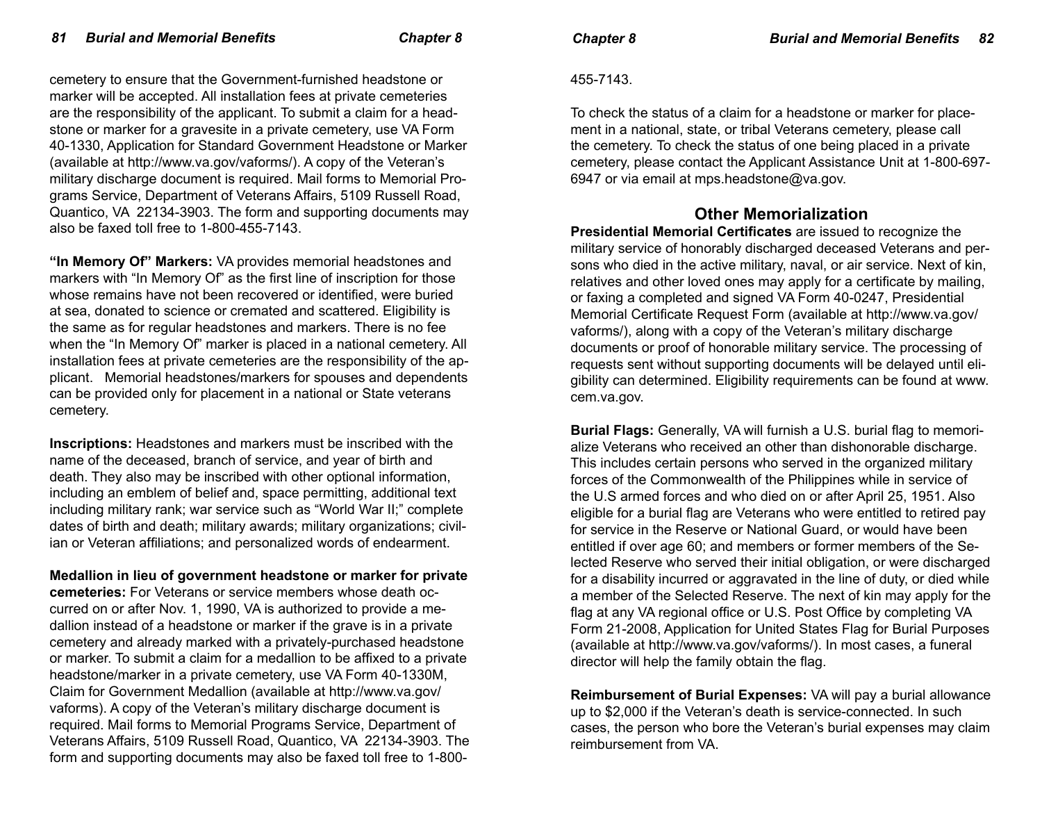cemetery to ensure that the Government-furnished headstone or marker will be accepted. All installation fees at private cemeteries are the responsibility of the applicant. To submit a claim for a headstone or marker for a gravesite in a private cemetery, use VA Form 40-1330, Application for Standard Government Headstone or Marker (available at http://www.va.gov/vaforms/). A copy of the Veteran's military discharge document is required. Mail forms to Memorial Programs Service, Department of Veterans Affairs, 5109 Russell Road, Quantico, VA 22134-3903. The form and supporting documents may also be faxed toll free to 1-800-455-7143.

**"In Memory Of" Markers:** VA provides memorial headstones and markers with "In Memory Of" as the first line of inscription for those whose remains have not been recovered or identified, were buried at sea, donated to science or cremated and scattered. Eligibility is the same as for regular headstones and markers. There is no fee when the "In Memory Of" marker is placed in a national cemetery. All installation fees at private cemeteries are the responsibility of the applicant. Memorial headstones/markers for spouses and dependents can be provided only for placement in a national or State veterans cemetery.

**Inscriptions:** Headstones and markers must be inscribed with the name of the deceased, branch of service, and year of birth and death. They also may be inscribed with other optional information, including an emblem of belief and, space permitting, additional text including military rank; war service such as "World War II;" complete dates of birth and death; military awards; military organizations; civilian or Veteran affiliations; and personalized words of endearment.

**Medallion in lieu of government headstone or marker for private cemeteries:** For Veterans or service members whose death occurred on or after Nov. 1, 1990, VA is authorized to provide a medallion instead of a headstone or marker if the grave is in a private cemetery and already marked with a privately-purchased headstone or marker. To submit a claim for a medallion to be affixed to a private headstone/marker in a private cemetery, use VA Form 40-1330M, Claim for Government Medallion (available at http://www.va.gov/vaforms). A copy of the Veteran's military discharge document is required. Mail forms to Memorial Programs Service, Department of Veterans Affairs, 5109 Russell Road, Quantico, VA 22134-3903. The form and supporting documents may also be faxed toll free to 1-800-455-7143.

To check the status of a claim for a headstone or marker for placement in a national, state, or tribal Veterans cemetery, please call the cemetery. To check the status of one being placed in a private cemetery, please contact the Applicant Assistance Unit at 1-800-697-6947 or via email at mps.headstone@va.gov.

## Other Memorialization

**Presidential Memorial Certificates** are issued to recognize the military service of honorably discharged deceased Veterans and persons who died in the active military, naval, or air service. Next of kin, relatives and other loved ones may apply for a certificate by mailing, or faxing a completed and signed VA Form 40-0247, Presidential Memorial Certificate Request Form (available at http://www.va.gov/vaforms/), along with a copy of the Veteran's military discharge documents or proof of honorable military service. The processing of requests sent without supporting documents will be delayed until eligibility can determined. Eligibility requirements can be found at www.cem.va.gov.

**Burial Flags:** Generally, VA will furnish a U.S. burial flag to memorialize Veterans who received an other than dishonorable discharge. This includes certain persons who served in the organized military forces of the Commonwealth of the Philippines while in service of the U.S armed forces and who died on or after April 25, 1951. Also eligible for a burial flag are Veterans who were entitled to retired pay for service in the Reserve or National Guard, or would have been entitled if over age 60; and members or former members of the Selected Reserve who served their initial obligation, or were discharged for a disability incurred or aggravated in the line of duty, or died while a member of the Selected Reserve. The next of kin may apply for the flag at any VA regional office or U.S. Post Office by completing VA Form 21-2008, Application for United States Flag for Burial Purposes (available at http://www.va.gov/vaforms/). In most cases, a funeral director will help the family obtain the flag.

**Reimbursement of Burial Expenses:** VA will pay a burial allowance up to $2,000 if the Veteran's death is service-connected. In such cases, the person who bore the Veteran's burial expenses may claim reimbursement from VA.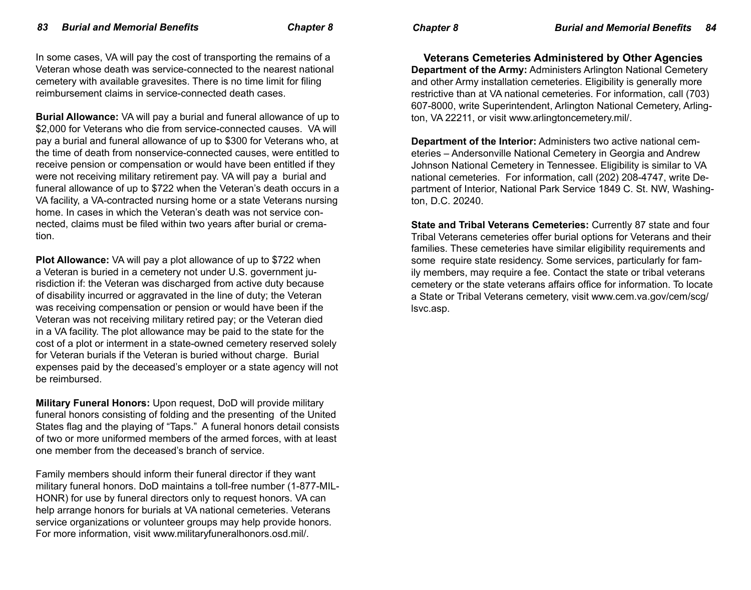In some cases, VA will pay the cost of transporting the remains of a Veteran whose death was service-connected to the nearest national cemetery with available gravesites. There is no time limit for filing reimbursement claims in service-connected death cases.

**Burial Allowance:** VA will pay a burial and funeral allowance of up to $2,000 for Veterans who die from service-connected causes. VA will pay a burial and funeral allowance of up to $300 for Veterans who, at the time of death from nonservice-connected causes, were entitled to receive pension or compensation or would have been entitled if they were not receiving military retirement pay. VA will pay a burial and funeral allowance of up to $722 when the Veteran's death occurs in a VA facility, a VA-contracted nursing home or a state Veterans nursing home. In cases in which the Veteran's death was not service connected, claims must be filed within two years after burial or cremation.

**Plot Allowance:** VA will pay a plot allowance of up to $722 when a Veteran is buried in a cemetery not under U.S. government jurisdiction if: the Veteran was discharged from active duty because of disability incurred or aggravated in the line of duty; the Veteran was receiving compensation or pension or would have been if the Veteran was not receiving military retired pay; or the Veteran died in a VA facility. The plot allowance may be paid to the state for the cost of a plot or interment in a state-owned cemetery reserved solely for Veteran burials if the Veteran is buried without charge. Burial expenses paid by the deceased's employer or a state agency will not be reimbursed.

**Military Funeral Honors:** Upon request, DoD will provide military funeral honors consisting of folding and the presenting of the United States flag and the playing of "Taps." A funeral honors detail consists of two or more uniformed members of the armed forces, with at least one member from the deceased's branch of service.

Family members should inform their funeral director if they want military funeral honors. DoD maintains a toll-free number (1-877-MIL-HONR) for use by funeral directors only to request honors. VA can help arrange honors for burials at VA national cemeteries. Veterans service organizations or volunteer groups may help provide honors. For more information, visit www.militaryfuneralhonors.osd.mil/.

### Veterans Cemeteries Administered by Other Agencies

**Department of the Army:** Administers Arlington National Cemetery and other Army installation cemeteries. Eligibility is generally more restrictive than at VA national cemeteries. For information, call (703) 607-8000, write Superintendent, Arlington National Cemetery, Arlington, VA 22211, or visit www.arlingtoncemetery.mil/.

**Department of the Interior:** Administers two active national cemeteries – Andersonville National Cemetery in Georgia and Andrew Johnson National Cemetery in Tennessee. Eligibility is similar to VA national cemeteries. For information, call (202) 208-4747, write Department of Interior, National Park Service 1849 C. St. NW, Washington, D.C. 20240.

**State and Tribal Veterans Cemeteries:** Currently 87 state and four Tribal Veterans cemeteries offer burial options for Veterans and their families. These cemeteries have similar eligibility requirements and some require state residency. Some services, particularly for family members, may require a fee. Contact the state or tribal veterans cemetery or the state veterans affairs office for information. To locate a State or Tribal Veterans cemetery, visit www.cem.va.gov/cem/scg/lsvc.asp.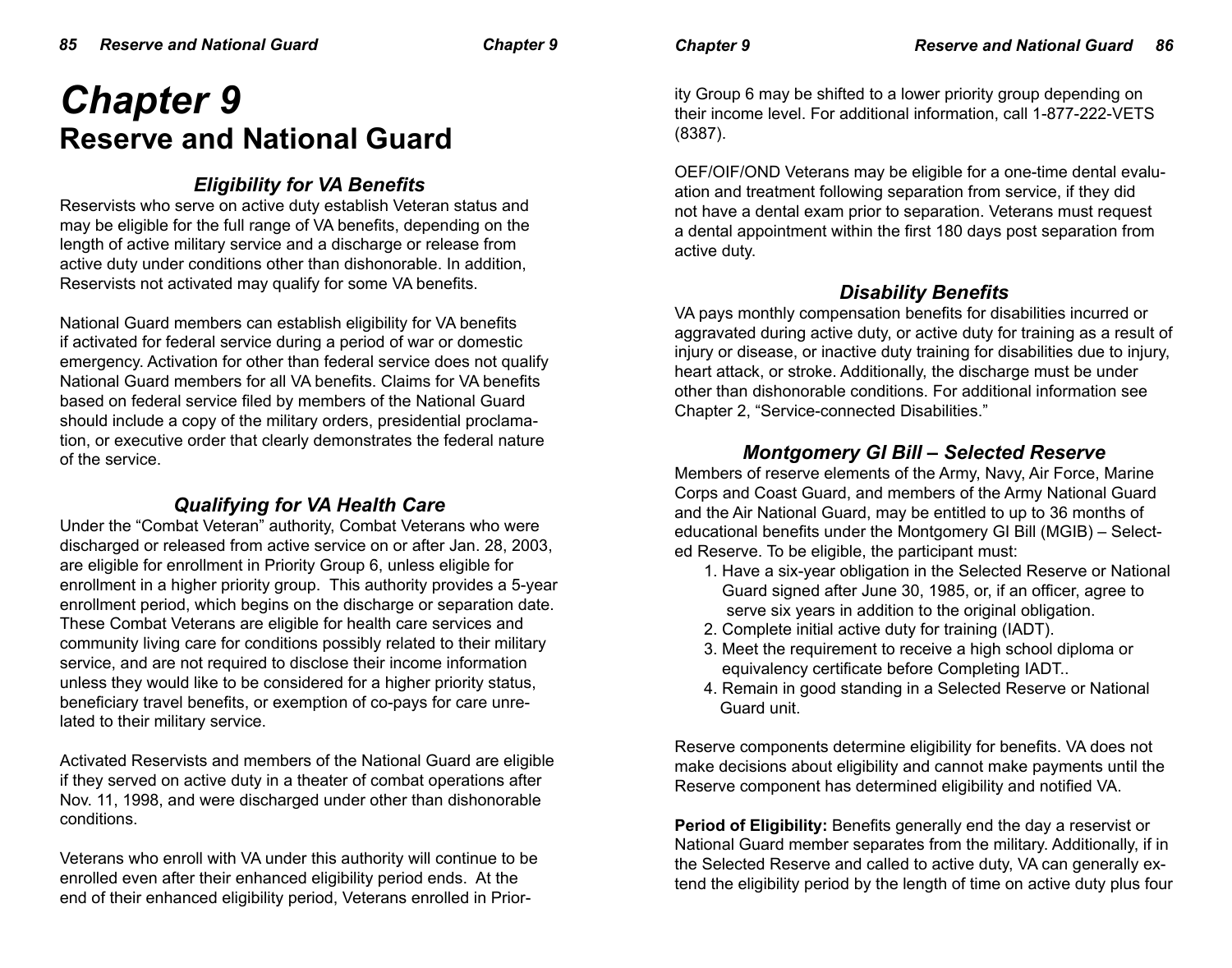# Chapter 9
# Reserve and National Guard

### Eligibility for VA Benefits

Reservists who serve on active duty establish Veteran status and may be eligible for the full range of VA benefits, depending on the length of active military service and a discharge or release from active duty under conditions other than dishonorable. In addition, Reservists not activated may qualify for some VA benefits.

National Guard members can establish eligibility for VA benefits if activated for federal service during a period of war or domestic emergency. Activation for other than federal service does not qualify National Guard members for all VA benefits. Claims for VA benefits based on federal service filed by members of the National Guard should include a copy of the military orders, presidential proclamation, or executive order that clearly demonstrates the federal nature of the service.

### Qualifying for VA Health Care

Under the "Combat Veteran" authority, Combat Veterans who were discharged or released from active service on or after Jan. 28, 2003, are eligible for enrollment in Priority Group 6, unless eligible for enrollment in a higher priority group. This authority provides a 5-year enrollment period, which begins on the discharge or separation date. These Combat Veterans are eligible for health care services and community living care for conditions possibly related to their military service, and are not required to disclose their income information unless they would like to be considered for a higher priority status, beneficiary travel benefits, or exemption of co-pays for care unrelated to their military service.

Activated Reservists and members of the National Guard are eligible if they served on active duty in a theater of combat operations after Nov. 11, 1998, and were discharged under other than dishonorable conditions.

Veterans who enroll with VA under this authority will continue to be enrolled even after their enhanced eligibility period ends. At the end of their enhanced eligibility period, Veterans enrolled in Priority Group 6 may be shifted to a lower priority group depending on their income level. For additional information, call 1-877-222-VETS (8387).

OEF/OIF/OND Veterans may be eligible for a one-time dental evaluation and treatment following separation from service, if they did not have a dental exam prior to separation. Veterans must request a dental appointment within the first 180 days post separation from active duty.

### Disability Benefits

VA pays monthly compensation benefits for disabilities incurred or aggravated during active duty, or active duty for training as a result of injury or disease, or inactive duty training for disabilities due to injury, heart attack, or stroke. Additionally, the discharge must be under other than dishonorable conditions. For additional information see Chapter 2, "Service-connected Disabilities."

### Montgomery GI Bill – Selected Reserve

Members of reserve elements of the Army, Navy, Air Force, Marine Corps and Coast Guard, and members of the Army National Guard and the Air National Guard, may be entitled to up to 36 months of educational benefits under the Montgomery GI Bill (MGIB) – Selected Reserve. To be eligible, the participant must:

1. Have a six-year obligation in the Selected Reserve or National Guard signed after June 30, 1985, or, if an officer, agree to serve six years in addition to the original obligation.
2. Complete initial active duty for training (IADT).
3. Meet the requirement to receive a high school diploma or equivalency certificate before Completing IADT..
4. Remain in good standing in a Selected Reserve or National Guard unit.

Reserve components determine eligibility for benefits. VA does not make decisions about eligibility and cannot make payments until the Reserve component has determined eligibility and notified VA.

**Period of Eligibility:** Benefits generally end the day a reservist or National Guard member separates from the military. Additionally, if in the Selected Reserve and called to active duty, VA can generally extend the eligibility period by the length of time on active duty plus four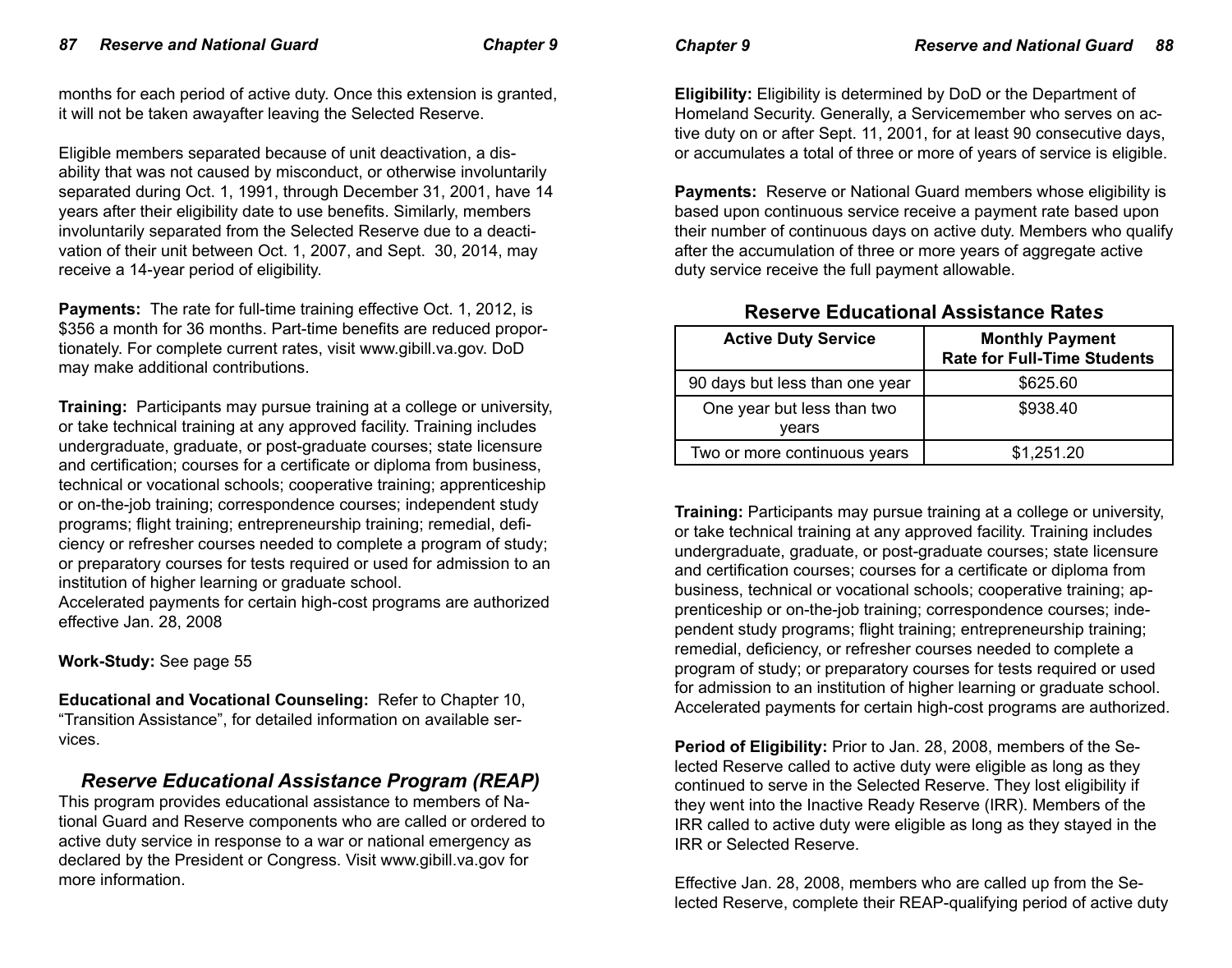months for each period of active duty. Once this extension is granted, it will not be taken awayafter leaving the Selected Reserve.

Eligible members separated because of unit deactivation, a disability that was not caused by misconduct, or otherwise involuntarily separated during Oct. 1, 1991, through December 31, 2001, have 14 years after their eligibility date to use benefits. Similarly, members involuntarily separated from the Selected Reserve due to a deactivation of their unit between Oct. 1, 2007, and Sept. 30, 2014, may receive a 14-year period of eligibility.

**Payments:** The rate for full-time training effective Oct. 1, 2012, is $356 a month for 36 months. Part-time benefits are reduced proportionately. For complete current rates, visit www.gibill.va.gov. DoD may make additional contributions.

**Training:** Participants may pursue training at a college or university, or take technical training at any approved facility. Training includes undergraduate, graduate, or post-graduate courses; state licensure and certification; courses for a certificate or diploma from business, technical or vocational schools; cooperative training; apprenticeship or on-the-job training; correspondence courses; independent study programs; flight training; entrepreneurship training; remedial, deficiency or refresher courses needed to complete a program of study; or preparatory courses for tests required or used for admission to an institution of higher learning or graduate school.
Accelerated payments for certain high-cost programs are authorized effective Jan. 28, 2008

**Work-Study:** See page 55

**Educational and Vocational Counseling:** Refer to Chapter 10, "Transition Assistance", for detailed information on available services.

## *Reserve Educational Assistance Program (REAP)*

This program provides educational assistance to members of National Guard and Reserve components who are called or ordered to active duty service in response to a war or national emergency as declared by the President or Congress. Visit www.gibill.va.gov for more information.

**Eligibility:** Eligibility is determined by DoD or the Department of Homeland Security. Generally, a Servicemember who serves on active duty on or after Sept. 11, 2001, for at least 90 consecutive days, or accumulates a total of three or more of years of service is eligible.

**Payments:** Reserve or National Guard members whose eligibility is based upon continuous service receive a payment rate based upon their number of continuous days on active duty. Members who qualify after the accumulation of three or more years of aggregate active duty service receive the full payment allowable.

### Reserve Educational Assistance Rates

| Active Duty Service | Monthly Payment Rate for Full-Time Students |
|---|---|
| 90 days but less than one year | $625.60 |
| One year but less than two years | $938.40 |
| Two or more continuous years | $1,251.20 |

**Training:** Participants may pursue training at a college or university, or take technical training at any approved facility. Training includes undergraduate, graduate, or post-graduate courses; state licensure and certification courses; courses for a certificate or diploma from business, technical or vocational schools; cooperative training; apprenticeship or on-the-job training; correspondence courses; independent study programs; flight training; entrepreneurship training; remedial, deficiency, or refresher courses needed to complete a program of study; or preparatory courses for tests required or used for admission to an institution of higher learning or graduate school. Accelerated payments for certain high-cost programs are authorized.

**Period of Eligibility:** Prior to Jan. 28, 2008, members of the Selected Reserve called to active duty were eligible as long as they continued to serve in the Selected Reserve. They lost eligibility if they went into the Inactive Ready Reserve (IRR). Members of the IRR called to active duty were eligible as long as they stayed in the IRR or Selected Reserve.

Effective Jan. 28, 2008, members who are called up from the Selected Reserve, complete their REAP-qualifying period of active duty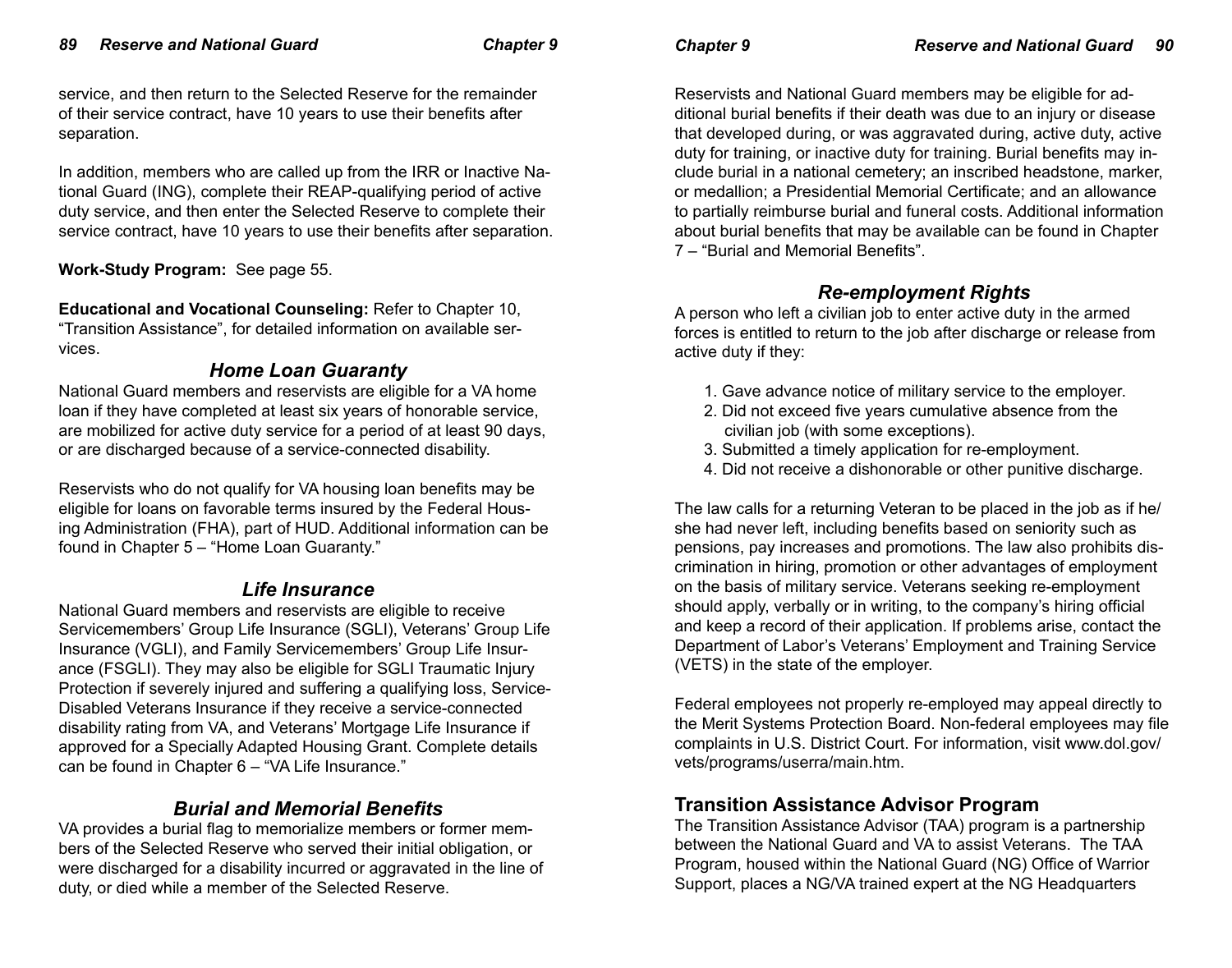service, and then return to the Selected Reserve for the remainder of their service contract, have 10 years to use their benefits after separation.

In addition, members who are called up from the IRR or Inactive National Guard (ING), complete their REAP-qualifying period of active duty service, and then enter the Selected Reserve to complete their service contract, have 10 years to use their benefits after separation.

**Work-Study Program:** See page 55.

**Educational and Vocational Counseling:** Refer to Chapter 10, "Transition Assistance", for detailed information on available services.

## *Home Loan Guaranty*

National Guard members and reservists are eligible for a VA home loan if they have completed at least six years of honorable service, are mobilized for active duty service for a period of at least 90 days, or are discharged because of a service-connected disability.

Reservists who do not qualify for VA housing loan benefits may be eligible for loans on favorable terms insured by the Federal Housing Administration (FHA), part of HUD. Additional information can be found in Chapter 5 – "Home Loan Guaranty."

## *Life Insurance*

National Guard members and reservists are eligible to receive Servicemembers' Group Life Insurance (SGLI), Veterans' Group Life Insurance (VGLI), and Family Servicemembers' Group Life Insurance (FSGLI). They may also be eligible for SGLI Traumatic Injury Protection if severely injured and suffering a qualifying loss, Service-Disabled Veterans Insurance if they receive a service-connected disability rating from VA, and Veterans' Mortgage Life Insurance if approved for a Specially Adapted Housing Grant. Complete details can be found in Chapter 6 – "VA Life Insurance."

## *Burial and Memorial Benefits*

VA provides a burial flag to memorialize members or former members of the Selected Reserve who served their initial obligation, or were discharged for a disability incurred or aggravated in the line of duty, or died while a member of the Selected Reserve.

Reservists and National Guard members may be eligible for additional burial benefits if their death was due to an injury or disease that developed during, or was aggravated during, active duty, active duty for training, or inactive duty for training. Burial benefits may include burial in a national cemetery; an inscribed headstone, marker, or medallion; a Presidential Memorial Certificate; and an allowance to partially reimburse burial and funeral costs. Additional information about burial benefits that may be available can be found in Chapter 7 – "Burial and Memorial Benefits".

## *Re-employment Rights*

A person who left a civilian job to enter active duty in the armed forces is entitled to return to the job after discharge or release from active duty if they:

1. Gave advance notice of military service to the employer.
2. Did not exceed five years cumulative absence from the civilian job (with some exceptions).
3. Submitted a timely application for re-employment.
4. Did not receive a dishonorable or other punitive discharge.

The law calls for a returning Veteran to be placed in the job as if he/she had never left, including benefits based on seniority such as pensions, pay increases and promotions. The law also prohibits discrimination in hiring, promotion or other advantages of employment on the basis of military service. Veterans seeking re-employment should apply, verbally or in writing, to the company's hiring official and keep a record of their application. If problems arise, contact the Department of Labor's Veterans' Employment and Training Service (VETS) in the state of the employer.

Federal employees not properly re-employed may appeal directly to the Merit Systems Protection Board. Non-federal employees may file complaints in U.S. District Court. For information, visit www.dol.gov/vets/programs/userra/main.htm.

## Transition Assistance Advisor Program

The Transition Assistance Advisor (TAA) program is a partnership between the National Guard and VA to assist Veterans. The TAA Program, housed within the National Guard (NG) Office of Warrior Support, places a NG/VA trained expert at the NG Headquarters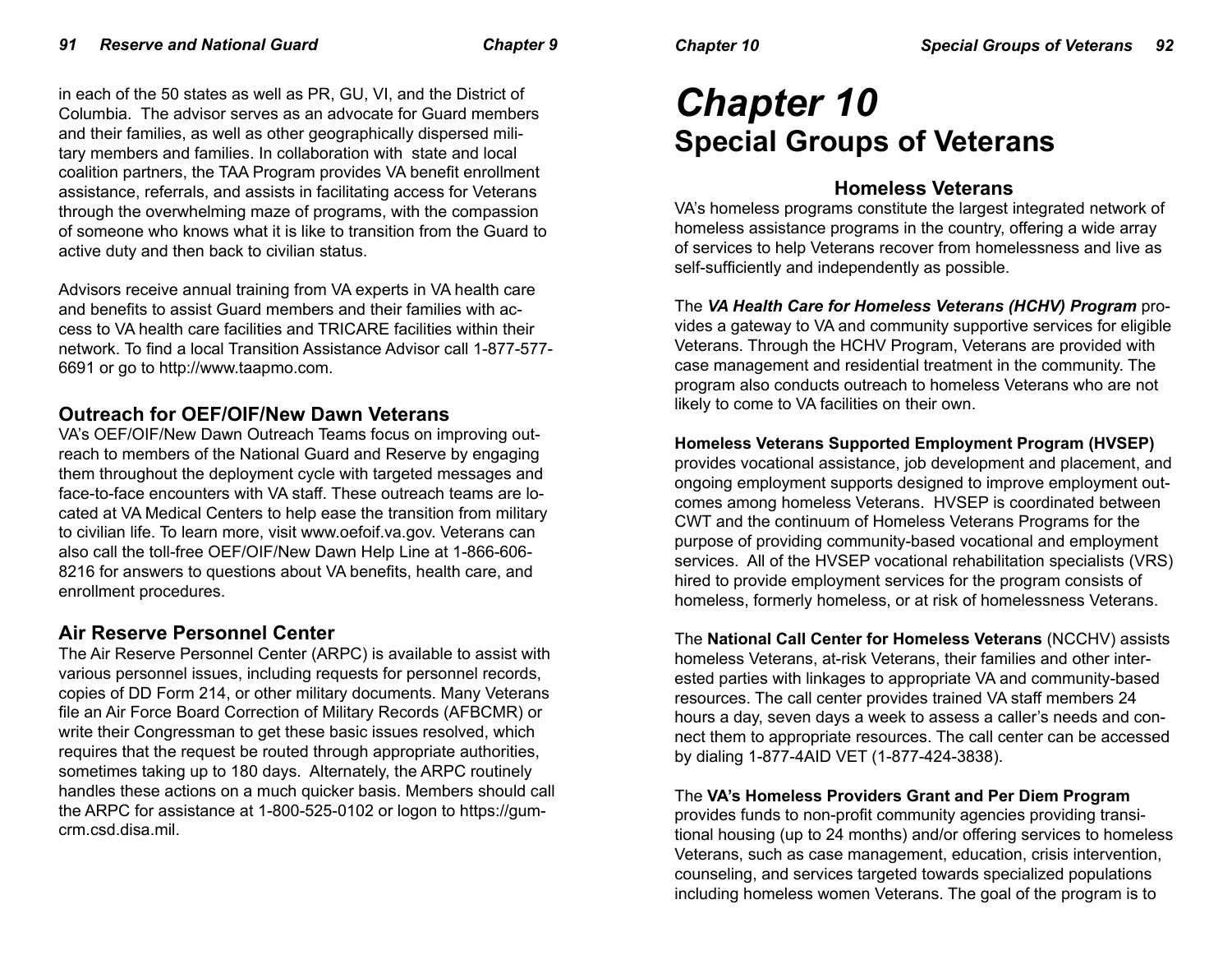in each of the 50 states as well as PR, GU, VI, and the District of Columbia. The advisor serves as an advocate for Guard members and their families, as well as other geographically dispersed military members and families. In collaboration with state and local coalition partners, the TAA Program provides VA benefit enrollment assistance, referrals, and assists in facilitating access for Veterans through the overwhelming maze of programs, with the compassion of someone who knows what it is like to transition from the Guard to active duty and then back to civilian status.

Advisors receive annual training from VA experts in VA health care and benefits to assist Guard members and their families with access to VA health care facilities and TRICARE facilities within their network. To find a local Transition Assistance Advisor call 1-877-577-6691 or go to http://www.taapmo.com.

### Outreach for OEF/OIF/New Dawn Veterans

VA's OEF/OIF/New Dawn Outreach Teams focus on improving outreach to members of the National Guard and Reserve by engaging them throughout the deployment cycle with targeted messages and face-to-face encounters with VA staff. These outreach teams are located at VA Medical Centers to help ease the transition from military to civilian life. To learn more, visit www.oefoif.va.gov. Veterans can also call the toll-free OEF/OIF/New Dawn Help Line at 1-866-606-8216 for answers to questions about VA benefits, health care, and enrollment procedures.

### Air Reserve Personnel Center

The Air Reserve Personnel Center (ARPC) is available to assist with various personnel issues, including requests for personnel records, copies of DD Form 214, or other military documents. Many Veterans file an Air Force Board Correction of Military Records (AFBCMR) or write their Congressman to get these basic issues resolved, which requires that the request be routed through appropriate authorities, sometimes taking up to 180 days. Alternately, the ARPC routinely handles these actions on a much quicker basis. Members should call the ARPC for assistance at 1-800-525-0102 or logon to https://gum-crm.csd.disa.mil.

# *Chapter 10*
# Special Groups of Veterans

## Homeless Veterans

VA's homeless programs constitute the largest integrated network of homeless assistance programs in the country, offering a wide array of services to help Veterans recover from homelessness and live as self-sufficiently and independently as possible.

The ***VA Health Care for Homeless Veterans (HCHV) Program*** provides a gateway to VA and community supportive services for eligible Veterans. Through the HCHV Program, Veterans are provided with case management and residential treatment in the community. The program also conducts outreach to homeless Veterans who are not likely to come to VA facilities on their own.

**Homeless Veterans Supported Employment Program (HVSEP)** provides vocational assistance, job development and placement, and ongoing employment supports designed to improve employment outcomes among homeless Veterans. HVSEP is coordinated between CWT and the continuum of Homeless Veterans Programs for the purpose of providing community-based vocational and employment services. All of the HVSEP vocational rehabilitation specialists (VRS) hired to provide employment services for the program consists of homeless, formerly homeless, or at risk of homelessness Veterans.

The **National Call Center for Homeless Veterans** (NCCHV) assists homeless Veterans, at-risk Veterans, their families and other interested parties with linkages to appropriate VA and community-based resources. The call center provides trained VA staff members 24 hours a day, seven days a week to assess a caller's needs and connect them to appropriate resources. The call center can be accessed by dialing 1-877-4AID VET (1-877-424-3838).

The **VA's Homeless Providers Grant and Per Diem Program** provides funds to non-profit community agencies providing transitional housing (up to 24 months) and/or offering services to homeless Veterans, such as case management, education, crisis intervention, counseling, and services targeted towards specialized populations including homeless women Veterans. The goal of the program is to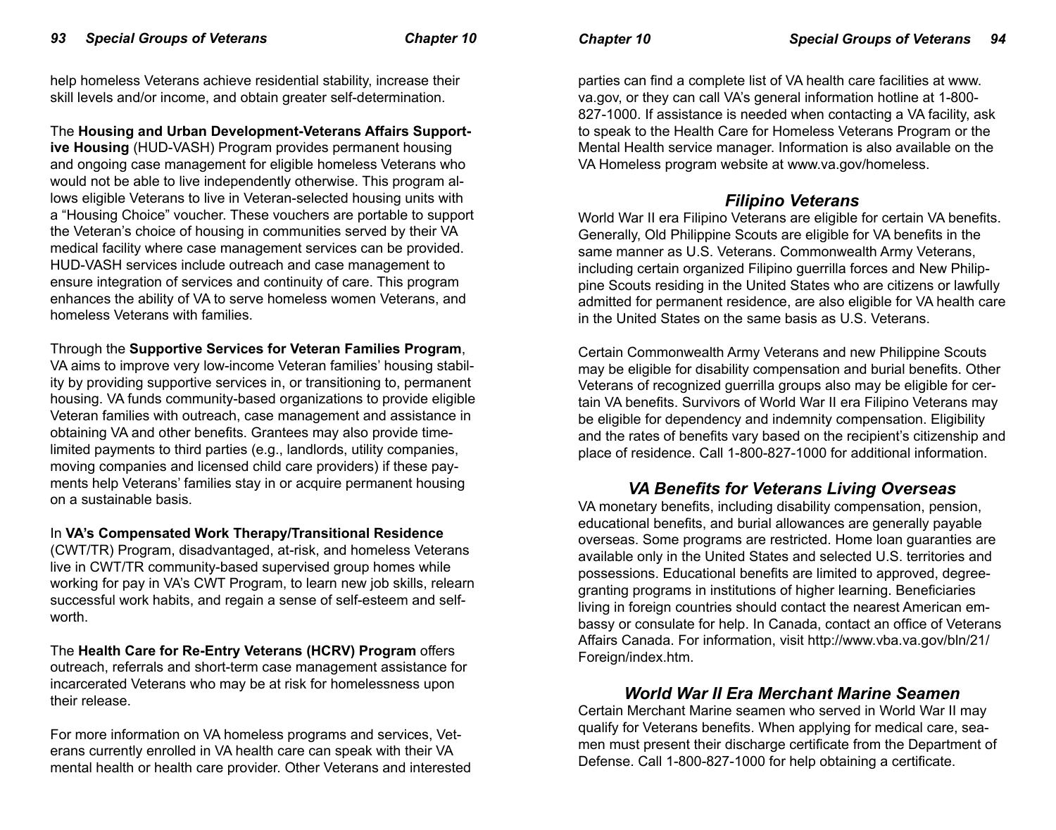help homeless Veterans achieve residential stability, increase their skill levels and/or income, and obtain greater self-determination.

The **Housing and Urban Development-Veterans Affairs Supportive Housing** (HUD-VASH) Program provides permanent housing and ongoing case management for eligible homeless Veterans who would not be able to live independently otherwise. This program allows eligible Veterans to live in Veteran-selected housing units with a "Housing Choice" voucher. These vouchers are portable to support the Veteran's choice of housing in communities served by their VA medical facility where case management services can be provided. HUD-VASH services include outreach and case management to ensure integration of services and continuity of care. This program enhances the ability of VA to serve homeless women Veterans, and homeless Veterans with families.

Through the **Supportive Services for Veteran Families Program**, VA aims to improve very low-income Veteran families' housing stability by providing supportive services in, or transitioning to, permanent housing. VA funds community-based organizations to provide eligible Veteran families with outreach, case management and assistance in obtaining VA and other benefits. Grantees may also provide time-limited payments to third parties (e.g., landlords, utility companies, moving companies and licensed child care providers) if these payments help Veterans' families stay in or acquire permanent housing on a sustainable basis.

In **VA's Compensated Work Therapy/Transitional Residence** (CWT/TR) Program, disadvantaged, at-risk, and homeless Veterans live in CWT/TR community-based supervised group homes while working for pay in VA's CWT Program, to learn new job skills, relearn successful work habits, and regain a sense of self-esteem and self-worth.

The **Health Care for Re-Entry Veterans (HCRV) Program** offers outreach, referrals and short-term case management assistance for incarcerated Veterans who may be at risk for homelessness upon their release.

For more information on VA homeless programs and services, Veterans currently enrolled in VA health care can speak with their VA mental health or health care provider. Other Veterans and interested parties can find a complete list of VA health care facilities at www.va.gov, or they can call VA's general information hotline at 1-800-827-1000. If assistance is needed when contacting a VA facility, ask to speak to the Health Care for Homeless Veterans Program or the Mental Health service manager. Information is also available on the VA Homeless program website at www.va.gov/homeless.

## *Filipino Veterans*

World War II era Filipino Veterans are eligible for certain VA benefits. Generally, Old Philippine Scouts are eligible for VA benefits in the same manner as U.S. Veterans. Commonwealth Army Veterans, including certain organized Filipino guerrilla forces and New Philippine Scouts residing in the United States who are citizens or lawfully admitted for permanent residence, are also eligible for VA health care in the United States on the same basis as U.S. Veterans.

Certain Commonwealth Army Veterans and new Philippine Scouts may be eligible for disability compensation and burial benefits. Other Veterans of recognized guerrilla groups also may be eligible for certain VA benefits. Survivors of World War II era Filipino Veterans may be eligible for dependency and indemnity compensation. Eligibility and the rates of benefits vary based on the recipient's citizenship and place of residence. Call 1-800-827-1000 for additional information.

## *VA Benefits for Veterans Living Overseas*

VA monetary benefits, including disability compensation, pension, educational benefits, and burial allowances are generally payable overseas. Some programs are restricted. Home loan guaranties are available only in the United States and selected U.S. territories and possessions. Educational benefits are limited to approved, degree-granting programs in institutions of higher learning. Beneficiaries living in foreign countries should contact the nearest American embassy or consulate for help. In Canada, contact an office of Veterans Affairs Canada. For information, visit http://www.vba.va.gov/bln/21/Foreign/index.htm.

## *World War II Era Merchant Marine Seamen*

Certain Merchant Marine seamen who served in World War II may qualify for Veterans benefits. When applying for medical care, seamen must present their discharge certificate from the Department of Defense. Call 1-800-827-1000 for help obtaining a certificate.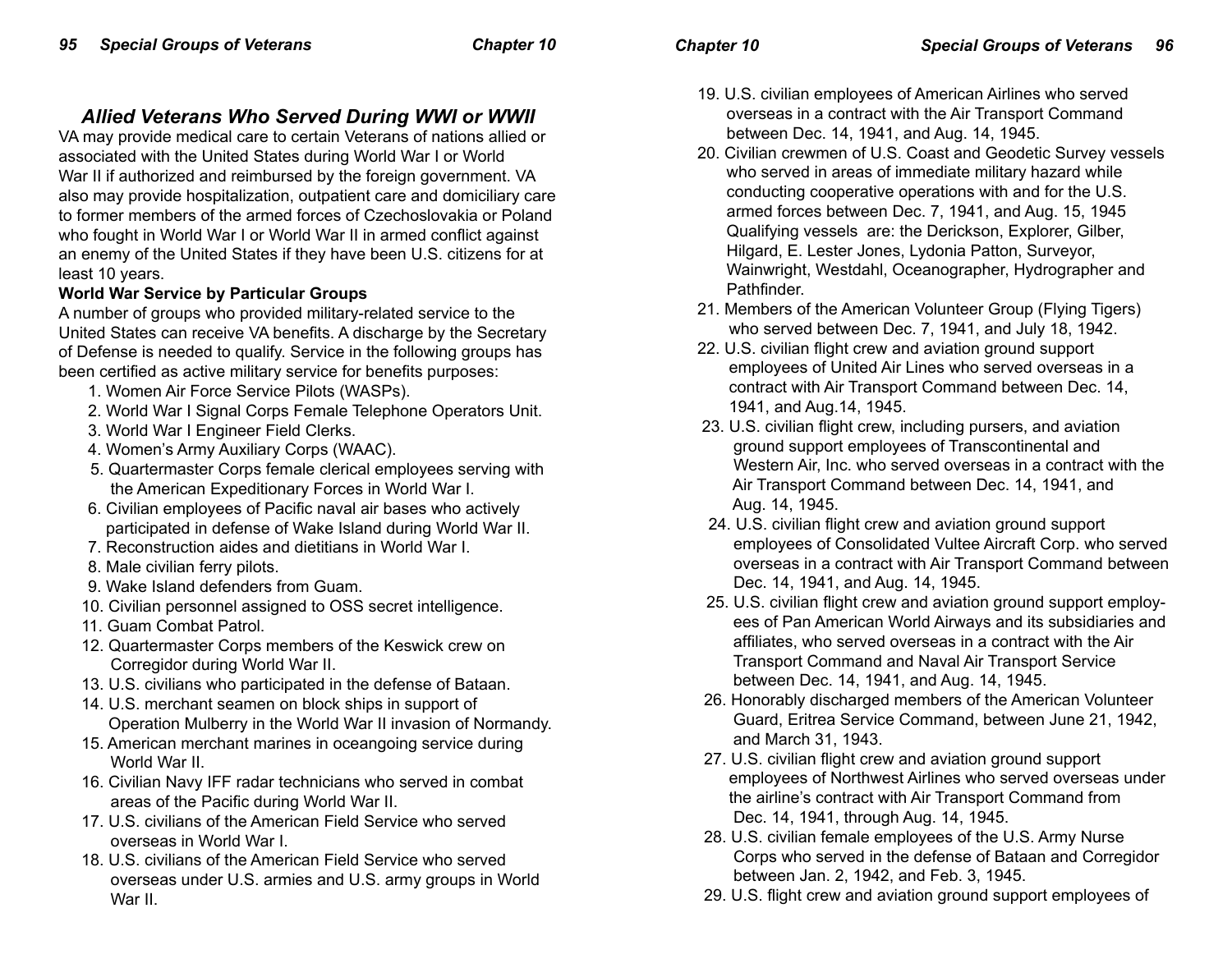## Allied Veterans Who Served During WWI or WWII

VA may provide medical care to certain Veterans of nations allied or associated with the United States during World War I or World War II if authorized and reimbursed by the foreign government. VA also may provide hospitalization, outpatient care and domiciliary care to former members of the armed forces of Czechoslovakia or Poland who fought in World War I or World War II in armed conflict against an enemy of the United States if they have been U.S. citizens for at least 10 years.

**World War Service by Particular Groups**

A number of groups who provided military-related service to the United States can receive VA benefits. A discharge by the Secretary of Defense is needed to qualify. Service in the following groups has been certified as active military service for benefits purposes:

1. Women Air Force Service Pilots (WASPs).
2. World War I Signal Corps Female Telephone Operators Unit.
3. World War I Engineer Field Clerks.
4. Women's Army Auxiliary Corps (WAAC).
5. Quartermaster Corps female clerical employees serving with the American Expeditionary Forces in World War I.
6. Civilian employees of Pacific naval air bases who actively participated in defense of Wake Island during World War II.
7. Reconstruction aides and dietitians in World War I.
8. Male civilian ferry pilots.
9. Wake Island defenders from Guam.
10. Civilian personnel assigned to OSS secret intelligence.
11. Guam Combat Patrol.
12. Quartermaster Corps members of the Keswick crew on Corregidor during World War II.
13. U.S. civilians who participated in the defense of Bataan.
14. U.S. merchant seamen on block ships in support of Operation Mulberry in the World War II invasion of Normandy.
15. American merchant marines in oceangoing service during World War II.
16. Civilian Navy IFF radar technicians who served in combat areas of the Pacific during World War II.
17. U.S. civilians of the American Field Service who served overseas in World War I.
18. U.S. civilians of the American Field Service who served overseas under U.S. armies and U.S. army groups in World War II.
19. U.S. civilian employees of American Airlines who served overseas in a contract with the Air Transport Command between Dec. 14, 1941, and Aug. 14, 1945.
20. Civilian crewmen of U.S. Coast and Geodetic Survey vessels who served in areas of immediate military hazard while conducting cooperative operations with and for the U.S. armed forces between Dec. 7, 1941, and Aug. 15, 1945 Qualifying vessels are: the Derickson, Explorer, Gilber, Hilgard, E. Lester Jones, Lydonia Patton, Surveyor, Wainwright, Westdahl, Oceanographer, Hydrographer and Pathfinder.
21. Members of the American Volunteer Group (Flying Tigers) who served between Dec. 7, 1941, and July 18, 1942.
22. U.S. civilian flight crew and aviation ground support employees of United Air Lines who served overseas in a contract with Air Transport Command between Dec. 14, 1941, and Aug.14, 1945.
23. U.S. civilian flight crew, including pursers, and aviation ground support employees of Transcontinental and Western Air, Inc. who served overseas in a contract with the Air Transport Command between Dec. 14, 1941, and Aug. 14, 1945.
24. U.S. civilian flight crew and aviation ground support employees of Consolidated Vultee Aircraft Corp. who served overseas in a contract with Air Transport Command between Dec. 14, 1941, and Aug. 14, 1945.
25. U.S. civilian flight crew and aviation ground support employees of Pan American World Airways and its subsidiaries and affiliates, who served overseas in a contract with the Air Transport Command and Naval Air Transport Service between Dec. 14, 1941, and Aug. 14, 1945.
26. Honorably discharged members of the American Volunteer Guard, Eritrea Service Command, between June 21, 1942, and March 31, 1943.
27. U.S. civilian flight crew and aviation ground support employees of Northwest Airlines who served overseas under the airline's contract with Air Transport Command from Dec. 14, 1941, through Aug. 14, 1945.
28. U.S. civilian female employees of the U.S. Army Nurse Corps who served in the defense of Bataan and Corregidor between Jan. 2, 1942, and Feb. 3, 1945.
29. U.S. flight crew and aviation ground support employees of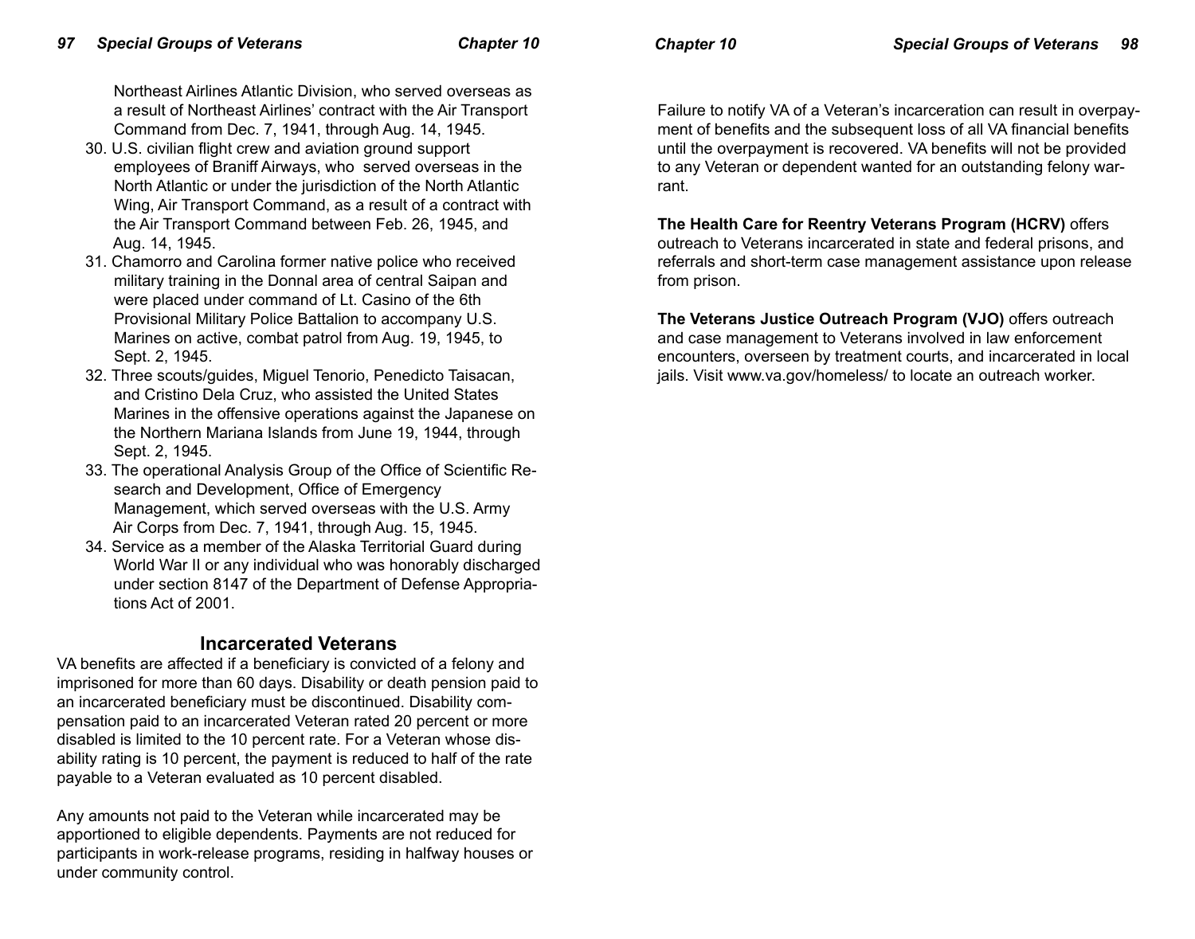Northeast Airlines Atlantic Division, who served overseas as a result of Northeast Airlines' contract with the Air Transport Command from Dec. 7, 1941, through Aug. 14, 1945.

30. U.S. civilian flight crew and aviation ground support employees of Braniff Airways, who served overseas in the North Atlantic or under the jurisdiction of the North Atlantic Wing, Air Transport Command, as a result of a contract with the Air Transport Command between Feb. 26, 1945, and Aug. 14, 1945.
31. Chamorro and Carolina former native police who received military training in the Donnal area of central Saipan and were placed under command of Lt. Casino of the 6th Provisional Military Police Battalion to accompany U.S. Marines on active, combat patrol from Aug. 19, 1945, to Sept. 2, 1945.
32. Three scouts/guides, Miguel Tenorio, Penedicto Taisacan, and Cristino Dela Cruz, who assisted the United States Marines in the offensive operations against the Japanese on the Northern Mariana Islands from June 19, 1944, through Sept. 2, 1945.
33. The operational Analysis Group of the Office of Scientific Research and Development, Office of Emergency Management, which served overseas with the U.S. Army Air Corps from Dec. 7, 1941, through Aug. 15, 1945.
34. Service as a member of the Alaska Territorial Guard during World War II or any individual who was honorably discharged under section 8147 of the Department of Defense Appropriations Act of 2001.

## Incarcerated Veterans

VA benefits are affected if a beneficiary is convicted of a felony and imprisoned for more than 60 days. Disability or death pension paid to an incarcerated beneficiary must be discontinued. Disability compensation paid to an incarcerated Veteran rated 20 percent or more disabled is limited to the 10 percent rate. For a Veteran whose disability rating is 10 percent, the payment is reduced to half of the rate payable to a Veteran evaluated as 10 percent disabled.

Any amounts not paid to the Veteran while incarcerated may be apportioned to eligible dependents. Payments are not reduced for participants in work-release programs, residing in halfway houses or under community control.

Failure to notify VA of a Veteran's incarceration can result in overpayment of benefits and the subsequent loss of all VA financial benefits until the overpayment is recovered. VA benefits will not be provided to any Veteran or dependent wanted for an outstanding felony warrant.

**The Health Care for Reentry Veterans Program (HCRV)** offers outreach to Veterans incarcerated in state and federal prisons, and referrals and short-term case management assistance upon release from prison.

**The Veterans Justice Outreach Program (VJO)** offers outreach and case management to Veterans involved in law enforcement encounters, overseen by treatment courts, and incarcerated in local jails. Visit www.va.gov/homeless/ to locate an outreach worker.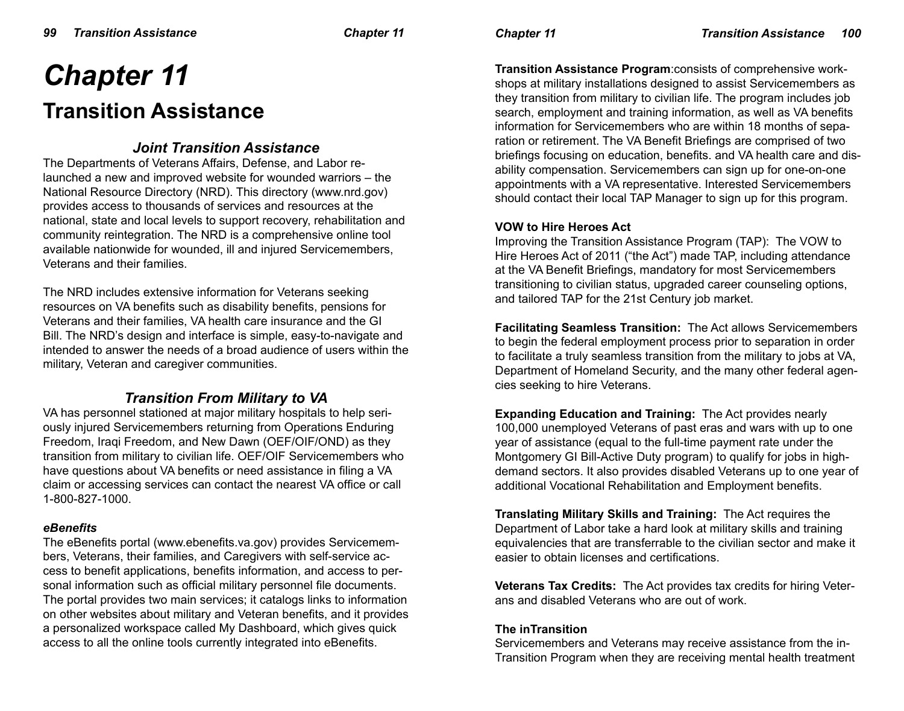# Chapter 11

## Transition Assistance

### *Joint Transition Assistance*

The Departments of Veterans Affairs, Defense, and Labor re-launched a new and improved website for wounded warriors – the National Resource Directory (NRD). This directory (www.nrd.gov) provides access to thousands of services and resources at the national, state and local levels to support recovery, rehabilitation and community reintegration. The NRD is a comprehensive online tool available nationwide for wounded, ill and injured Servicemembers, Veterans and their families.

The NRD includes extensive information for Veterans seeking resources on VA benefits such as disability benefits, pensions for Veterans and their families, VA health care insurance and the GI Bill. The NRD's design and interface is simple, easy-to-navigate and intended to answer the needs of a broad audience of users within the military, Veteran and caregiver communities.

### *Transition From Military to VA*

VA has personnel stationed at major military hospitals to help seriously injured Servicemembers returning from Operations Enduring Freedom, Iraqi Freedom, and New Dawn (OEF/OIF/OND) as they transition from military to civilian life. OEF/OIF Servicemembers who have questions about VA benefits or need assistance in filing a VA claim or accessing services can contact the nearest VA office or call 1-800-827-1000.

#### *eBenefits*

The eBenefits portal (www.ebenefits.va.gov) provides Servicemembers, Veterans, their families, and Caregivers with self-service access to benefit applications, benefits information, and access to personal information such as official military personnel file documents. The portal provides two main services; it catalogs links to information on other websites about military and Veteran benefits, and it provides a personalized workspace called My Dashboard, which gives quick access to all the online tools currently integrated into eBenefits.

**Transition Assistance Program**:consists of comprehensive workshops at military installations designed to assist Servicemembers as they transition from military to civilian life. The program includes job search, employment and training information, as well as VA benefits information for Servicemembers who are within 18 months of separation or retirement. The VA Benefit Briefings are comprised of two briefings focusing on education, benefits. and VA health care and disability compensation. Servicemembers can sign up for one-on-one appointments with a VA representative. Interested Servicemembers should contact their local TAP Manager to sign up for this program.

#### VOW to Hire Heroes Act

Improving the Transition Assistance Program (TAP): The VOW to Hire Heroes Act of 2011 ("the Act") made TAP, including attendance at the VA Benefit Briefings, mandatory for most Servicemembers transitioning to civilian status, upgraded career counseling options, and tailored TAP for the 21st Century job market.

**Facilitating Seamless Transition:** The Act allows Servicemembers to begin the federal employment process prior to separation in order to facilitate a truly seamless transition from the military to jobs at VA, Department of Homeland Security, and the many other federal agencies seeking to hire Veterans.

**Expanding Education and Training:** The Act provides nearly 100,000 unemployed Veterans of past eras and wars with up to one year of assistance (equal to the full-time payment rate under the Montgomery GI Bill-Active Duty program) to qualify for jobs in high-demand sectors. It also provides disabled Veterans up to one year of additional Vocational Rehabilitation and Employment benefits.

**Translating Military Skills and Training:** The Act requires the Department of Labor take a hard look at military skills and training equivalencies that are transferrable to the civilian sector and make it easier to obtain licenses and certifications.

**Veterans Tax Credits:** The Act provides tax credits for hiring Veterans and disabled Veterans who are out of work.

#### The inTransition

Servicemembers and Veterans may receive assistance from the in-Transition Program when they are receiving mental health treatment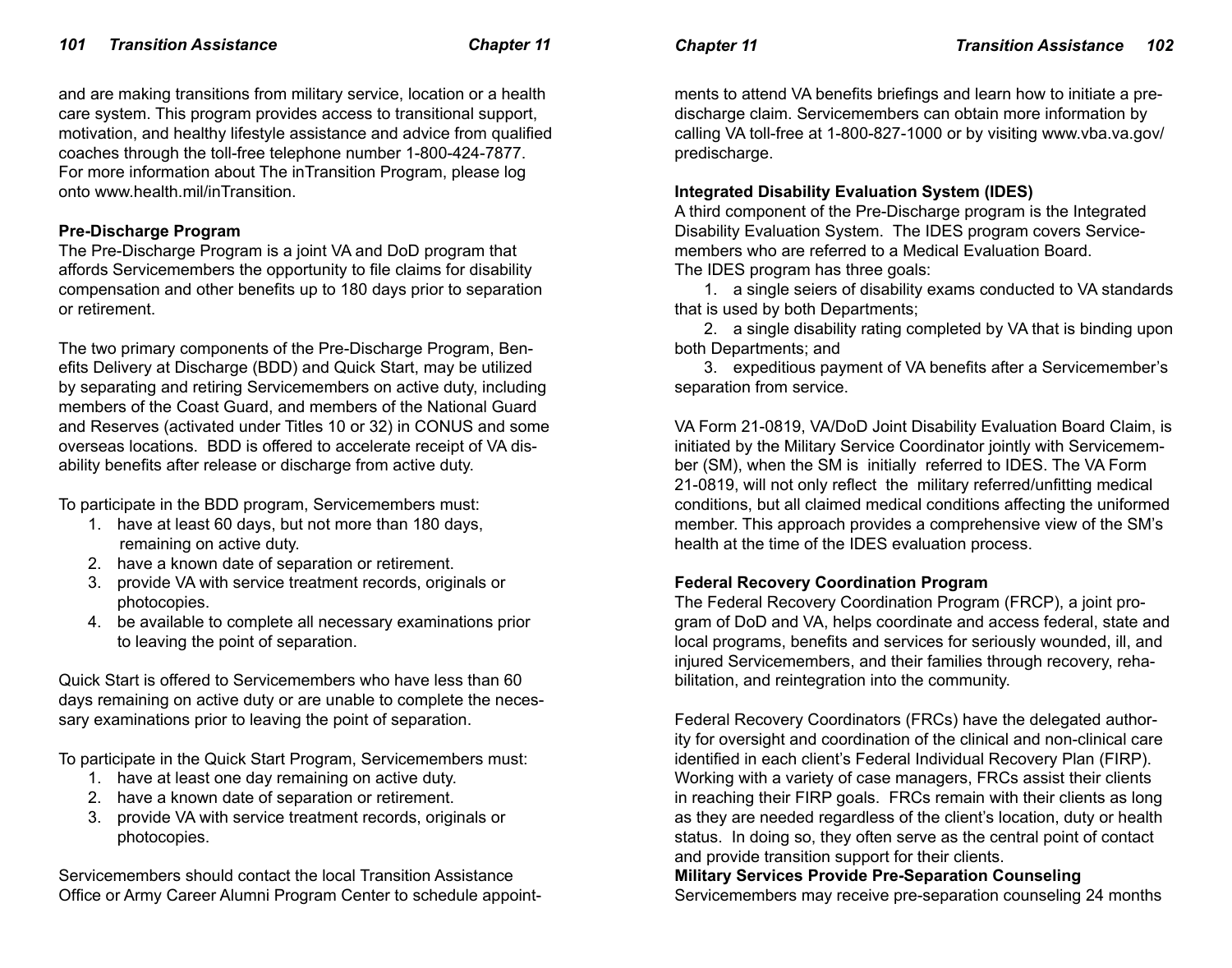and are making transitions from military service, location or a health care system. This program provides access to transitional support, motivation, and healthy lifestyle assistance and advice from qualified coaches through the toll-free telephone number 1-800-424-7877. For more information about The inTransition Program, please log onto www.health.mil/inTransition.

**Pre-Discharge Program**

The Pre-Discharge Program is a joint VA and DoD program that affords Servicemembers the opportunity to file claims for disability compensation and other benefits up to 180 days prior to separation or retirement.

The two primary components of the Pre-Discharge Program, Benefits Delivery at Discharge (BDD) and Quick Start, may be utilized by separating and retiring Servicemembers on active duty, including members of the Coast Guard, and members of the National Guard and Reserves (activated under Titles 10 or 32) in CONUS and some overseas locations. BDD is offered to accelerate receipt of VA disability benefits after release or discharge from active duty.

To participate in the BDD program, Servicemembers must:

1. have at least 60 days, but not more than 180 days, remaining on active duty.
2. have a known date of separation or retirement.
3. provide VA with service treatment records, originals or photocopies.
4. be available to complete all necessary examinations prior to leaving the point of separation.

Quick Start is offered to Servicemembers who have less than 60 days remaining on active duty or are unable to complete the necessary examinations prior to leaving the point of separation.

To participate in the Quick Start Program, Servicemembers must:

1. have at least one day remaining on active duty.
2. have a known date of separation or retirement.
3. provide VA with service treatment records, originals or photocopies.

Servicemembers should contact the local Transition Assistance Office or Army Career Alumni Program Center to schedule appointments to attend VA benefits briefings and learn how to initiate a pre-discharge claim. Servicemembers can obtain more information by calling VA toll-free at 1-800-827-1000 or by visiting www.vba.va.gov/predischarge.

**Integrated Disability Evaluation System (IDES)**

A third component of the Pre-Discharge program is the Integrated Disability Evaluation System. The IDES program covers Servicemembers who are referred to a Medical Evaluation Board.
The IDES program has three goals:

1. a single seiers of disability exams conducted to VA standards that is used by both Departments;
2. a single disability rating completed by VA that is binding upon both Departments; and
3. expeditious payment of VA benefits after a Servicemember's separation from service.

VA Form 21-0819, VA/DoD Joint Disability Evaluation Board Claim, is initiated by the Military Service Coordinator jointly with Servicemember (SM), when the SM is initially referred to IDES. The VA Form 21-0819, will not only reflect the military referred/unfitting medical conditions, but all claimed medical conditions affecting the uniformed member. This approach provides a comprehensive view of the SM's health at the time of the IDES evaluation process.

**Federal Recovery Coordination Program**

The Federal Recovery Coordination Program (FRCP), a joint program of DoD and VA, helps coordinate and access federal, state and local programs, benefits and services for seriously wounded, ill, and injured Servicemembers, and their families through recovery, rehabilitation, and reintegration into the community.

Federal Recovery Coordinators (FRCs) have the delegated authority for oversight and coordination of the clinical and non-clinical care identified in each client's Federal Individual Recovery Plan (FIRP). Working with a variety of case managers, FRCs assist their clients in reaching their FIRP goals. FRCs remain with their clients as long as they are needed regardless of the client's location, duty or health status. In doing so, they often serve as the central point of contact and provide transition support for their clients.

**Military Services Provide Pre-Separation Counseling**

Servicemembers may receive pre-separation counseling 24 months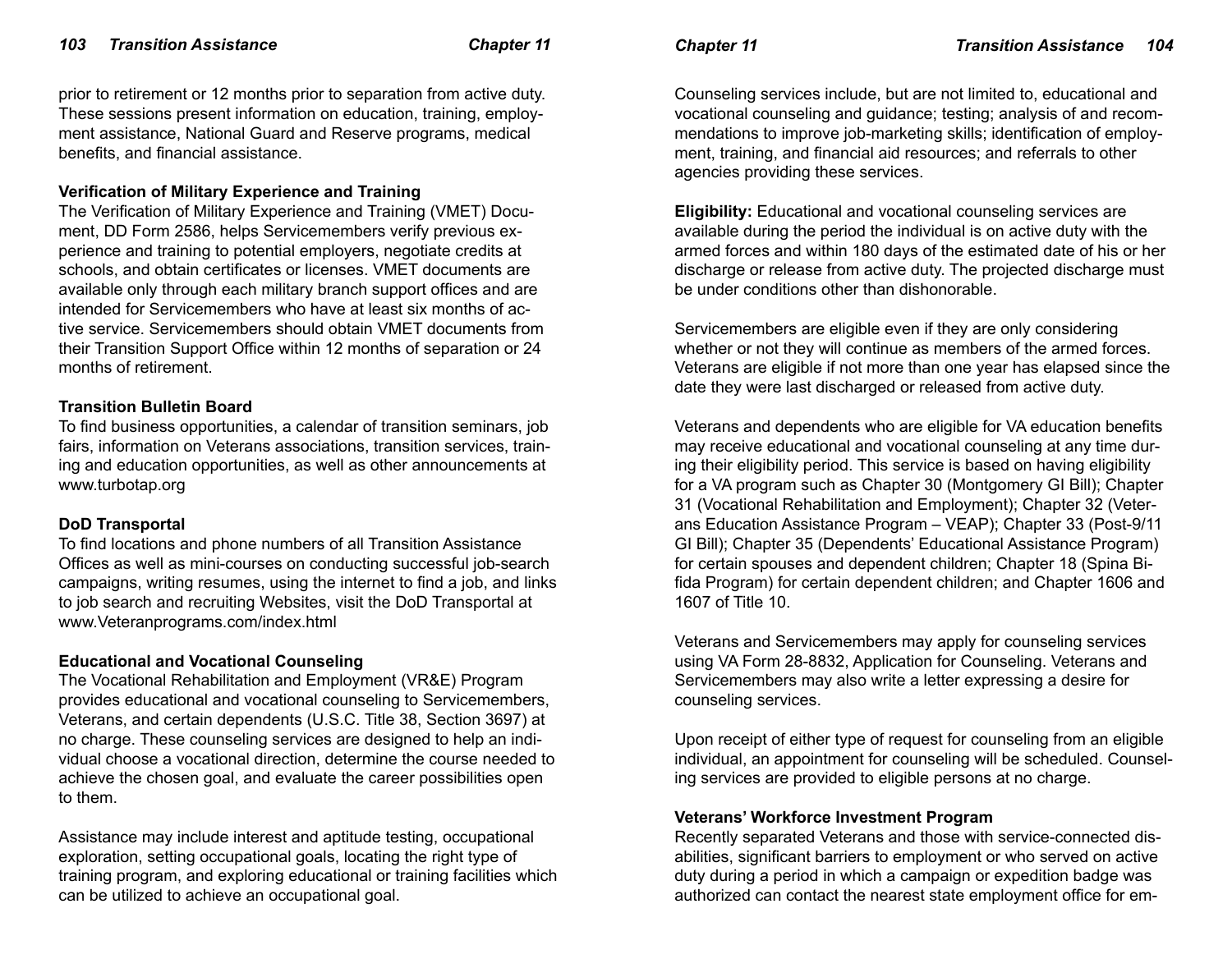prior to retirement or 12 months prior to separation from active duty. These sessions present information on education, training, employment assistance, National Guard and Reserve programs, medical benefits, and financial assistance.

**Verification of Military Experience and Training**

The Verification of Military Experience and Training (VMET) Document, DD Form 2586, helps Servicemembers verify previous experience and training to potential employers, negotiate credits at schools, and obtain certificates or licenses. VMET documents are available only through each military branch support offices and are intended for Servicemembers who have at least six months of active service. Servicemembers should obtain VMET documents from their Transition Support Office within 12 months of separation or 24 months of retirement.

**Transition Bulletin Board**

To find business opportunities, a calendar of transition seminars, job fairs, information on Veterans associations, transition services, training and education opportunities, as well as other announcements at www.turbotap.org

**DoD Transportal**

To find locations and phone numbers of all Transition Assistance Offices as well as mini-courses on conducting successful job-search campaigns, writing resumes, using the internet to find a job, and links to job search and recruiting Websites, visit the DoD Transportal at www.Veteranprograms.com/index.html

**Educational and Vocational Counseling**

The Vocational Rehabilitation and Employment (VR&E) Program provides educational and vocational counseling to Servicemembers, Veterans, and certain dependents (U.S.C. Title 38, Section 3697) at no charge. These counseling services are designed to help an individual choose a vocational direction, determine the course needed to achieve the chosen goal, and evaluate the career possibilities open to them.

Assistance may include interest and aptitude testing, occupational exploration, setting occupational goals, locating the right type of training program, and exploring educational or training facilities which can be utilized to achieve an occupational goal.

Counseling services include, but are not limited to, educational and vocational counseling and guidance; testing; analysis of and recommendations to improve job-marketing skills; identification of employment, training, and financial aid resources; and referrals to other agencies providing these services.

**Eligibility:** Educational and vocational counseling services are available during the period the individual is on active duty with the armed forces and within 180 days of the estimated date of his or her discharge or release from active duty. The projected discharge must be under conditions other than dishonorable.

Servicemembers are eligible even if they are only considering whether or not they will continue as members of the armed forces. Veterans are eligible if not more than one year has elapsed since the date they were last discharged or released from active duty.

Veterans and dependents who are eligible for VA education benefits may receive educational and vocational counseling at any time during their eligibility period. This service is based on having eligibility for a VA program such as Chapter 30 (Montgomery GI Bill); Chapter 31 (Vocational Rehabilitation and Employment); Chapter 32 (Veterans Education Assistance Program – VEAP); Chapter 33 (Post-9/11 GI Bill); Chapter 35 (Dependents' Educational Assistance Program) for certain spouses and dependent children; Chapter 18 (Spina Bifida Program) for certain dependent children; and Chapter 1606 and 1607 of Title 10.

Veterans and Servicemembers may apply for counseling services using VA Form 28-8832, Application for Counseling. Veterans and Servicemembers may also write a letter expressing a desire for counseling services.

Upon receipt of either type of request for counseling from an eligible individual, an appointment for counseling will be scheduled. Counseling services are provided to eligible persons at no charge.

**Veterans' Workforce Investment Program**

Recently separated Veterans and those with service-connected disabilities, significant barriers to employment or who served on active duty during a period in which a campaign or expedition badge was authorized can contact the nearest state employment office for em-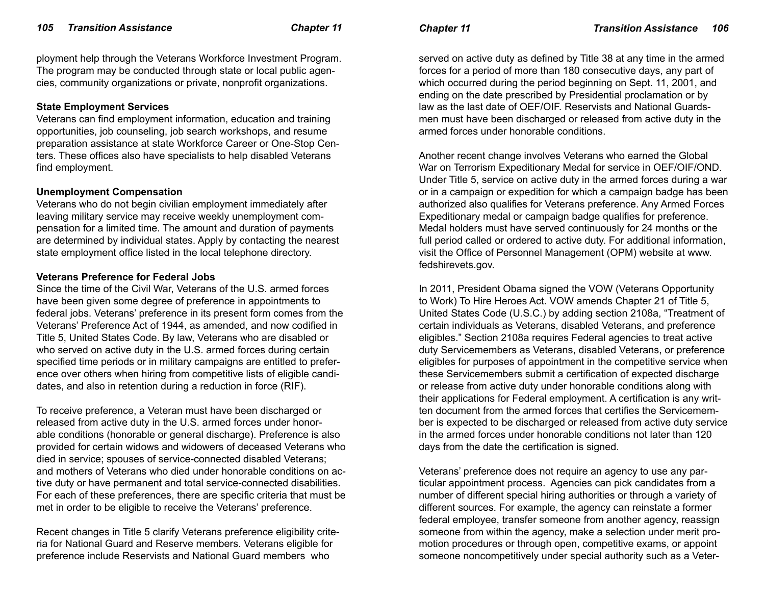ployment help through the Veterans Workforce Investment Program. The program may be conducted through state or local public agencies, community organizations or private, nonprofit organizations.

**State Employment Services**

Veterans can find employment information, education and training opportunities, job counseling, job search workshops, and resume preparation assistance at state Workforce Career or One-Stop Centers. These offices also have specialists to help disabled Veterans find employment.

**Unemployment Compensation**

Veterans who do not begin civilian employment immediately after leaving military service may receive weekly unemployment compensation for a limited time. The amount and duration of payments are determined by individual states. Apply by contacting the nearest state employment office listed in the local telephone directory.

**Veterans Preference for Federal Jobs**

Since the time of the Civil War, Veterans of the U.S. armed forces have been given some degree of preference in appointments to federal jobs. Veterans' preference in its present form comes from the Veterans' Preference Act of 1944, as amended, and now codified in Title 5, United States Code. By law, Veterans who are disabled or who served on active duty in the U.S. armed forces during certain specified time periods or in military campaigns are entitled to preference over others when hiring from competitive lists of eligible candidates, and also in retention during a reduction in force (RIF).

To receive preference, a Veteran must have been discharged or released from active duty in the U.S. armed forces under honorable conditions (honorable or general discharge). Preference is also provided for certain widows and widowers of deceased Veterans who died in service; spouses of service-connected disabled Veterans; and mothers of Veterans who died under honorable conditions on active duty or have permanent and total service-connected disabilities. For each of these preferences, there are specific criteria that must be met in order to be eligible to receive the Veterans' preference.

Recent changes in Title 5 clarify Veterans preference eligibility criteria for National Guard and Reserve members. Veterans eligible for preference include Reservists and National Guard members who served on active duty as defined by Title 38 at any time in the armed forces for a period of more than 180 consecutive days, any part of which occurred during the period beginning on Sept. 11, 2001, and ending on the date prescribed by Presidential proclamation or by law as the last date of OEF/OIF. Reservists and National Guardsmen must have been discharged or released from active duty in the armed forces under honorable conditions.

Another recent change involves Veterans who earned the Global War on Terrorism Expeditionary Medal for service in OEF/OIF/OND. Under Title 5, service on active duty in the armed forces during a war or in a campaign or expedition for which a campaign badge has been authorized also qualifies for Veterans preference. Any Armed Forces Expeditionary medal or campaign badge qualifies for preference. Medal holders must have served continuously for 24 months or the full period called or ordered to active duty. For additional information, visit the Office of Personnel Management (OPM) website at www.fedshirevets.gov.

In 2011, President Obama signed the VOW (Veterans Opportunity to Work) To Hire Heroes Act. VOW amends Chapter 21 of Title 5, United States Code (U.S.C.) by adding section 2108a, "Treatment of certain individuals as Veterans, disabled Veterans, and preference eligibles." Section 2108a requires Federal agencies to treat active duty Servicemembers as Veterans, disabled Veterans, or preference eligibles for purposes of appointment in the competitive service when these Servicemembers submit a certification of expected discharge or release from active duty under honorable conditions along with their applications for Federal employment. A certification is any written document from the armed forces that certifies the Servicemember is expected to be discharged or released from active duty service in the armed forces under honorable conditions not later than 120 days from the date the certification is signed.

Veterans' preference does not require an agency to use any particular appointment process. Agencies can pick candidates from a number of different special hiring authorities or through a variety of different sources. For example, the agency can reinstate a former federal employee, transfer someone from another agency, reassign someone from within the agency, make a selection under merit promotion procedures or through open, competitive exams, or appoint someone noncompetitively under special authority such as a Veter-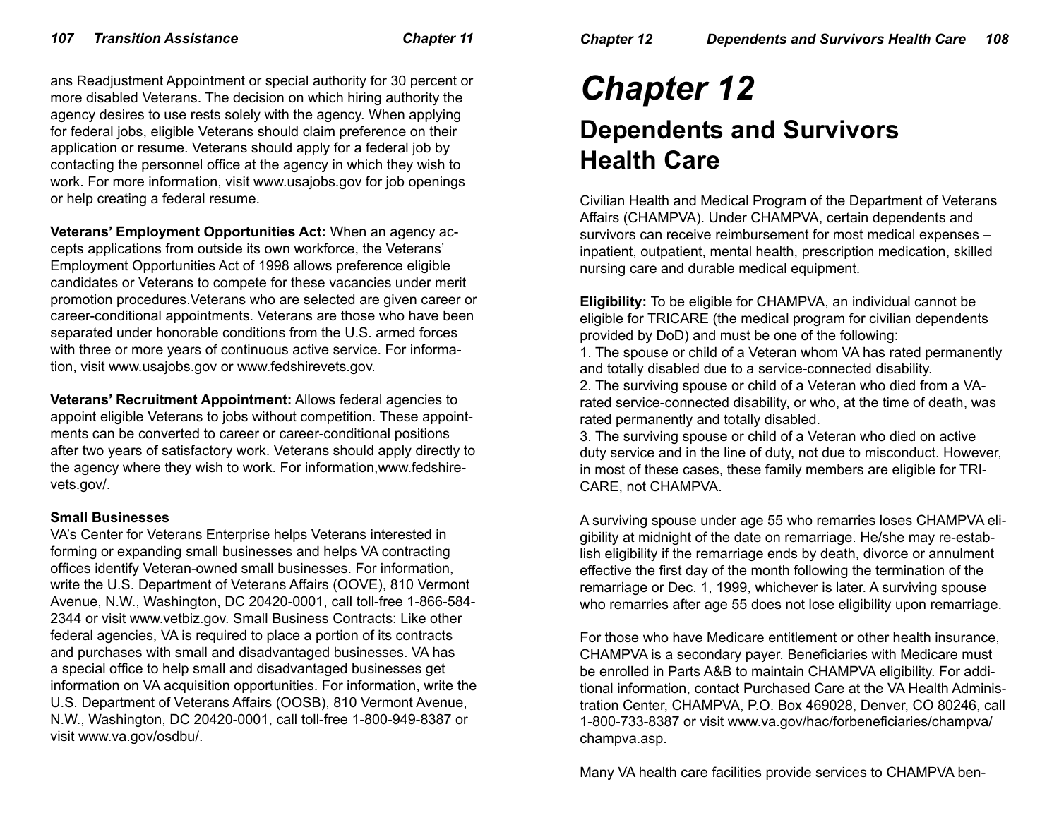ans Readjustment Appointment or special authority for 30 percent or more disabled Veterans. The decision on which hiring authority the agency desires to use rests solely with the agency. When applying for federal jobs, eligible Veterans should claim preference on their application or resume. Veterans should apply for a federal job by contacting the personnel office at the agency in which they wish to work. For more information, visit www.usajobs.gov for job openings or help creating a federal resume.

**Veterans' Employment Opportunities Act:** When an agency accepts applications from outside its own workforce, the Veterans' Employment Opportunities Act of 1998 allows preference eligible candidates or Veterans to compete for these vacancies under merit promotion procedures.Veterans who are selected are given career or career-conditional appointments. Veterans are those who have been separated under honorable conditions from the U.S. armed forces with three or more years of continuous active service. For information, visit www.usajobs.gov or www.fedshirevets.gov.

**Veterans' Recruitment Appointment:** Allows federal agencies to appoint eligible Veterans to jobs without competition. These appointments can be converted to career or career-conditional positions after two years of satisfactory work. Veterans should apply directly to the agency where they wish to work. For information,www.fedshirevets.gov/.

**Small Businesses**

VA's Center for Veterans Enterprise helps Veterans interested in forming or expanding small businesses and helps VA contracting offices identify Veteran-owned small businesses. For information, write the U.S. Department of Veterans Affairs (OOVE), 810 Vermont Avenue, N.W., Washington, DC 20420-0001, call toll-free 1-866-584-2344 or visit www.vetbiz.gov. Small Business Contracts: Like other federal agencies, VA is required to place a portion of its contracts and purchases with small and disadvantaged businesses. VA has a special office to help small and disadvantaged businesses get information on VA acquisition opportunities. For information, write the U.S. Department of Veterans Affairs (OOSB), 810 Vermont Avenue, N.W., Washington, DC 20420-0001, call toll-free 1-800-949-8387 or visit www.va.gov/osdbu/.

# *Chapter 12*

## Dependents and Survivors Health Care

Civilian Health and Medical Program of the Department of Veterans Affairs (CHAMPVA). Under CHAMPVA, certain dependents and survivors can receive reimbursement for most medical expenses – inpatient, outpatient, mental health, prescription medication, skilled nursing care and durable medical equipment.

**Eligibility:** To be eligible for CHAMPVA, an individual cannot be eligible for TRICARE (the medical program for civilian dependents provided by DoD) and must be one of the following:

1. The spouse or child of a Veteran whom VA has rated permanently and totally disabled due to a service-connected disability.
2. The surviving spouse or child of a Veteran who died from a VA-rated service-connected disability, or who, at the time of death, was rated permanently and totally disabled.
3. The surviving spouse or child of a Veteran who died on active duty service and in the line of duty, not due to misconduct. However, in most of these cases, these family members are eligible for TRICARE, not CHAMPVA.

A surviving spouse under age 55 who remarries loses CHAMPVA eligibility at midnight of the date on remarriage. He/she may re-establish eligibility if the remarriage ends by death, divorce or annulment effective the first day of the month following the termination of the remarriage or Dec. 1, 1999, whichever is later. A surviving spouse who remarries after age 55 does not lose eligibility upon remarriage.

For those who have Medicare entitlement or other health insurance, CHAMPVA is a secondary payer. Beneficiaries with Medicare must be enrolled in Parts A&B to maintain CHAMPVA eligibility. For additional information, contact Purchased Care at the VA Health Administration Center, CHAMPVA, P.O. Box 469028, Denver, CO 80246, call 1-800-733-8387 or visit www.va.gov/hac/forbeneficiaries/champva/champva.asp.

Many VA health care facilities provide services to CHAMPVA ben-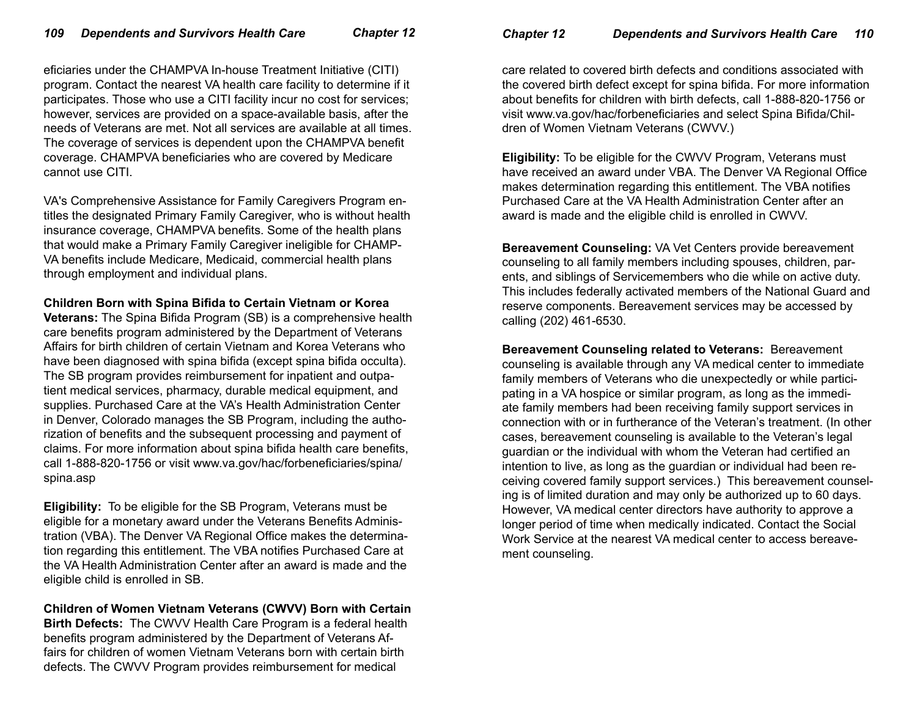eficiaries under the CHAMPVA In-house Treatment Initiative (CITI) program. Contact the nearest VA health care facility to determine if it participates. Those who use a CITI facility incur no cost for services; however, services are provided on a space-available basis, after the needs of Veterans are met. Not all services are available at all times. The coverage of services is dependent upon the CHAMPVA benefit coverage. CHAMPVA beneficiaries who are covered by Medicare cannot use CITI.

VA's Comprehensive Assistance for Family Caregivers Program entitles the designated Primary Family Caregiver, who is without health insurance coverage, CHAMPVA benefits. Some of the health plans that would make a Primary Family Caregiver ineligible for CHAMPVA benefits include Medicare, Medicaid, commercial health plans through employment and individual plans.

**Children Born with Spina Bifida to Certain Vietnam or Korea Veterans:** The Spina Bifida Program (SB) is a comprehensive health care benefits program administered by the Department of Veterans Affairs for birth children of certain Vietnam and Korea Veterans who have been diagnosed with spina bifida (except spina bifida occulta). The SB program provides reimbursement for inpatient and outpatient medical services, pharmacy, durable medical equipment, and supplies. Purchased Care at the VA's Health Administration Center in Denver, Colorado manages the SB Program, including the authorization of benefits and the subsequent processing and payment of claims. For more information about spina bifida health care benefits, call 1-888-820-1756 or visit www.va.gov/hac/forbeneficiaries/spina/spina.asp

**Eligibility:** To be eligible for the SB Program, Veterans must be eligible for a monetary award under the Veterans Benefits Administration (VBA). The Denver VA Regional Office makes the determination regarding this entitlement. The VBA notifies Purchased Care at the VA Health Administration Center after an award is made and the eligible child is enrolled in SB.

**Children of Women Vietnam Veterans (CWVV) Born with Certain Birth Defects:** The CWVV Health Care Program is a federal health benefits program administered by the Department of Veterans Affairs for children of women Vietnam Veterans born with certain birth defects. The CWVV Program provides reimbursement for medical care related to covered birth defects and conditions associated with the covered birth defect except for spina bifida. For more information about benefits for children with birth defects, call 1-888-820-1756 or visit www.va.gov/hac/forbeneficiaries and select Spina Bifida/Children of Women Vietnam Veterans (CWVV.)

**Eligibility:** To be eligible for the CWVV Program, Veterans must have received an award under VBA. The Denver VA Regional Office makes determination regarding this entitlement. The VBA notifies Purchased Care at the VA Health Administration Center after an award is made and the eligible child is enrolled in CWVV.

**Bereavement Counseling:** VA Vet Centers provide bereavement counseling to all family members including spouses, children, parents, and siblings of Servicemembers who die while on active duty. This includes federally activated members of the National Guard and reserve components. Bereavement services may be accessed by calling (202) 461-6530.

**Bereavement Counseling related to Veterans:** Bereavement counseling is available through any VA medical center to immediate family members of Veterans who die unexpectedly or while participating in a VA hospice or similar program, as long as the immediate family members had been receiving family support services in connection with or in furtherance of the Veteran's treatment. (In other cases, bereavement counseling is available to the Veteran's legal guardian or the individual with whom the Veteran had certified an intention to live, as long as the guardian or individual had been receiving covered family support services.) This bereavement counseling is of limited duration and may only be authorized up to 60 days. However, VA medical center directors have authority to approve a longer period of time when medically indicated. Contact the Social Work Service at the nearest VA medical center to access bereavement counseling.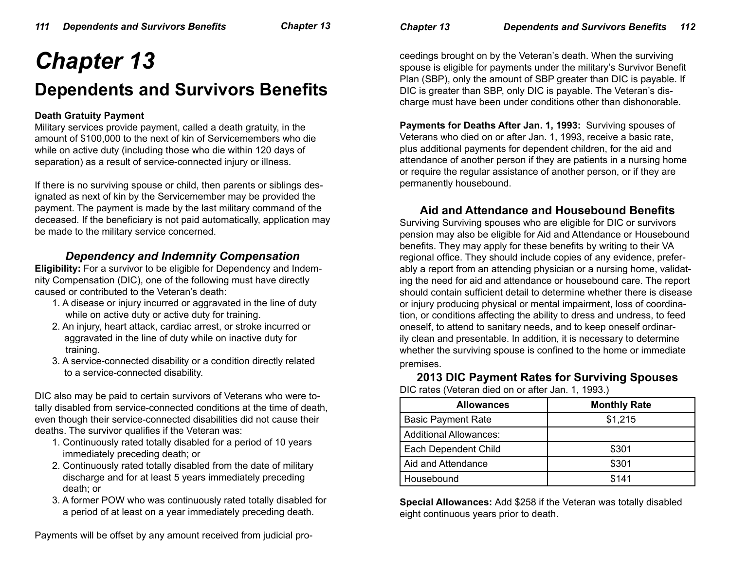# Chapter 13

## Dependents and Survivors Benefits

**Death Gratuity Payment**

Military services provide payment, called a death gratuity, in the amount of $100,000 to the next of kin of Servicemembers who die while on active duty (including those who die within 120 days of separation) as a result of service-connected injury or illness.

If there is no surviving spouse or child, then parents or siblings designated as next of kin by the Servicemember may be provided the payment. The payment is made by the last military command of the deceased. If the beneficiary is not paid automatically, application may be made to the military service concerned.

### *Dependency and Indemnity Compensation*

**Eligibility:** For a survivor to be eligible for Dependency and Indemnity Compensation (DIC), one of the following must have directly caused or contributed to the Veteran's death:

1. A disease or injury incurred or aggravated in the line of duty while on active duty or active duty for training.
2. An injury, heart attack, cardiac arrest, or stroke incurred or aggravated in the line of duty while on inactive duty for training.
3. A service-connected disability or a condition directly related to a service-connected disability.

DIC also may be paid to certain survivors of Veterans who were totally disabled from service-connected conditions at the time of death, even though their service-connected disabilities did not cause their deaths. The survivor qualifies if the Veteran was:

1. Continuously rated totally disabled for a period of 10 years immediately preceding death; or
2. Continuously rated totally disabled from the date of military discharge and for at least 5 years immediately preceding death; or
3. A former POW who was continuously rated totally disabled for a period of at least on a year immediately preceding death.

Payments will be offset by any amount received from judicial proceedings brought on by the Veteran's death. When the surviving spouse is eligible for payments under the military's Survivor Benefit Plan (SBP), only the amount of SBP greater than DIC is payable. If DIC is greater than SBP, only DIC is payable. The Veteran's discharge must have been under conditions other than dishonorable.

**Payments for Deaths After Jan. 1, 1993:** Surviving spouses of Veterans who died on or after Jan. 1, 1993, receive a basic rate, plus additional payments for dependent children, for the aid and attendance of another person if they are patients in a nursing home or require the regular assistance of another person, or if they are permanently housebound.

### Aid and Attendance and Housebound Benefits

Surviving Surviving spouses who are eligible for DIC or survivors pension may also be eligible for Aid and Attendance or Housebound benefits. They may apply for these benefits by writing to their VA regional office. They should include copies of any evidence, preferably a report from an attending physician or a nursing home, validating the need for aid and attendance or housebound care. The report should contain sufficient detail to determine whether there is disease or injury producing physical or mental impairment, loss of coordination, or conditions affecting the ability to dress and undress, to feed oneself, to attend to sanitary needs, and to keep oneself ordinarily clean and presentable. In addition, it is necessary to determine whether the surviving spouse is confined to the home or immediate premises.

### 2013 DIC Payment Rates for Surviving Spouses

DIC rates (Veteran died on or after Jan. 1, 1993.)

| Allowances | Monthly Rate |
| --- | --- |
| Basic Payment Rate | $1,215 |
| Additional Allowances: | |
| Each Dependent Child | $301 |
| Aid and Attendance | $301 |
| Housebound | $141 |

**Special Allowances:** Add $258 if the Veteran was totally disabled eight continuous years prior to death.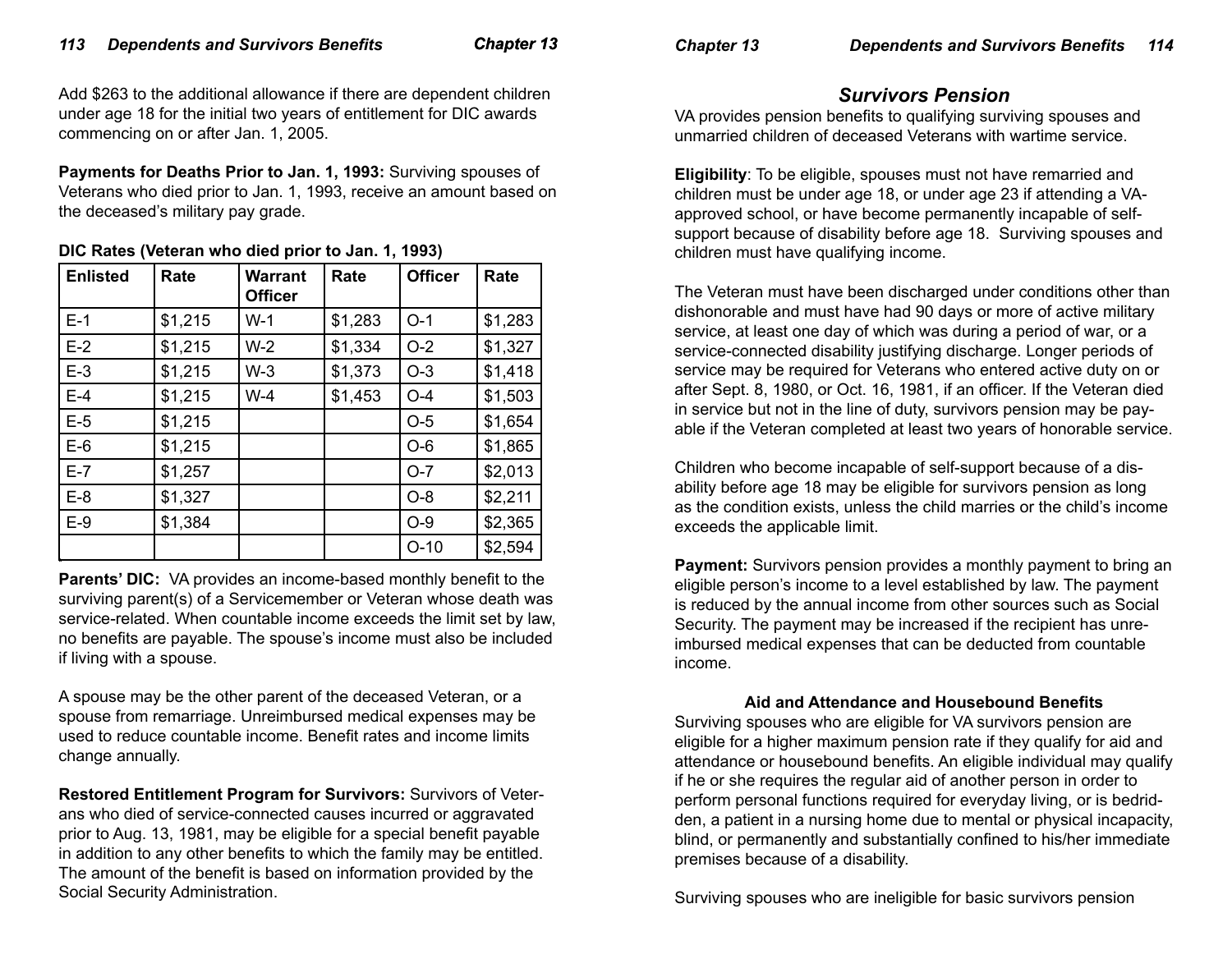Add $263 to the additional allowance if there are dependent children under age 18 for the initial two years of entitlement for DIC awards commencing on or after Jan. 1, 2005.

**Payments for Deaths Prior to Jan. 1, 1993:** Surviving spouses of Veterans who died prior to Jan. 1, 1993, receive an amount based on the deceased's military pay grade.

**DIC Rates (Veteran who died prior to Jan. 1, 1993)**

| Enlisted | Rate | Warrant Officer | Rate | Officer | Rate |
|---|---|---|---|---|---|
| E-1 | $1,215 | W-1 | $1,283 | O-1 | $1,283 |
| E-2 | $1,215 | W-2 | $1,334 | O-2 | $1,327 |
| E-3 | $1,215 | W-3 | $1,373 | O-3 | $1,418 |
| E-4 | $1,215 | W-4 | $1,453 | O-4 | $1,503 |
| E-5 | $1,215 | | | O-5 | $1,654 |
| E-6 | $1,215 | | | O-6 | $1,865 |
| E-7 | $1,257 | | | O-7 | $2,013 |
| E-8 | $1,327 | | | O-8 | $2,211 |
| E-9 | $1,384 | | | O-9 | $2,365 |
| | | | | O-10 | $2,594 |

**Parents' DIC:** VA provides an income-based monthly benefit to the surviving parent(s) of a Servicemember or Veteran whose death was service-related. When countable income exceeds the limit set by law, no benefits are payable. The spouse's income must also be included if living with a spouse.

A spouse may be the other parent of the deceased Veteran, or a spouse from remarriage. Unreimbursed medical expenses may be used to reduce countable income. Benefit rates and income limits change annually.

**Restored Entitlement Program for Survivors:** Survivors of Veterans who died of service-connected causes incurred or aggravated prior to Aug. 13, 1981, may be eligible for a special benefit payable in addition to any other benefits to which the family may be entitled. The amount of the benefit is based on information provided by the Social Security Administration.

## *Survivors Pension*

VA provides pension benefits to qualifying surviving spouses and unmarried children of deceased Veterans with wartime service.

**Eligibility**: To be eligible, spouses must not have remarried and children must be under age 18, or under age 23 if attending a VA-approved school, or have become permanently incapable of self-support because of disability before age 18. Surviving spouses and children must have qualifying income.

The Veteran must have been discharged under conditions other than dishonorable and must have had 90 days or more of active military service, at least one day of which was during a period of war, or a service-connected disability justifying discharge. Longer periods of service may be required for Veterans who entered active duty on or after Sept. 8, 1980, or Oct. 16, 1981, if an officer. If the Veteran died in service but not in the line of duty, survivors pension may be payable if the Veteran completed at least two years of honorable service.

Children who become incapable of self-support because of a disability before age 18 may be eligible for survivors pension as long as the condition exists, unless the child marries or the child's income exceeds the applicable limit.

**Payment:** Survivors pension provides a monthly payment to bring an eligible person's income to a level established by law. The payment is reduced by the annual income from other sources such as Social Security. The payment may be increased if the recipient has unreimbursed medical expenses that can be deducted from countable income.

### Aid and Attendance and Housebound Benefits

Surviving spouses who are eligible for VA survivors pension are eligible for a higher maximum pension rate if they qualify for aid and attendance or housebound benefits. An eligible individual may qualify if he or she requires the regular aid of another person in order to perform personal functions required for everyday living, or is bedridden, a patient in a nursing home due to mental or physical incapacity, blind, or permanently and substantially confined to his/her immediate premises because of a disability.

Surviving spouses who are ineligible for basic survivors pension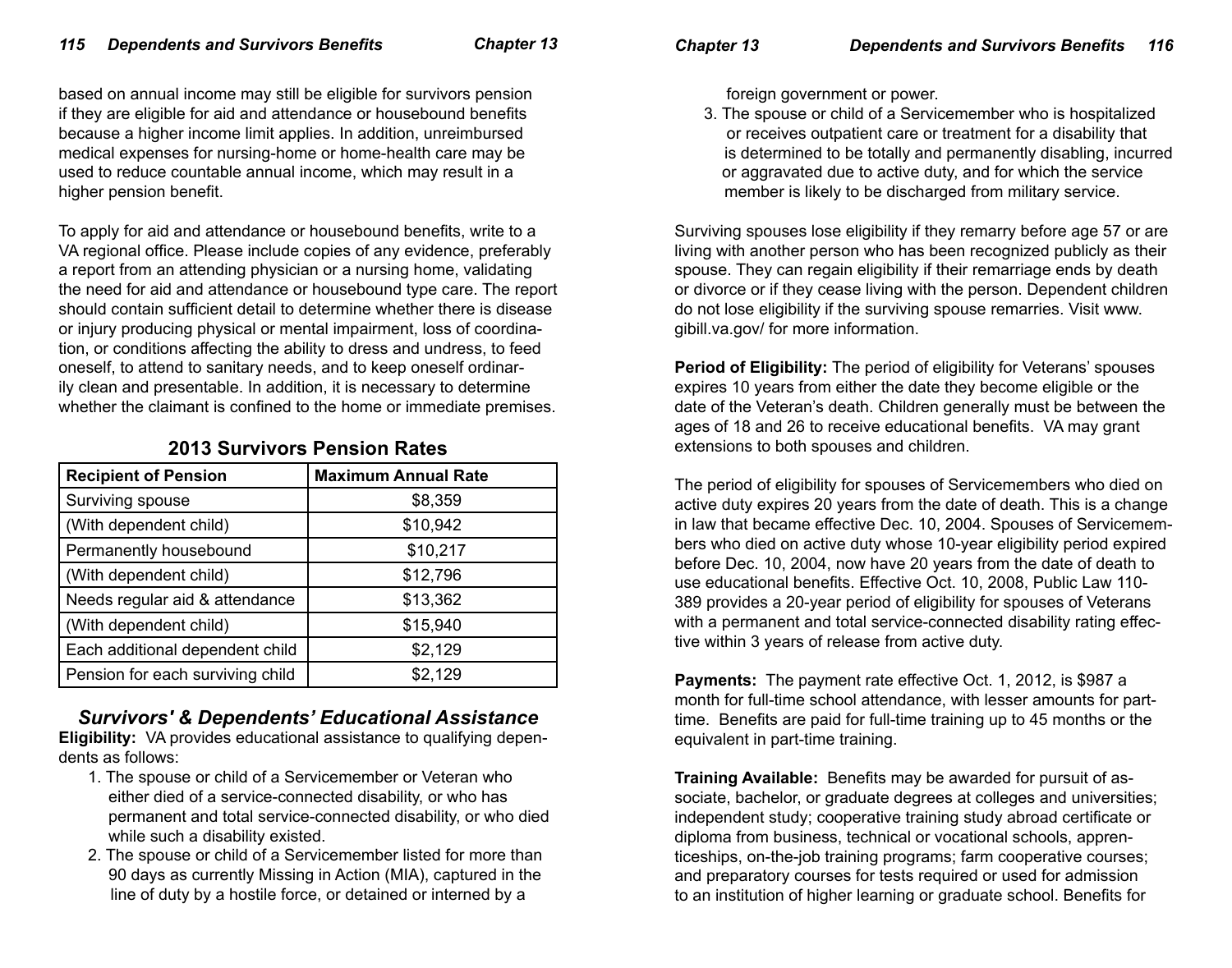based on annual income may still be eligible for survivors pension if they are eligible for aid and attendance or housebound benefits because a higher income limit applies. In addition, unreimbursed medical expenses for nursing-home or home-health care may be used to reduce countable annual income, which may result in a higher pension benefit.

To apply for aid and attendance or housebound benefits, write to a VA regional office. Please include copies of any evidence, preferably a report from an attending physician or a nursing home, validating the need for aid and attendance or housebound type care. The report should contain sufficient detail to determine whether there is disease or injury producing physical or mental impairment, loss of coordination, or conditions affecting the ability to dress and undress, to feed oneself, to attend to sanitary needs, and to keep oneself ordinarily clean and presentable. In addition, it is necessary to determine whether the claimant is confined to the home or immediate premises.

## 2013 Survivors Pension Rates

| Recipient of Pension | Maximum Annual Rate |
|---|---|
| Surviving spouse | $8,359 |
| (With dependent child) | $10,942 |
| Permanently housebound | $10,217 |
| (With dependent child) | $12,796 |
| Needs regular aid & attendance | $13,362 |
| (With dependent child) | $15,940 |
| Each additional dependent child | $2,129 |
| Pension for each surviving child | $2,129 |

## *Survivors' & Dependents' Educational Assistance*

**Eligibility:** VA provides educational assistance to qualifying dependents as follows:

1. The spouse or child of a Servicemember or Veteran who either died of a service-connected disability, or who has permanent and total service-connected disability, or who died while such a disability existed.
2. The spouse or child of a Servicemember listed for more than 90 days as currently Missing in Action (MIA), captured in the line of duty by a hostile force, or detained or interned by a foreign government or power.
3. The spouse or child of a Servicemember who is hospitalized or receives outpatient care or treatment for a disability that is determined to be totally and permanently disabling, incurred or aggravated due to active duty, and for which the service member is likely to be discharged from military service.

Surviving spouses lose eligibility if they remarry before age 57 or are living with another person who has been recognized publicly as their spouse. They can regain eligibility if their remarriage ends by death or divorce or if they cease living with the person. Dependent children do not lose eligibility if the surviving spouse remarries. Visit www.gibill.va.gov/ for more information.

**Period of Eligibility:** The period of eligibility for Veterans' spouses expires 10 years from either the date they become eligible or the date of the Veteran's death. Children generally must be between the ages of 18 and 26 to receive educational benefits. VA may grant extensions to both spouses and children.

The period of eligibility for spouses of Servicemembers who died on active duty expires 20 years from the date of death. This is a change in law that became effective Dec. 10, 2004. Spouses of Servicemembers who died on active duty whose 10-year eligibility period expired before Dec. 10, 2004, now have 20 years from the date of death to use educational benefits. Effective Oct. 10, 2008, Public Law 110-389 provides a 20-year period of eligibility for spouses of Veterans with a permanent and total service-connected disability rating effective within 3 years of release from active duty.

**Payments:** The payment rate effective Oct. 1, 2012, is $987 a month for full-time school attendance, with lesser amounts for part-time. Benefits are paid for full-time training up to 45 months or the equivalent in part-time training.

**Training Available:** Benefits may be awarded for pursuit of associate, bachelor, or graduate degrees at colleges and universities; independent study; cooperative training study abroad certificate or diploma from business, technical or vocational schools, apprenticeships, on-the-job training programs; farm cooperative courses; and preparatory courses for tests required or used for admission to an institution of higher learning or graduate school. Benefits for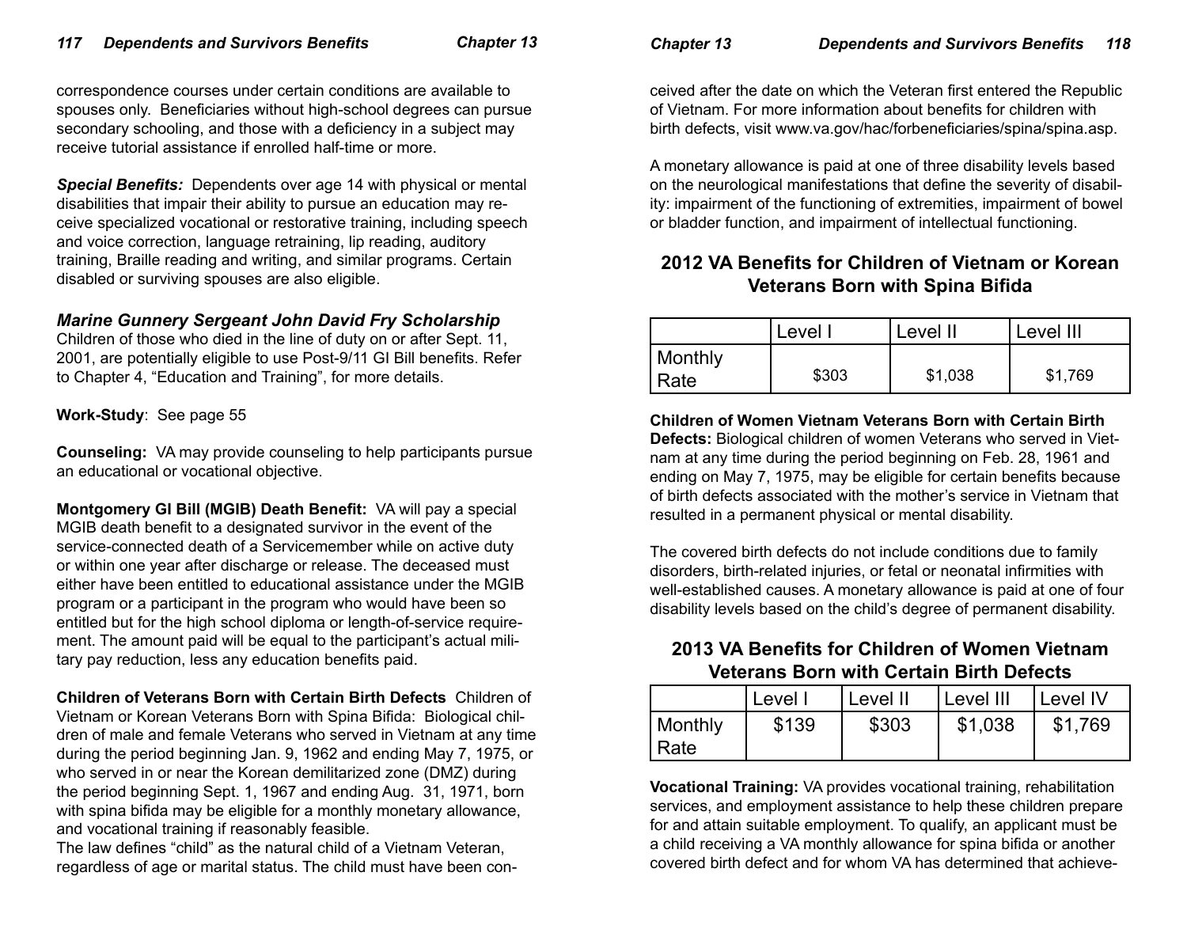correspondence courses under certain conditions are available to spouses only. Beneficiaries without high-school degrees can pursue secondary schooling, and those with a deficiency in a subject may receive tutorial assistance if enrolled half-time or more.

***Special Benefits:*** Dependents over age 14 with physical or mental disabilities that impair their ability to pursue an education may receive specialized vocational or restorative training, including speech and voice correction, language retraining, lip reading, auditory training, Braille reading and writing, and similar programs. Certain disabled or surviving spouses are also eligible.

### *Marine Gunnery Sergeant John David Fry Scholarship*

Children of those who died in the line of duty on or after Sept. 11, 2001, are potentially eligible to use Post-9/11 GI Bill benefits. Refer to Chapter 4, "Education and Training", for more details.

**Work-Study**: See page 55

**Counseling:** VA may provide counseling to help participants pursue an educational or vocational objective.

**Montgomery GI Bill (MGIB) Death Benefit:** VA will pay a special MGIB death benefit to a designated survivor in the event of the service-connected death of a Servicemember while on active duty or within one year after discharge or release. The deceased must either have been entitled to educational assistance under the MGIB program or a participant in the program who would have been so entitled but for the high school diploma or length-of-service requirement. The amount paid will be equal to the participant's actual military pay reduction, less any education benefits paid.

**Children of Veterans Born with Certain Birth Defects** Children of Vietnam or Korean Veterans Born with Spina Bifida: Biological children of male and female Veterans who served in Vietnam at any time during the period beginning Jan. 9, 1962 and ending May 7, 1975, or who served in or near the Korean demilitarized zone (DMZ) during the period beginning Sept. 1, 1967 and ending Aug. 31, 1971, born with spina bifida may be eligible for a monthly monetary allowance, and vocational training if reasonably feasible.

The law defines "child" as the natural child of a Vietnam Veteran, regardless of age or marital status. The child must have been conceived after the date on which the Veteran first entered the Republic of Vietnam. For more information about benefits for children with birth defects, visit www.va.gov/hac/forbeneficiaries/spina/spina.asp.

A monetary allowance is paid at one of three disability levels based on the neurological manifestations that define the severity of disability: impairment of the functioning of extremities, impairment of bowel or bladder function, and impairment of intellectual functioning.

## 2012 VA Benefits for Children of Vietnam or Korean Veterans Born with Spina Bifida

| | Level I | Level II | Level III |
|---|---|---|---|
| Monthly Rate | $303 | $1,038 | $1,769 |

**Children of Women Vietnam Veterans Born with Certain Birth Defects:** Biological children of women Veterans who served in Vietnam at any time during the period beginning on Feb. 28, 1961 and ending on May 7, 1975, may be eligible for certain benefits because of birth defects associated with the mother's service in Vietnam that resulted in a permanent physical or mental disability.

The covered birth defects do not include conditions due to family disorders, birth-related injuries, or fetal or neonatal infirmities with well-established causes. A monetary allowance is paid at one of four disability levels based on the child's degree of permanent disability.

## 2013 VA Benefits for Children of Women Vietnam Veterans Born with Certain Birth Defects

| | Level I | Level II | Level III | Level IV |
|---|---|---|---|---|
| Monthly Rate | $139 | $303 | $1,038 | $1,769 |

**Vocational Training:** VA provides vocational training, rehabilitation services, and employment assistance to help these children prepare for and attain suitable employment. To qualify, an applicant must be a child receiving a VA monthly allowance for spina bifida or another covered birth defect and for whom VA has determined that achieve-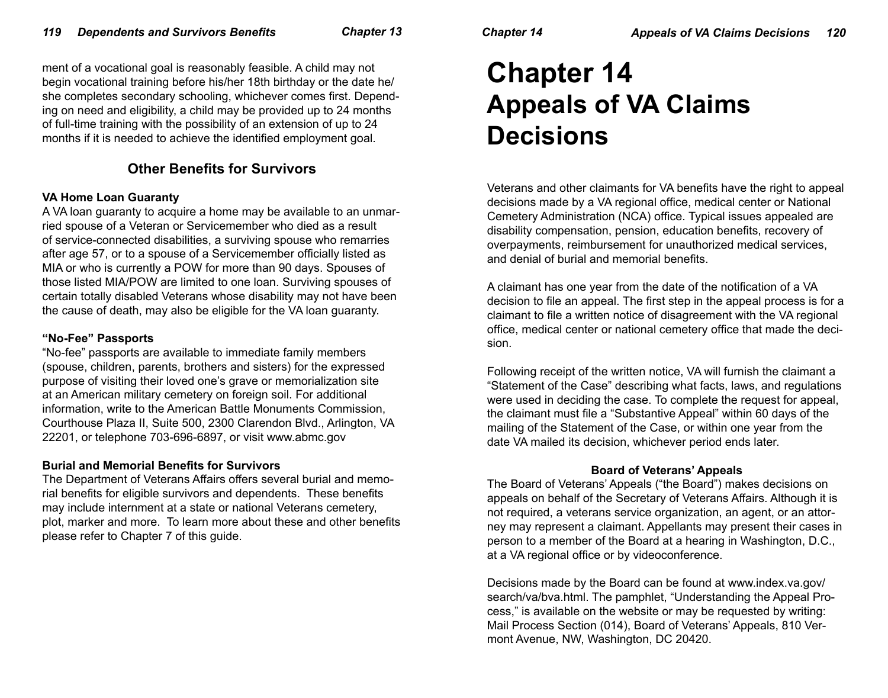ment of a vocational goal is reasonably feasible. A child may not begin vocational training before his/her 18th birthday or the date he/she completes secondary schooling, whichever comes first. Depending on need and eligibility, a child may be provided up to 24 months of full-time training with the possibility of an extension of up to 24 months if it is needed to achieve the identified employment goal.

## Other Benefits for Survivors

**VA Home Loan Guaranty**
A VA loan guaranty to acquire a home may be available to an unmarried spouse of a Veteran or Servicemember who died as a result of service-connected disabilities, a surviving spouse who remarries after age 57, or to a spouse of a Servicemember officially listed as MIA or who is currently a POW for more than 90 days. Spouses of those listed MIA/POW are limited to one loan. Surviving spouses of certain totally disabled Veterans whose disability may not have been the cause of death, may also be eligible for the VA loan guaranty.

**"No-Fee" Passports**
"No-fee" passports are available to immediate family members (spouse, children, parents, brothers and sisters) for the expressed purpose of visiting their loved one's grave or memorialization site at an American military cemetery on foreign soil. For additional information, write to the American Battle Monuments Commission, Courthouse Plaza II, Suite 500, 2300 Clarendon Blvd., Arlington, VA 22201, or telephone 703-696-6897, or visit www.abmc.gov

**Burial and Memorial Benefits for Survivors**
The Department of Veterans Affairs offers several burial and memorial benefits for eligible survivors and dependents. These benefits may include internment at a state or national Veterans cemetery, plot, marker and more. To learn more about these and other benefits please refer to Chapter 7 of this guide.

# Chapter 14 Appeals of VA Claims Decisions

Veterans and other claimants for VA benefits have the right to appeal decisions made by a VA regional office, medical center or National Cemetery Administration (NCA) office. Typical issues appealed are disability compensation, pension, education benefits, recovery of overpayments, reimbursement for unauthorized medical services, and denial of burial and memorial benefits.

A claimant has one year from the date of the notification of a VA decision to file an appeal. The first step in the appeal process is for a claimant to file a written notice of disagreement with the VA regional office, medical center or national cemetery office that made the decision.

Following receipt of the written notice, VA will furnish the claimant a "Statement of the Case" describing what facts, laws, and regulations were used in deciding the case. To complete the request for appeal, the claimant must file a "Substantive Appeal" within 60 days of the mailing of the Statement of the Case, or within one year from the date VA mailed its decision, whichever period ends later.

**Board of Veterans' Appeals**

The Board of Veterans' Appeals ("the Board") makes decisions on appeals on behalf of the Secretary of Veterans Affairs. Although it is not required, a veterans service organization, an agent, or an attorney may represent a claimant. Appellants may present their cases in person to a member of the Board at a hearing in Washington, D.C., at a VA regional office or by videoconference.

Decisions made by the Board can be found at www.index.va.gov/search/va/bva.html. The pamphlet, "Understanding the Appeal Process," is available on the website or may be requested by writing: Mail Process Section (014), Board of Veterans' Appeals, 810 Vermont Avenue, NW, Washington, DC 20420.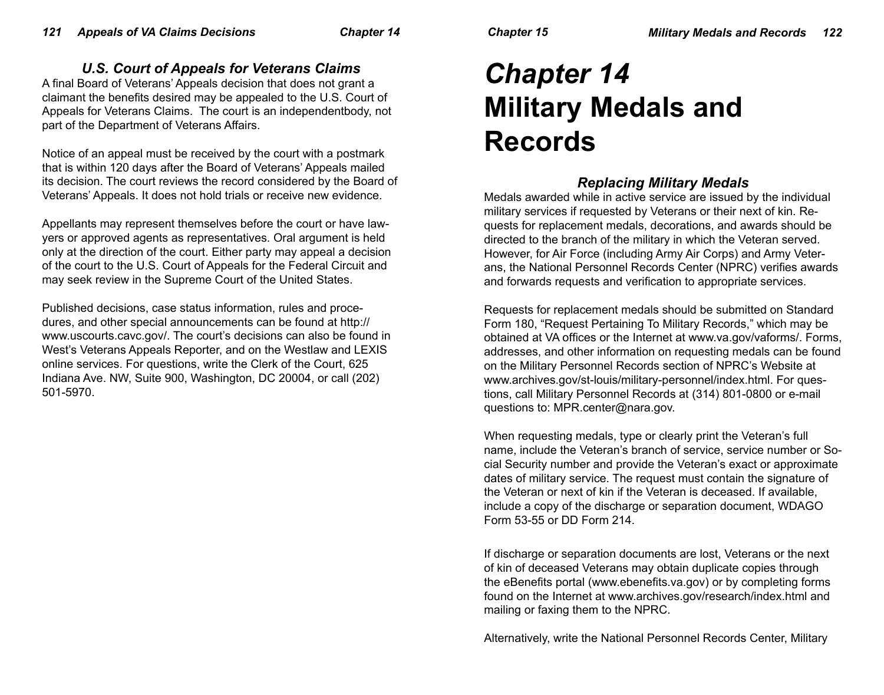### U.S. Court of Appeals for Veterans Claims

A final Board of Veterans' Appeals decision that does not grant a claimant the benefits desired may be appealed to the U.S. Court of Appeals for Veterans Claims. The court is an independentbody, not part of the Department of Veterans Affairs.

Notice of an appeal must be received by the court with a postmark that is within 120 days after the Board of Veterans' Appeals mailed its decision. The court reviews the record considered by the Board of Veterans' Appeals. It does not hold trials or receive new evidence.

Appellants may represent themselves before the court or have lawyers or approved agents as representatives. Oral argument is held only at the direction of the court. Either party may appeal a decision of the court to the U.S. Court of Appeals for the Federal Circuit and may seek review in the Supreme Court of the United States.

Published decisions, case status information, rules and procedures, and other special announcements can be found at http://www.uscourts.cavc.gov/. The court's decisions can also be found in West's Veterans Appeals Reporter, and on the Westlaw and LEXIS online services. For questions, write the Clerk of the Court, 625 Indiana Ave. NW, Suite 900, Washington, DC 20004, or call (202) 501-5970.

# *Chapter 14* Military Medals and Records

### Replacing Military Medals

Medals awarded while in active service are issued by the individual military services if requested by Veterans or their next of kin. Requests for replacement medals, decorations, and awards should be directed to the branch of the military in which the Veteran served. However, for Air Force (including Army Air Corps) and Army Veterans, the National Personnel Records Center (NPRC) verifies awards and forwards requests and verification to appropriate services.

Requests for replacement medals should be submitted on Standard Form 180, "Request Pertaining To Military Records," which may be obtained at VA offices or the Internet at www.va.gov/vaforms/. Forms, addresses, and other information on requesting medals can be found on the Military Personnel Records section of NPRC's Website at www.archives.gov/st-louis/military-personnel/index.html. For questions, call Military Personnel Records at (314) 801-0800 or e-mail questions to: MPR.center@nara.gov.

When requesting medals, type or clearly print the Veteran's full name, include the Veteran's branch of service, service number or Social Security number and provide the Veteran's exact or approximate dates of military service. The request must contain the signature of the Veteran or next of kin if the Veteran is deceased. If available, include a copy of the discharge or separation document, WDAGO Form 53-55 or DD Form 214.

If discharge or separation documents are lost, Veterans or the next of kin of deceased Veterans may obtain duplicate copies through the eBenefits portal (www.ebenefits.va.gov) or by completing forms found on the Internet at www.archives.gov/research/index.html and mailing or faxing them to the NPRC.

Alternatively, write the National Personnel Records Center, Military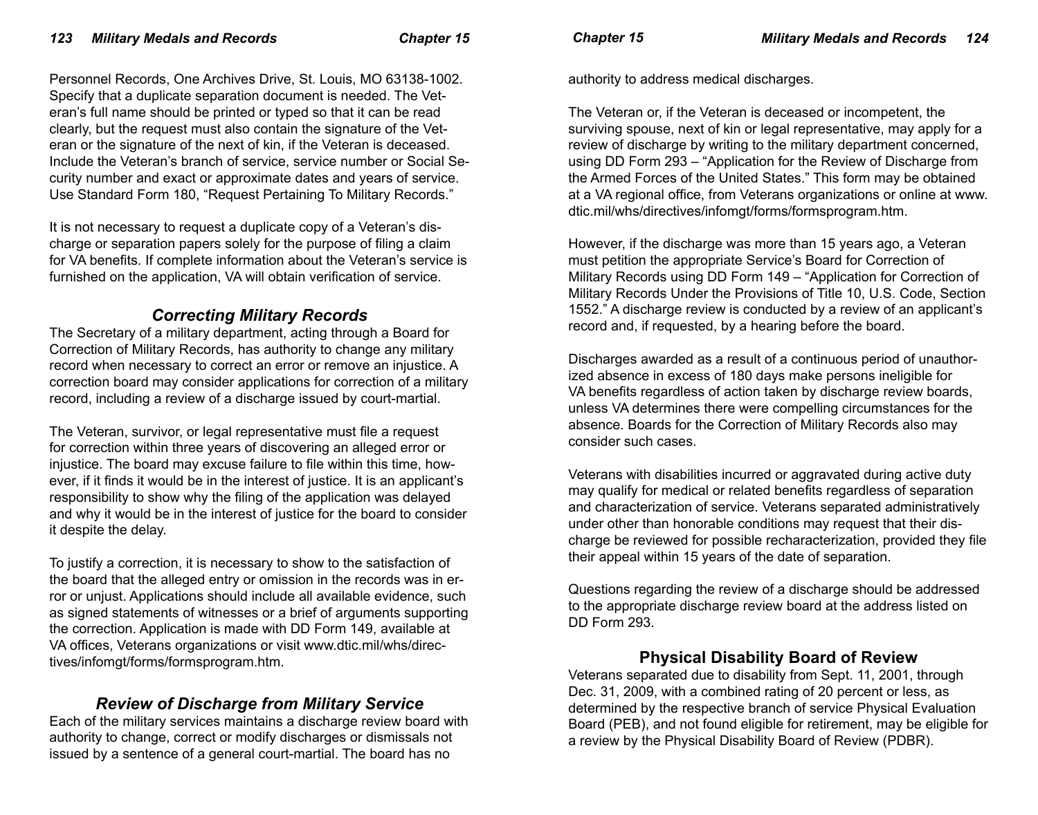Personnel Records, One Archives Drive, St. Louis, MO 63138-1002. Specify that a duplicate separation document is needed. The Veteran's full name should be printed or typed so that it can be read clearly, but the request must also contain the signature of the Veteran or the signature of the next of kin, if the Veteran is deceased. Include the Veteran's branch of service, service number or Social Security number and exact or approximate dates and years of service. Use Standard Form 180, "Request Pertaining To Military Records."

It is not necessary to request a duplicate copy of a Veteran's discharge or separation papers solely for the purpose of filing a claim for VA benefits. If complete information about the Veteran's service is furnished on the application, VA will obtain verification of service.

## *Correcting Military Records*

The Secretary of a military department, acting through a Board for Correction of Military Records, has authority to change any military record when necessary to correct an error or remove an injustice. A correction board may consider applications for correction of a military record, including a review of a discharge issued by court-martial.

The Veteran, survivor, or legal representative must file a request for correction within three years of discovering an alleged error or injustice. The board may excuse failure to file within this time, however, if it finds it would be in the interest of justice. It is an applicant's responsibility to show why the filing of the application was delayed and why it would be in the interest of justice for the board to consider it despite the delay.

To justify a correction, it is necessary to show to the satisfaction of the board that the alleged entry or omission in the records was in error or unjust. Applications should include all available evidence, such as signed statements of witnesses or a brief of arguments supporting the correction. Application is made with DD Form 149, available at VA offices, Veterans organizations or visit www.dtic.mil/whs/directives/infomgt/forms/formsprogram.htm.

## *Review of Discharge from Military Service*

Each of the military services maintains a discharge review board with authority to change, correct or modify discharges or dismissals not issued by a sentence of a general court-martial. The board has no authority to address medical discharges.

The Veteran or, if the Veteran is deceased or incompetent, the surviving spouse, next of kin or legal representative, may apply for a review of discharge by writing to the military department concerned, using DD Form 293 – "Application for the Review of Discharge from the Armed Forces of the United States." This form may be obtained at a VA regional office, from Veterans organizations or online at www.dtic.mil/whs/directives/infomgt/forms/formsprogram.htm.

However, if the discharge was more than 15 years ago, a Veteran must petition the appropriate Service's Board for Correction of Military Records using DD Form 149 – "Application for Correction of Military Records Under the Provisions of Title 10, U.S. Code, Section 1552." A discharge review is conducted by a review of an applicant's record and, if requested, by a hearing before the board.

Discharges awarded as a result of a continuous period of unauthorized absence in excess of 180 days make persons ineligible for VA benefits regardless of action taken by discharge review boards, unless VA determines there were compelling circumstances for the absence. Boards for the Correction of Military Records also may consider such cases.

Veterans with disabilities incurred or aggravated during active duty may qualify for medical or related benefits regardless of separation and characterization of service. Veterans separated administratively under other than honorable conditions may request that their discharge be reviewed for possible recharacterization, provided they file their appeal within 15 years of the date of separation.

Questions regarding the review of a discharge should be addressed to the appropriate discharge review board at the address listed on DD Form 293.

## Physical Disability Board of Review

Veterans separated due to disability from Sept. 11, 2001, through Dec. 31, 2009, with a combined rating of 20 percent or less, as determined by the respective branch of service Physical Evaluation Board (PEB), and not found eligible for retirement, may be eligible for a review by the Physical Disability Board of Review (PDBR).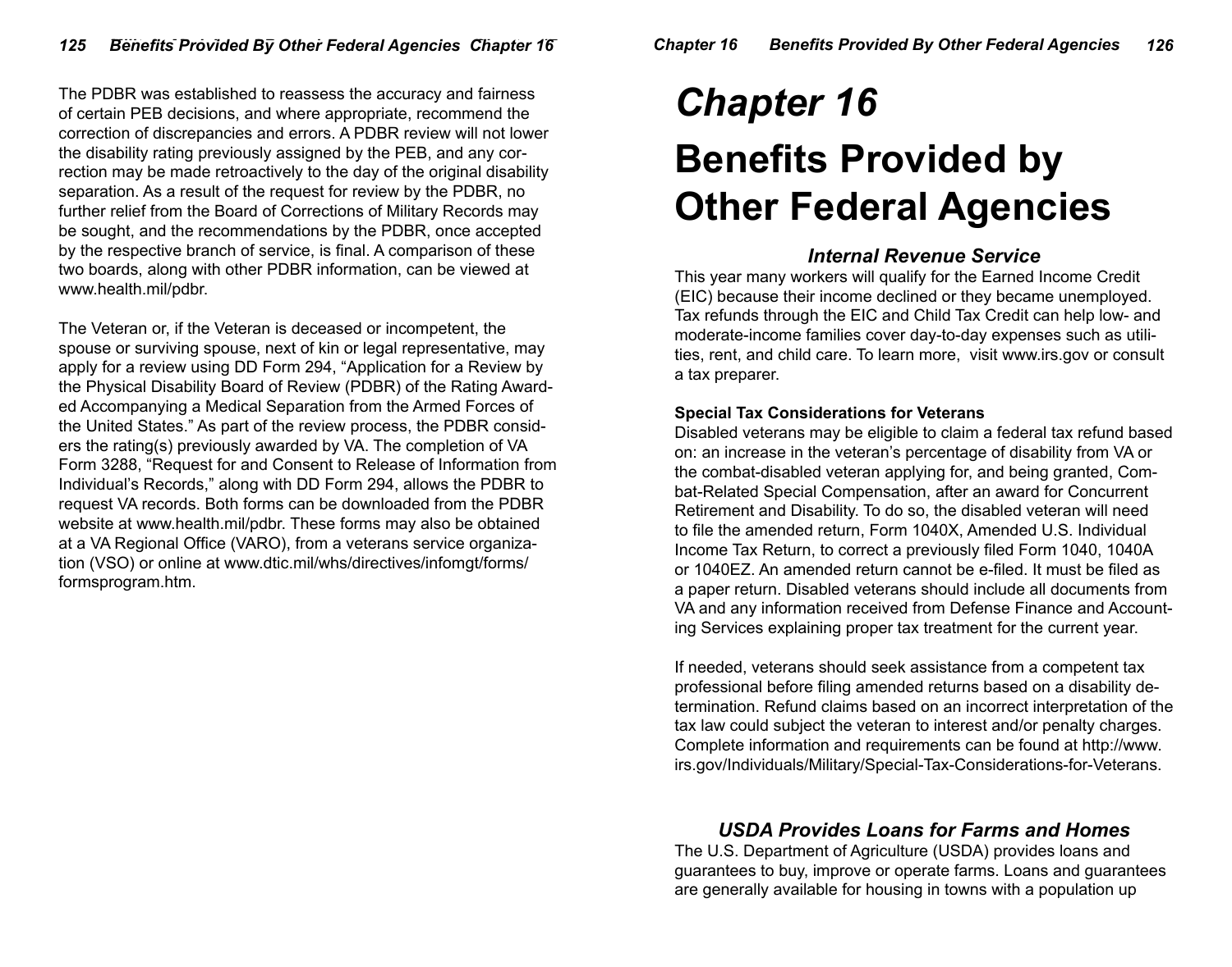The PDBR was established to reassess the accuracy and fairness of certain PEB decisions, and where appropriate, recommend the correction of discrepancies and errors. A PDBR review will not lower the disability rating previously assigned by the PEB, and any correction may be made retroactively to the day of the original disability separation. As a result of the request for review by the PDBR, no further relief from the Board of Corrections of Military Records may be sought, and the recommendations by the PDBR, once accepted by the respective branch of service, is final. A comparison of these two boards, along with other PDBR information, can be viewed at www.health.mil/pdbr.

The Veteran or, if the Veteran is deceased or incompetent, the spouse or surviving spouse, next of kin or legal representative, may apply for a review using DD Form 294, "Application for a Review by the Physical Disability Board of Review (PDBR) of the Rating Awarded Accompanying a Medical Separation from the Armed Forces of the United States." As part of the review process, the PDBR considers the rating(s) previously awarded by VA. The completion of VA Form 3288, "Request for and Consent to Release of Information from Individual's Records," along with DD Form 294, allows the PDBR to request VA records. Both forms can be downloaded from the PDBR website at www.health.mil/pdbr. These forms may also be obtained at a VA Regional Office (VARO), from a veterans service organization (VSO) or online at www.dtic.mil/whs/directives/infomgt/forms/formsprogram.htm.

# *Chapter 16*

# Benefits Provided by Other Federal Agencies

### *Internal Revenue Service*

This year many workers will qualify for the Earned Income Credit (EIC) because their income declined or they became unemployed. Tax refunds through the EIC and Child Tax Credit can help low- and moderate-income families cover day-to-day expenses such as utilities, rent, and child care. To learn more, visit www.irs.gov or consult a tax preparer.

**Special Tax Considerations for Veterans**

Disabled veterans may be eligible to claim a federal tax refund based on: an increase in the veteran's percentage of disability from VA or the combat-disabled veteran applying for, and being granted, Combat-Related Special Compensation, after an award for Concurrent Retirement and Disability. To do so, the disabled veteran will need to file the amended return, Form 1040X, Amended U.S. Individual Income Tax Return, to correct a previously filed Form 1040, 1040A or 1040EZ. An amended return cannot be e-filed. It must be filed as a paper return. Disabled veterans should include all documents from VA and any information received from Defense Finance and Accounting Services explaining proper tax treatment for the current year.

If needed, veterans should seek assistance from a competent tax professional before filing amended returns based on a disability determination. Refund claims based on an incorrect interpretation of the tax law could subject the veteran to interest and/or penalty charges. Complete information and requirements can be found at http://www.irs.gov/Individuals/Military/Special-Tax-Considerations-for-Veterans.

### *USDA Provides Loans for Farms and Homes*

The U.S. Department of Agriculture (USDA) provides loans and guarantees to buy, improve or operate farms. Loans and guarantees are generally available for housing in towns with a population up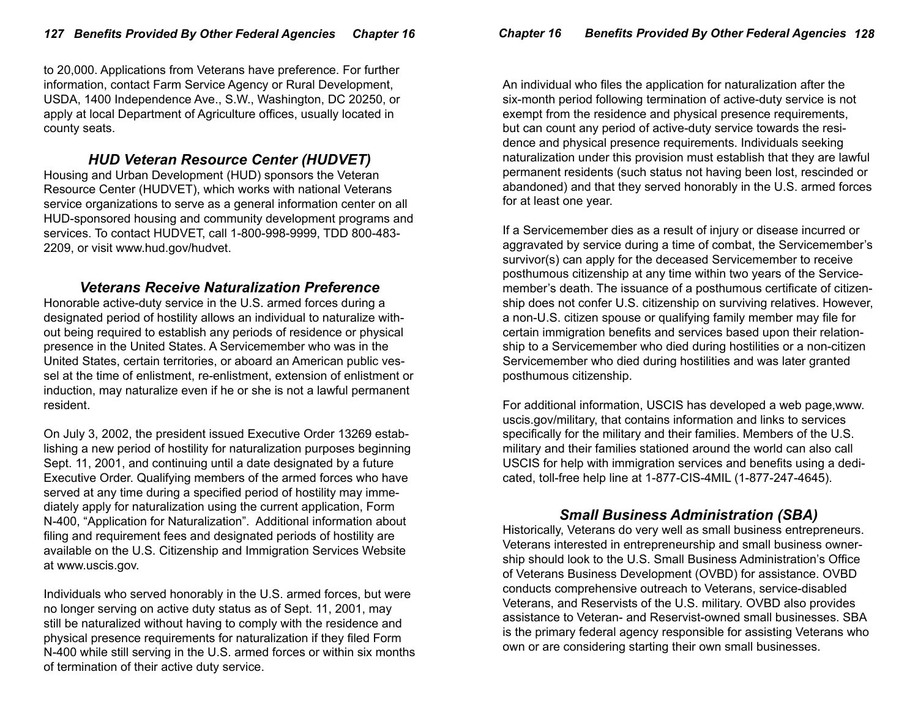to 20,000. Applications from Veterans have preference. For further information, contact Farm Service Agency or Rural Development, USDA, 1400 Independence Ave., S.W., Washington, DC 20250, or apply at local Department of Agriculture offices, usually located in county seats.

## *HUD Veteran Resource Center (HUDVET)*

Housing and Urban Development (HUD) sponsors the Veteran Resource Center (HUDVET), which works with national Veterans service organizations to serve as a general information center on all HUD-sponsored housing and community development programs and services. To contact HUDVET, call 1-800-998-9999, TDD 800-483-2209, or visit www.hud.gov/hudvet.

## *Veterans Receive Naturalization Preference*

Honorable active-duty service in the U.S. armed forces during a designated period of hostility allows an individual to naturalize without being required to establish any periods of residence or physical presence in the United States. A Servicemember who was in the United States, certain territories, or aboard an American public vessel at the time of enlistment, re-enlistment, extension of enlistment or induction, may naturalize even if he or she is not a lawful permanent resident.

On July 3, 2002, the president issued Executive Order 13269 establishing a new period of hostility for naturalization purposes beginning Sept. 11, 2001, and continuing until a date designated by a future Executive Order. Qualifying members of the armed forces who have served at any time during a specified period of hostility may immediately apply for naturalization using the current application, Form N-400, "Application for Naturalization". Additional information about filing and requirement fees and designated periods of hostility are available on the U.S. Citizenship and Immigration Services Website at www.uscis.gov.

Individuals who served honorably in the U.S. armed forces, but were no longer serving on active duty status as of Sept. 11, 2001, may still be naturalized without having to comply with the residence and physical presence requirements for naturalization if they filed Form N-400 while still serving in the U.S. armed forces or within six months of termination of their active duty service.

An individual who files the application for naturalization after the six-month period following termination of active-duty service is not exempt from the residence and physical presence requirements, but can count any period of active-duty service towards the residence and physical presence requirements. Individuals seeking naturalization under this provision must establish that they are lawful permanent residents (such status not having been lost, rescinded or abandoned) and that they served honorably in the U.S. armed forces for at least one year.

If a Servicemember dies as a result of injury or disease incurred or aggravated by service during a time of combat, the Servicemember's survivor(s) can apply for the deceased Servicemember to receive posthumous citizenship at any time within two years of the Servicemember's death. The issuance of a posthumous certificate of citizenship does not confer U.S. citizenship on surviving relatives. However, a non-U.S. citizen spouse or qualifying family member may file for certain immigration benefits and services based upon their relationship to a Servicemember who died during hostilities or a non-citizen Servicemember who died during hostilities and was later granted posthumous citizenship.

For additional information, USCIS has developed a web page,www.uscis.gov/military, that contains information and links to services specifically for the military and their families. Members of the U.S. military and their families stationed around the world can also call USCIS for help with immigration services and benefits using a dedicated, toll-free help line at 1-877-CIS-4MIL (1-877-247-4645).

## *Small Business Administration (SBA)*

Historically, Veterans do very well as small business entrepreneurs. Veterans interested in entrepreneurship and small business ownership should look to the U.S. Small Business Administration's Office of Veterans Business Development (OVBD) for assistance. OVBD conducts comprehensive outreach to Veterans, service-disabled Veterans, and Reservists of the U.S. military. OVBD also provides assistance to Veteran- and Reservist-owned small businesses. SBA is the primary federal agency responsible for assisting Veterans who own or are considering starting their own small businesses.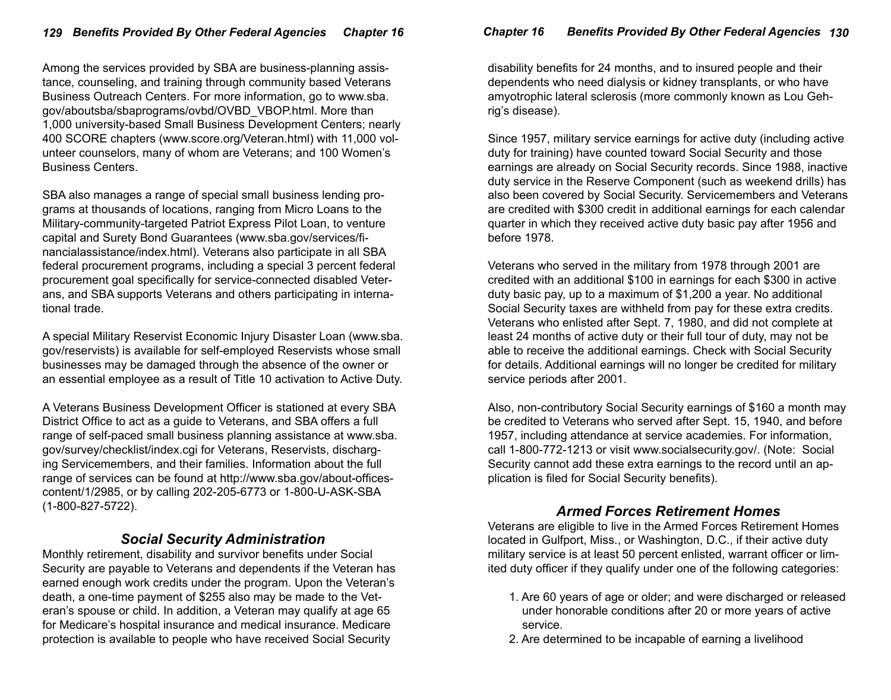Among the services provided by SBA are business-planning assistance, counseling, and training through community based Veterans Business Outreach Centers. For more information, go to www.sba.gov/aboutsba/sbaprograms/ovbd/OVBD_VBOP.html. More than 1,000 university-based Small Business Development Centers; nearly 400 SCORE chapters (www.score.org/Veteran.html) with 11,000 volunteer counselors, many of whom are Veterans; and 100 Women's Business Centers.

SBA also manages a range of special small business lending programs at thousands of locations, ranging from Micro Loans to the Military-community-targeted Patriot Express Pilot Loan, to venture capital and Surety Bond Guarantees (www.sba.gov/services/financialassistance/index.html). Veterans also participate in all SBA federal procurement programs, including a special 3 percent federal procurement goal specifically for service-connected disabled Veterans, and SBA supports Veterans and others participating in international trade.

A special Military Reservist Economic Injury Disaster Loan (www.sba.gov/reservists) is available for self-employed Reservists whose small businesses may be damaged through the absence of the owner or an essential employee as a result of Title 10 activation to Active Duty.

A Veterans Business Development Officer is stationed at every SBA District Office to act as a guide to Veterans, and SBA offers a full range of self-paced small business planning assistance at www.sba.gov/survey/checklist/index.cgi for Veterans, Reservists, discharging Servicemembers, and their families. Information about the full range of services can be found at http://www.sba.gov/about-offices-content/1/2985, or by calling 202-205-6773 or 1-800-U-ASK-SBA (1-800-827-5722).

## *Social Security Administration*

Monthly retirement, disability and survivor benefits under Social Security are payable to Veterans and dependents if the Veteran has earned enough work credits under the program. Upon the Veteran's death, a one-time payment of $255 also may be made to the Veteran's spouse or child. In addition, a Veteran may qualify at age 65 for Medicare's hospital insurance and medical insurance. Medicare protection is available to people who have received Social Security disability benefits for 24 months, and to insured people and their dependents who need dialysis or kidney transplants, or who have amyotrophic lateral sclerosis (more commonly known as Lou Gehrig's disease).

Since 1957, military service earnings for active duty (including active duty for training) have counted toward Social Security and those earnings are already on Social Security records. Since 1988, inactive duty service in the Reserve Component (such as weekend drills) has also been covered by Social Security. Servicemembers and Veterans are credited with $300 credit in additional earnings for each calendar quarter in which they received active duty basic pay after 1956 and before 1978.

Veterans who served in the military from 1978 through 2001 are credited with an additional $100 in earnings for each $300 in active duty basic pay, up to a maximum of $1,200 a year. No additional Social Security taxes are withheld from pay for these extra credits. Veterans who enlisted after Sept. 7, 1980, and did not complete at least 24 months of active duty or their full tour of duty, may not be able to receive the additional earnings. Check with Social Security for details. Additional earnings will no longer be credited for military service periods after 2001.

Also, non-contributory Social Security earnings of $160 a month may be credited to Veterans who served after Sept. 15, 1940, and before 1957, including attendance at service academies. For information, call 1-800-772-1213 or visit www.socialsecurity.gov/. (Note: Social Security cannot add these extra earnings to the record until an application is filed for Social Security benefits).

## *Armed Forces Retirement Homes*

Veterans are eligible to live in the Armed Forces Retirement Homes located in Gulfport, Miss., or Washington, D.C., if their active duty military service is at least 50 percent enlisted, warrant officer or limited duty officer if they qualify under one of the following categories:

1. Are 60 years of age or older; and were discharged or released under honorable conditions after 20 or more years of active service.
2. Are determined to be incapable of earning a livelihood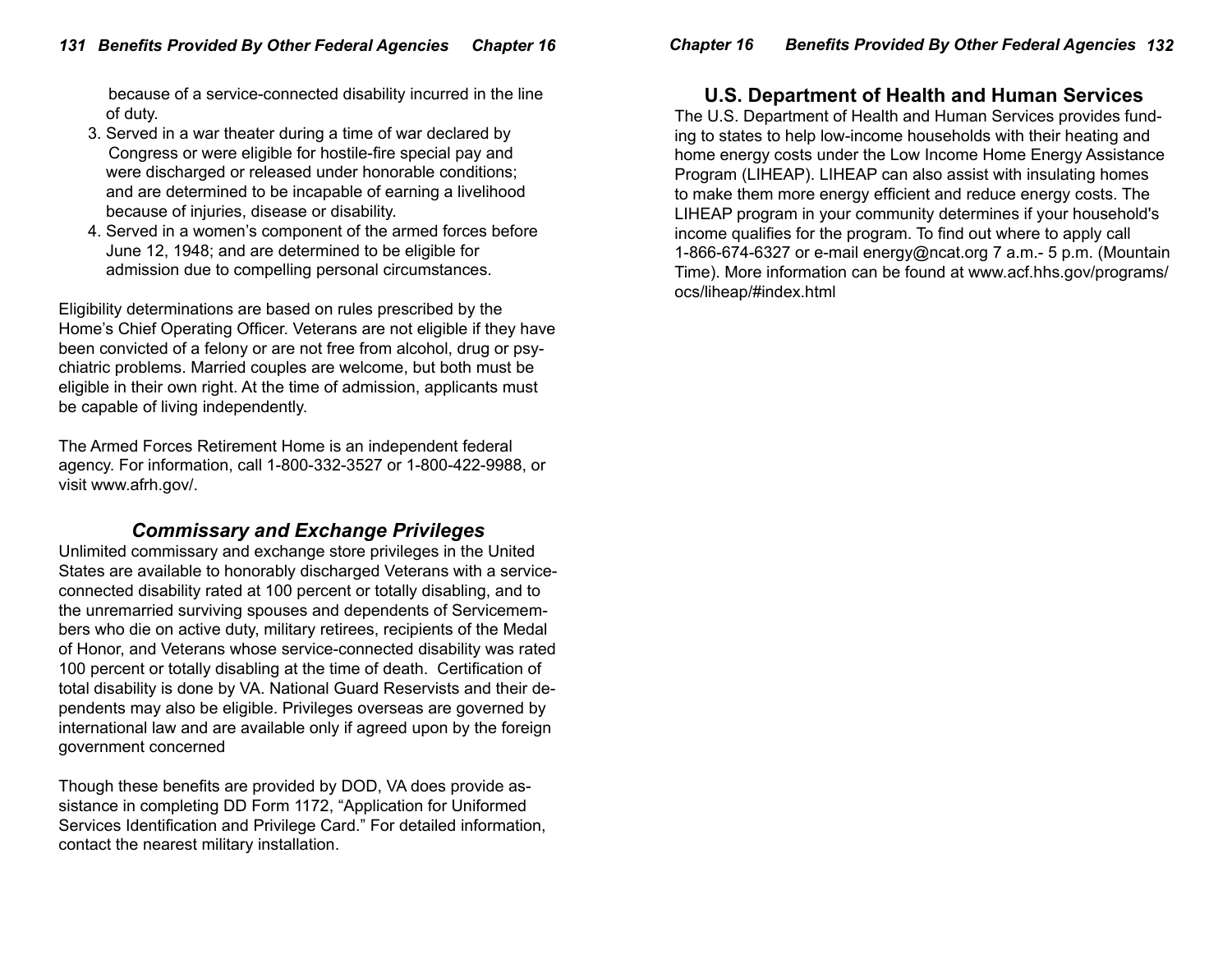because of a service-connected disability incurred in the line of duty.

3. Served in a war theater during a time of war declared by Congress or were eligible for hostile-fire special pay and were discharged or released under honorable conditions; and are determined to be incapable of earning a livelihood because of injuries, disease or disability.
4. Served in a women's component of the armed forces before June 12, 1948; and are determined to be eligible for admission due to compelling personal circumstances.

Eligibility determinations are based on rules prescribed by the Home's Chief Operating Officer. Veterans are not eligible if they have been convicted of a felony or are not free from alcohol, drug or psychiatric problems. Married couples are welcome, but both must be eligible in their own right. At the time of admission, applicants must be capable of living independently.

The Armed Forces Retirement Home is an independent federal agency. For information, call 1-800-332-3527 or 1-800-422-9988, or visit www.afrh.gov/.

## *Commissary and Exchange Privileges*

Unlimited commissary and exchange store privileges in the United States are available to honorably discharged Veterans with a service-connected disability rated at 100 percent or totally disabling, and to the unremarried surviving spouses and dependents of Servicemembers who die on active duty, military retirees, recipients of the Medal of Honor, and Veterans whose service-connected disability was rated 100 percent or totally disabling at the time of death. Certification of total disability is done by VA. National Guard Reservists and their dependents may also be eligible. Privileges overseas are governed by international law and are available only if agreed upon by the foreign government concerned

Though these benefits are provided by DOD, VA does provide assistance in completing DD Form 1172, "Application for Uniformed Services Identification and Privilege Card." For detailed information, contact the nearest military installation.

## U.S. Department of Health and Human Services

The U.S. Department of Health and Human Services provides funding to states to help low-income households with their heating and home energy costs under the Low Income Home Energy Assistance Program (LIHEAP). LIHEAP can also assist with insulating homes to make them more energy efficient and reduce energy costs. The LIHEAP program in your community determines if your household's income qualifies for the program. To find out where to apply call 1-866-674-6327 or e-mail energy@ncat.org 7 a.m.- 5 p.m. (Mountain Time). More information can be found at www.acf.hhs.gov/programs/ocs/liheap/#index.html